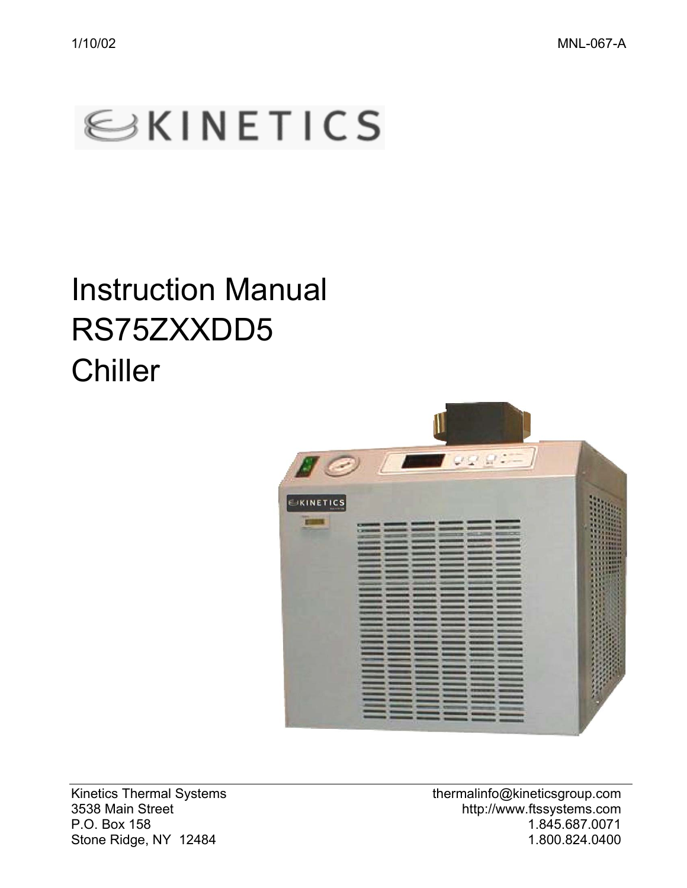1/10/02 MNL-067-A

KINETICS

# Instruction Manual
# RS75ZXXDD5
# Chiller

Kinetics Thermal Systems
3538 Main Street
P.O. Box 158
Stone Ridge, NY 12484

thermalinfo@kineticsgroup.com
http://www.ftssystems.com
1.845.687.0071
1.800.824.0400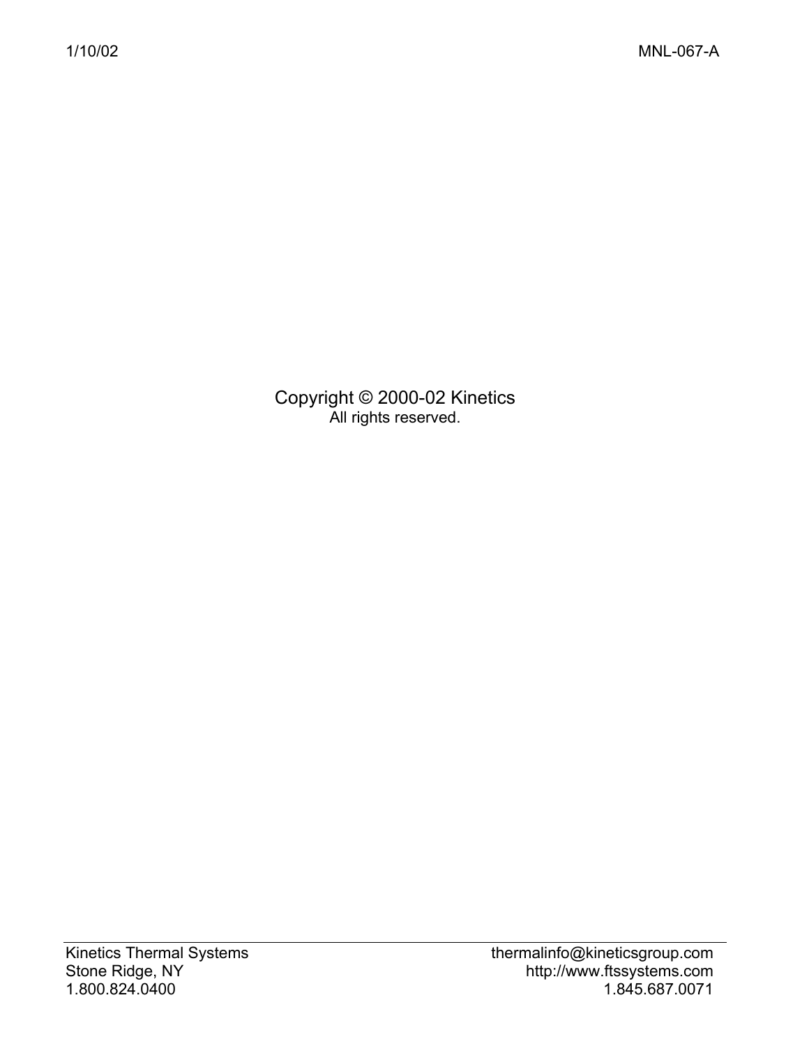Copyright © 2000-02 Kinetics

All rights reserved.

Kinetics Thermal Systems
Stone Ridge, NY
1.800.824.0400

thermalinfo@kineticsgroup.com
http://www.ftssystems.com
1.845.687.0071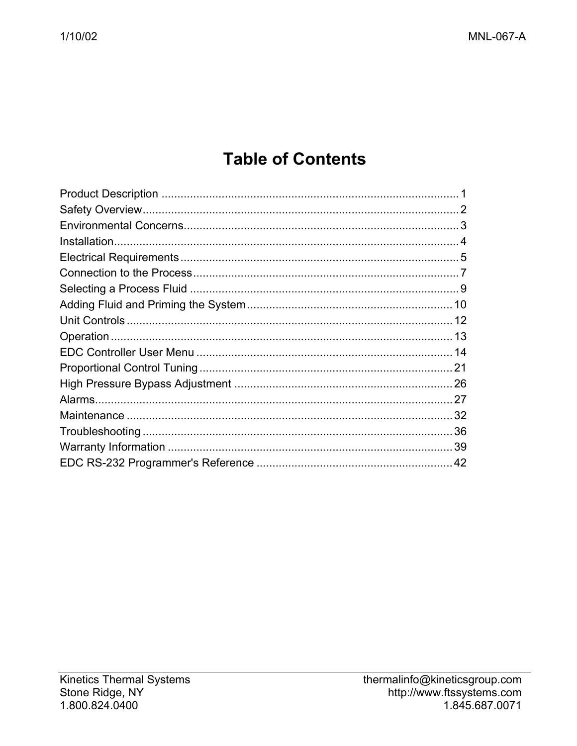# Table of Contents

Product Description ............................................................................................ 1
Safety Overview.................................................................................................. 2
Environmental Concerns..................................................................................... 3
Installation.......................................................................................................... 4
Electrical Requirements ...................................................................................... 5
Connection to the Process................................................................................... 7
Selecting a Process Fluid .................................................................................... 9
Adding Fluid and Priming the System ................................................................ 10
Unit Controls ..................................................................................................... 12
Operation .......................................................................................................... 13
EDC Controller User Menu ................................................................................ 14
Proportional Control Tuning ............................................................................... 21
High Pressure Bypass Adjustment .................................................................... 26
Alarms............................................................................................................... 27
Maintenance ..................................................................................................... 32
Troubleshooting ................................................................................................ 36
Warranty Information ......................................................................................... 39
EDC RS-232 Programmer's Reference ............................................................. 42

Kinetics Thermal Systems
Stone Ridge, NY
1.800.824.0400

thermalinfo@kineticsgroup.com
http://www.ftssystems.com
1.845.687.0071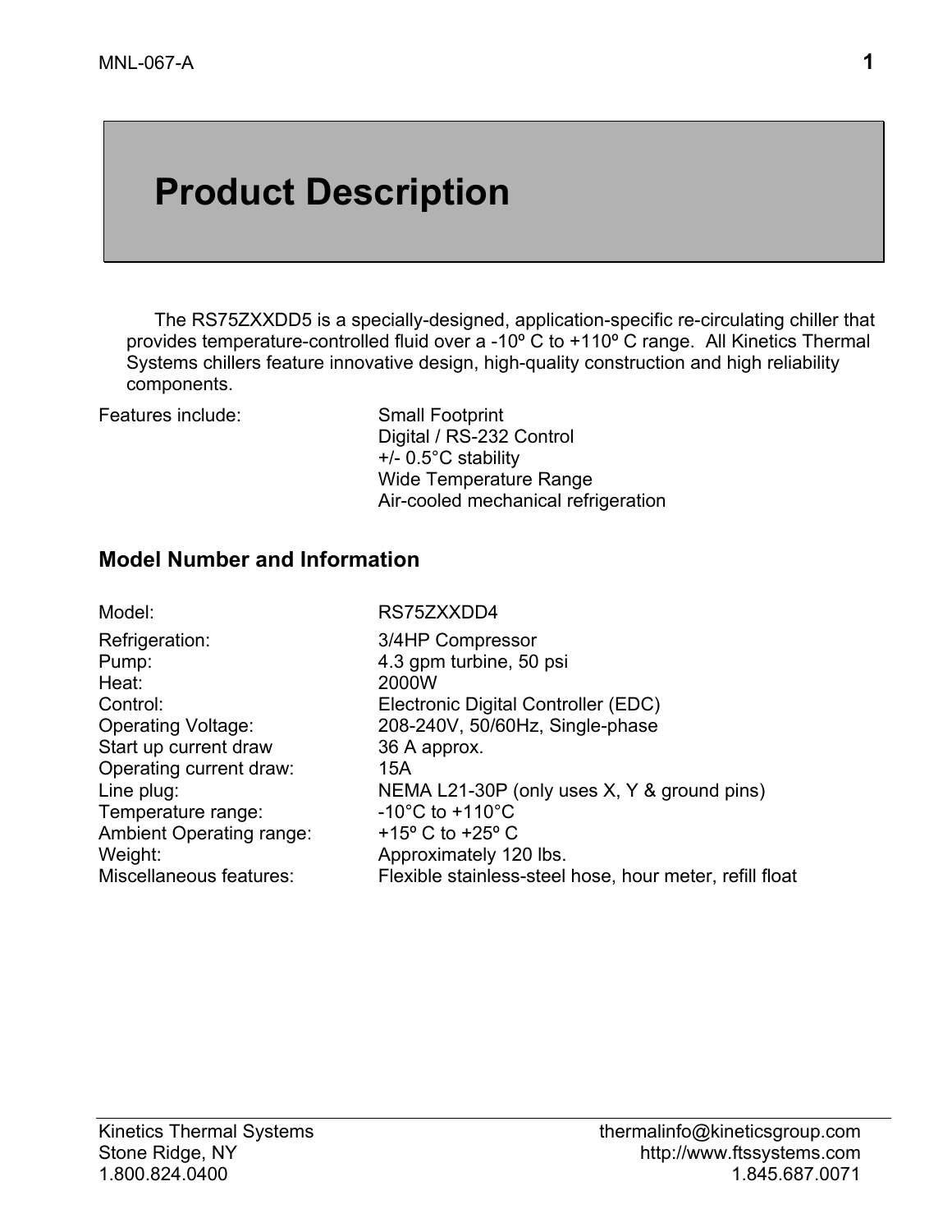# Product Description

The RS75ZXXDD5 is a specially-designed, application-specific re-circulating chiller that provides temperature-controlled fluid over a -10º C to +110º C range. All Kinetics Thermal Systems chillers feature innovative design, high-quality construction and high reliability components.

| Features include: | Small Footprint |
| --- | --- |
| | Digital / RS-232 Control |
| | +/- 0.5°C stability |
| | Wide Temperature Range |
| | Air-cooled mechanical refrigeration |

## Model Number and Information

| Model: | RS75ZXXDD4 |
| --- | --- |
| Refrigeration: | 3/4HP Compressor |
| Pump: | 4.3 gpm turbine, 50 psi |
| Heat: | 2000W |
| Control: | Electronic Digital Controller (EDC) |
| Operating Voltage: | 208-240V, 50/60Hz, Single-phase |
| Start up current draw | 36 A approx. |
| Operating current draw: | 15A |
| Line plug: | NEMA L21-30P (only uses X, Y & ground pins) |
| Temperature range: | -10°C to +110°C |
| Ambient Operating range: | +15º C to +25º C |
| Weight: | Approximately 120 lbs. |
| Miscellaneous features: | Flexible stainless-steel hose, hour meter, refill float |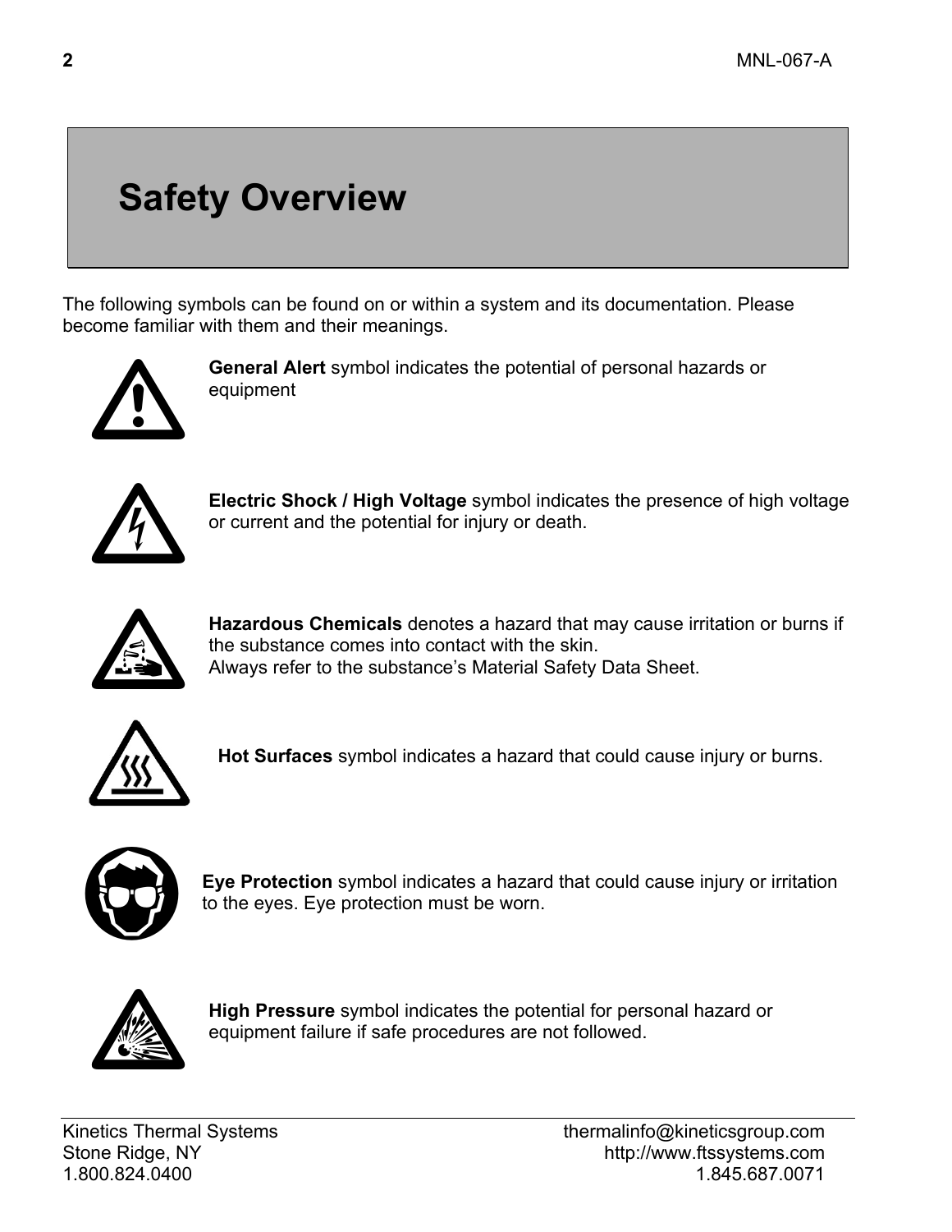# Safety Overview

The following symbols can be found on or within a system and its documentation. Please become familiar with them and their meanings.

**General Alert** symbol indicates the potential of personal hazards or equipment

**Electric Shock / High Voltage** symbol indicates the presence of high voltage or current and the potential for injury or death.

**Hazardous Chemicals** denotes a hazard that may cause irritation or burns if the substance comes into contact with the skin.
Always refer to the substance's Material Safety Data Sheet.

**Hot Surfaces** symbol indicates a hazard that could cause injury or burns.

**Eye Protection** symbol indicates a hazard that could cause injury or irritation to the eyes. Eye protection must be worn.

**High Pressure** symbol indicates the potential for personal hazard or equipment failure if safe procedures are not followed.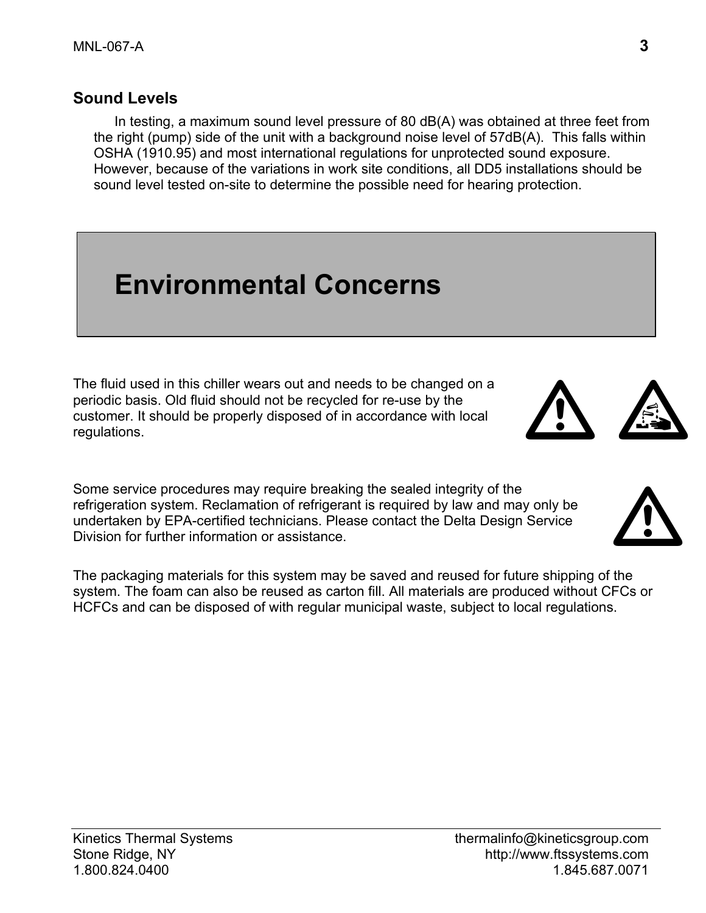### Sound Levels

In testing, a maximum sound level pressure of 80 dB(A) was obtained at three feet from the right (pump) side of the unit with a background noise level of 57dB(A). This falls within OSHA (1910.95) and most international regulations for unprotected sound exposure. However, because of the variations in work site conditions, all DD5 installations should be sound level tested on-site to determine the possible need for hearing protection.

## Environmental Concerns

The fluid used in this chiller wears out and needs to be changed on a periodic basis. Old fluid should not be recycled for re-use by the customer. It should be properly disposed of in accordance with local regulations.

Some service procedures may require breaking the sealed integrity of the refrigeration system. Reclamation of refrigerant is required by law and may only be undertaken by EPA-certified technicians. Please contact the Delta Design Service Division for further information or assistance.

The packaging materials for this system may be saved and reused for future shipping of the system. The foam can also be reused as carton fill. All materials are produced without CFCs or HCFCs and can be disposed of with regular municipal waste, subject to local regulations.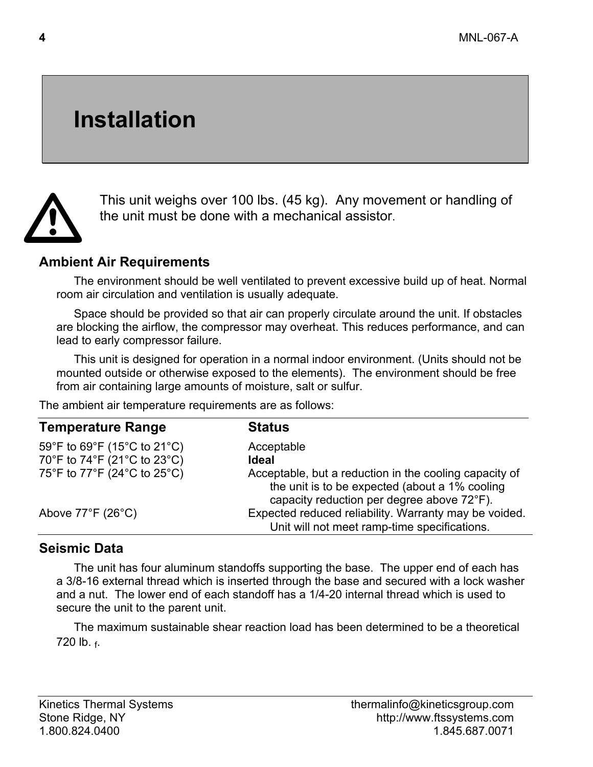# Installation

⚠ This unit weighs over 100 lbs. (45 kg). Any movement or handling of the unit must be done with a mechanical assistor.

## Ambient Air Requirements

The environment should be well ventilated to prevent excessive build up of heat. Normal room air circulation and ventilation is usually adequate.

Space should be provided so that air can properly circulate around the unit. If obstacles are blocking the airflow, the compressor may overheat. This reduces performance, and can lead to early compressor failure.

This unit is designed for operation in a normal indoor environment. (Units should not be mounted outside or otherwise exposed to the elements). The environment should be free from air containing large amounts of moisture, salt or sulfur.

The ambient air temperature requirements are as follows:

| Temperature Range | Status |
|---|---|
| 59°F to 69°F (15°C to 21°C) | Acceptable |
| 70°F to 74°F (21°C to 23°C) | **Ideal** |
| 75°F to 77°F (24°C to 25°C) | Acceptable, but a reduction in the cooling capacity of the unit is to be expected (about a 1% cooling capacity reduction per degree above 72°F). |
| Above 77°F (26°C) | Expected reduced reliability. Warranty may be voided. Unit will not meet ramp-time specifications. |

## Seismic Data

The unit has four aluminum standoffs supporting the base. The upper end of each has a 3/8-16 external thread which is inserted through the base and secured with a lock washer and a nut. The lower end of each standoff has a 1/4-20 internal thread which is used to secure the unit to the parent unit.

The maximum sustainable shear reaction load has been determined to be a theoretical 720 $lb._f$.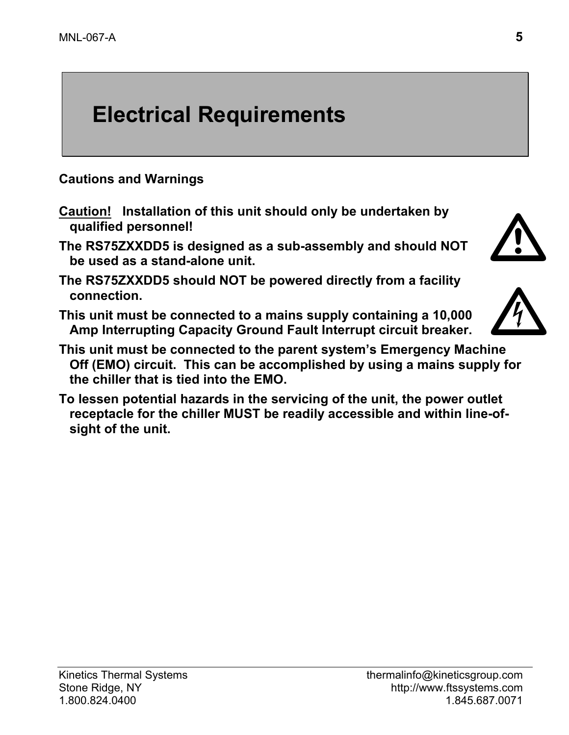# Electrical Requirements

**Cautions and Warnings**

**<u>Caution!</u> Installation of this unit should only be undertaken by qualified personnel!**

**The RS75ZXXDD5 is designed as a sub-assembly and should NOT be used as a stand-alone unit.**

**The RS75ZXXDD5 should NOT be powered directly from a facility connection.**

**This unit must be connected to a mains supply containing a 10,000 Amp Interrupting Capacity Ground Fault Interrupt circuit breaker.**

**This unit must be connected to the parent system's Emergency Machine Off (EMO) circuit. This can be accomplished by using a mains supply for the chiller that is tied into the EMO.**

**To lessen potential hazards in the servicing of the unit, the power outlet receptacle for the chiller MUST be readily accessible and within line-of-sight of the unit.**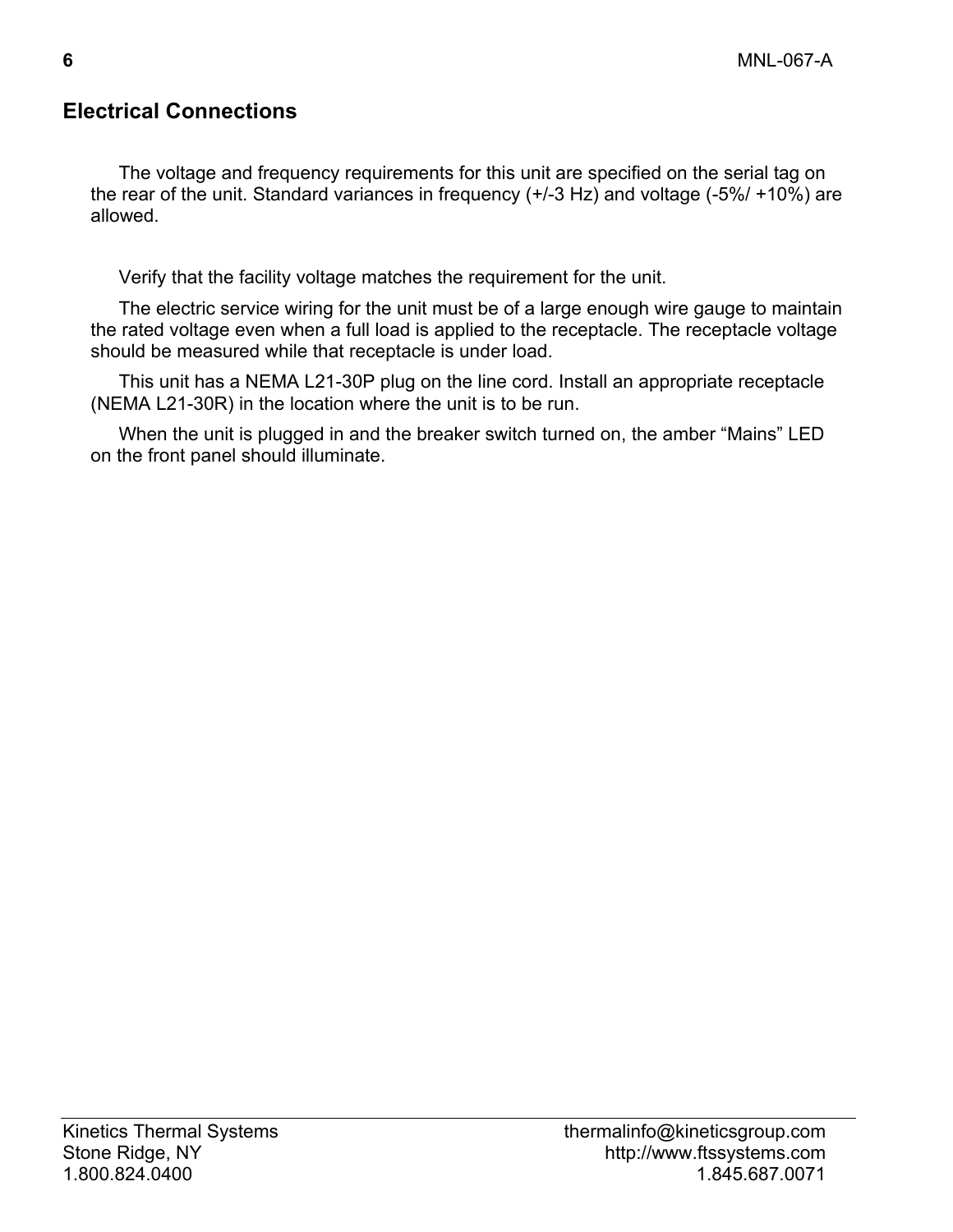## Electrical Connections

The voltage and frequency requirements for this unit are specified on the serial tag on the rear of the unit. Standard variances in frequency (+/-3 Hz) and voltage (-5%/ +10%) are allowed.

Verify that the facility voltage matches the requirement for the unit.

The electric service wiring for the unit must be of a large enough wire gauge to maintain the rated voltage even when a full load is applied to the receptacle. The receptacle voltage should be measured while that receptacle is under load.

This unit has a NEMA L21-30P plug on the line cord. Install an appropriate receptacle (NEMA L21-30R) in the location where the unit is to be run.

When the unit is plugged in and the breaker switch turned on, the amber "Mains" LED on the front panel should illuminate.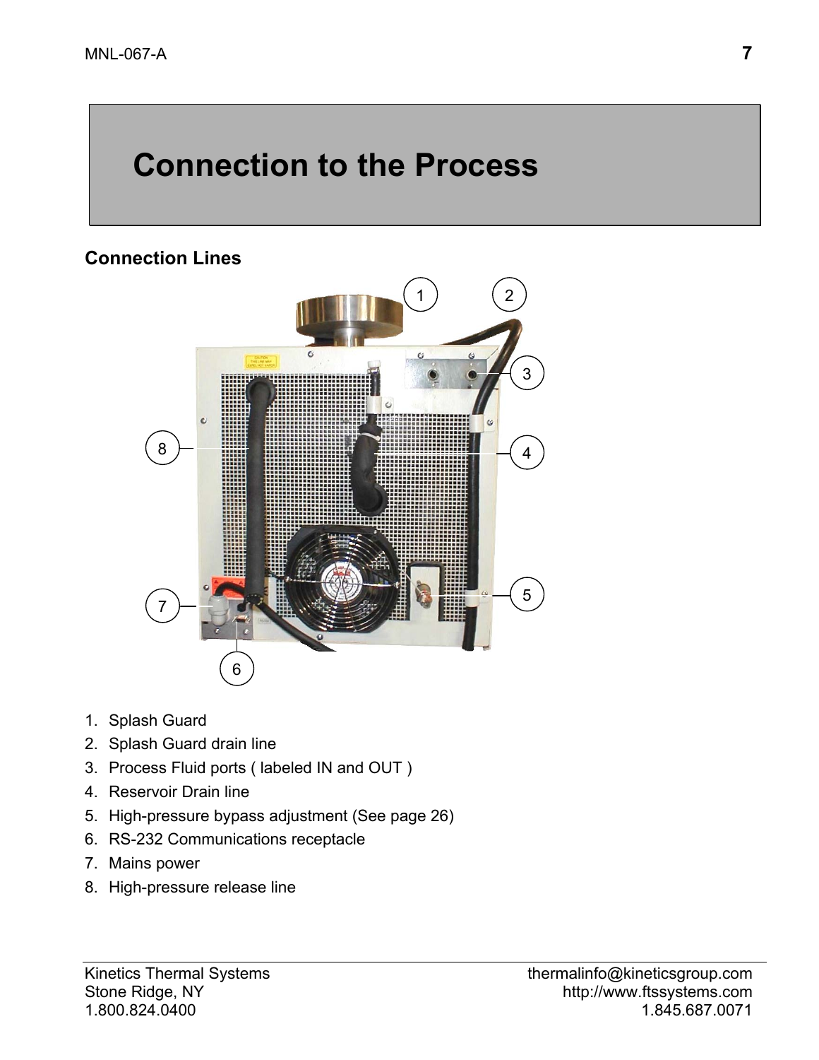# Connection to the Process

## Connection Lines

1. Splash Guard
2. Splash Guard drain line
3. Process Fluid ports ( labeled IN and OUT )
4. Reservoir Drain line
5. High-pressure bypass adjustment (See page 26)
6. RS-232 Communications receptacle
7. Mains power
8. High-pressure release line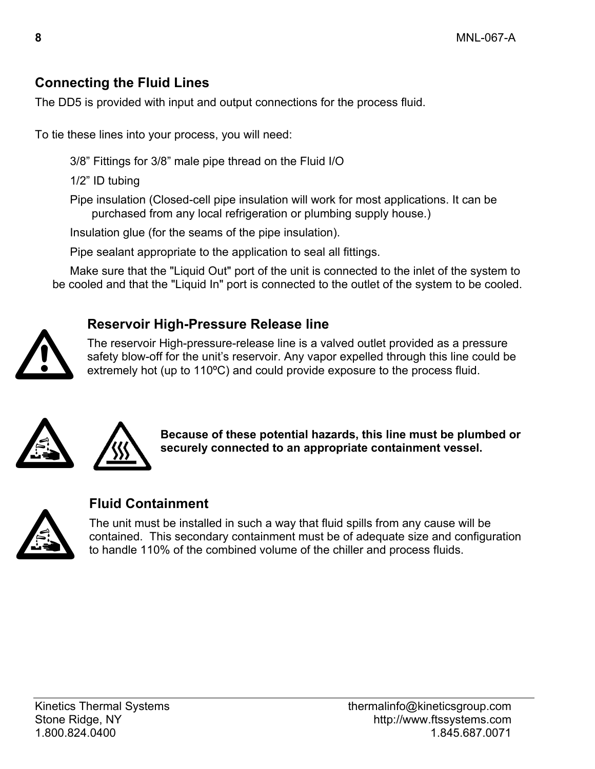## Connecting the Fluid Lines

The DD5 is provided with input and output connections for the process fluid.

To tie these lines into your process, you will need:

3/8” Fittings for 3/8” male pipe thread on the Fluid I/O

1/2” ID tubing

Pipe insulation (Closed-cell pipe insulation will work for most applications. It can be purchased from any local refrigeration or plumbing supply house.)

Insulation glue (for the seams of the pipe insulation).

Pipe sealant appropriate to the application to seal all fittings.

Make sure that the "Liquid Out" port of the unit is connected to the inlet of the system to be cooled and that the "Liquid In" port is connected to the outlet of the system to be cooled.

### Reservoir High-Pressure Release line

The reservoir High-pressure-release line is a valved outlet provided as a pressure safety blow-off for the unit’s reservoir. Any vapor expelled through this line could be extremely hot (up to 110ºC) and could provide exposure to the process fluid.

**Because of these potential hazards, this line must be plumbed or securely connected to an appropriate containment vessel.**

### Fluid Containment

The unit must be installed in such a way that fluid spills from any cause will be contained. This secondary containment must be of adequate size and configuration to handle 110% of the combined volume of the chiller and process fluids.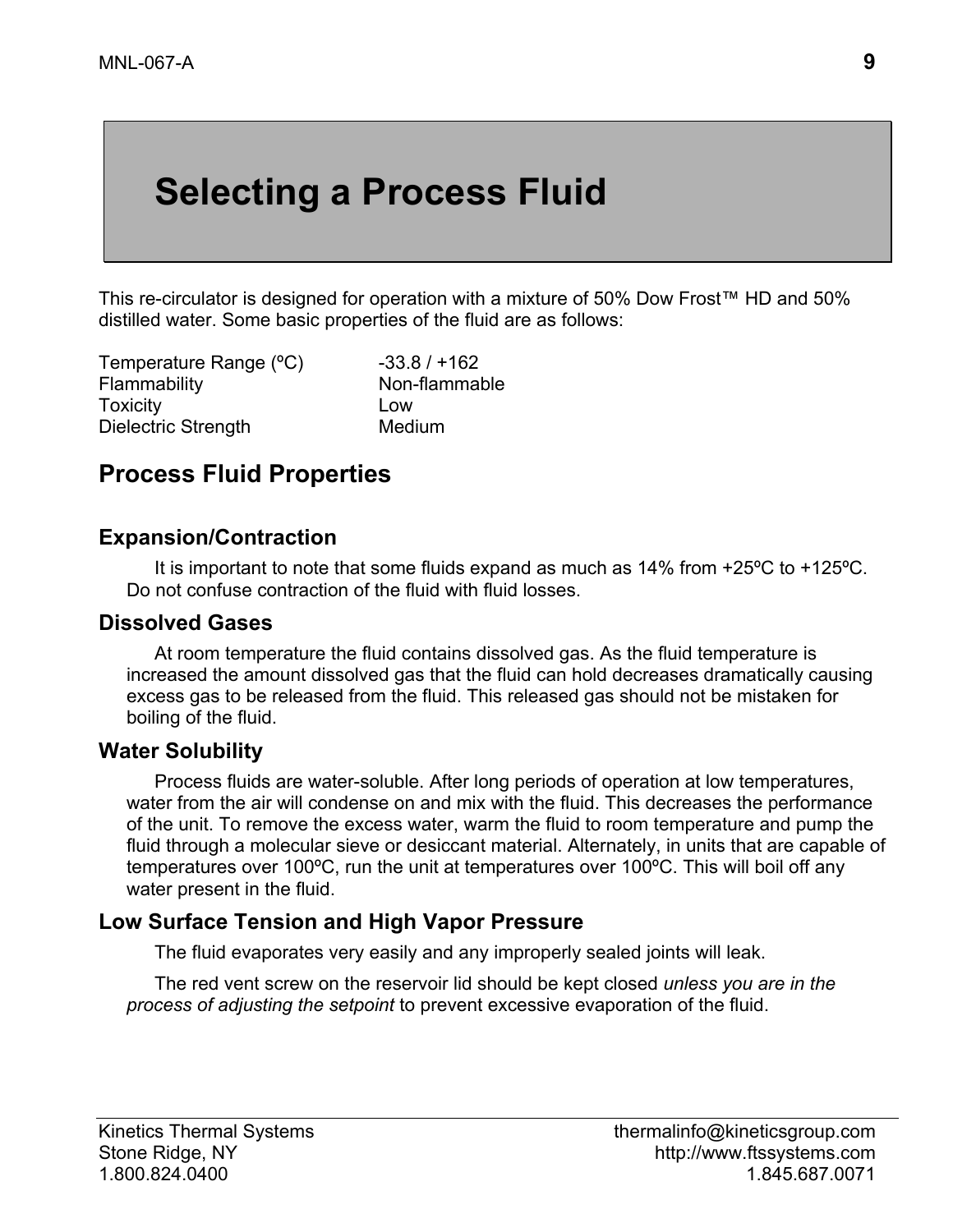# Selecting a Process Fluid

This re-circulator is designed for operation with a mixture of 50% Dow Frost™ HD and 50% distilled water. Some basic properties of the fluid are as follows:

| | |
|---|---|
| Temperature Range (ºC) | -33.8 / +162 |
| Flammability | Non-flammable |
| Toxicity | Low |
| Dielectric Strength | Medium |

## Process Fluid Properties

### Expansion/Contraction

It is important to note that some fluids expand as much as 14% from +25ºC to +125ºC. Do not confuse contraction of the fluid with fluid losses.

### Dissolved Gases

At room temperature the fluid contains dissolved gas. As the fluid temperature is increased the amount dissolved gas that the fluid can hold decreases dramatically causing excess gas to be released from the fluid. This released gas should not be mistaken for boiling of the fluid.

### Water Solubility

Process fluids are water-soluble. After long periods of operation at low temperatures, water from the air will condense on and mix with the fluid. This decreases the performance of the unit. To remove the excess water, warm the fluid to room temperature and pump the fluid through a molecular sieve or desiccant material. Alternately, in units that are capable of temperatures over 100ºC, run the unit at temperatures over 100ºC. This will boil off any water present in the fluid.

### Low Surface Tension and High Vapor Pressure

The fluid evaporates very easily and any improperly sealed joints will leak.

The red vent screw on the reservoir lid should be kept closed *unless you are in the process of adjusting the setpoint* to prevent excessive evaporation of the fluid.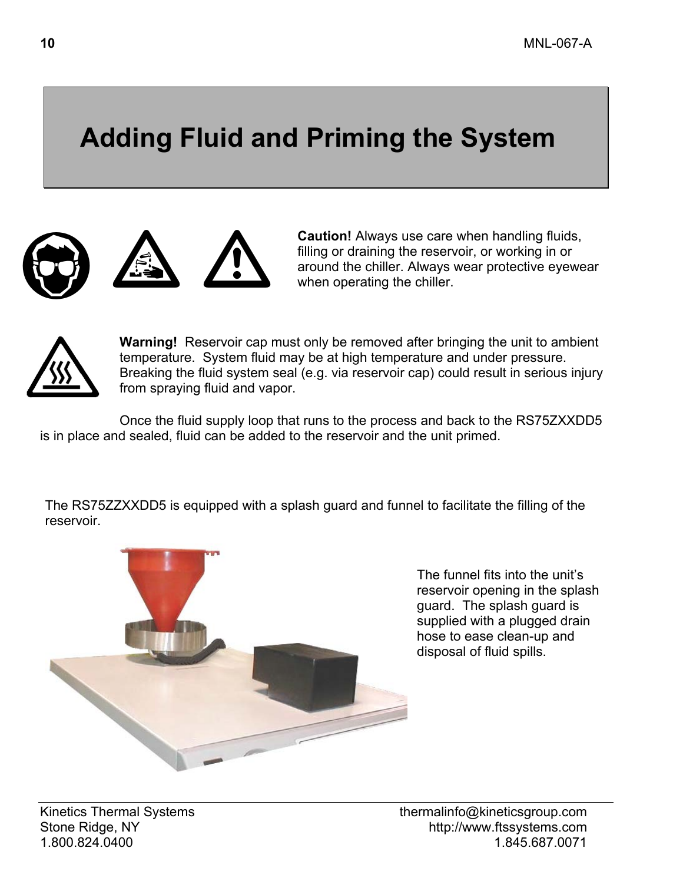# Adding Fluid and Priming the System

**Caution!** Always use care when handling fluids, filling or draining the reservoir, or working in or around the chiller. Always wear protective eyewear when operating the chiller.

**Warning!** Reservoir cap must only be removed after bringing the unit to ambient temperature. System fluid may be at high temperature and under pressure. Breaking the fluid system seal (e.g. via reservoir cap) could result in serious injury from spraying fluid and vapor.

Once the fluid supply loop that runs to the process and back to the RS75ZXXDD5 is in place and sealed, fluid can be added to the reservoir and the unit primed.

The RS75ZZXXDD5 is equipped with a splash guard and funnel to facilitate the filling of the reservoir.

The funnel fits into the unit's reservoir opening in the splash guard. The splash guard is supplied with a plugged drain hose to ease clean-up and disposal of fluid spills.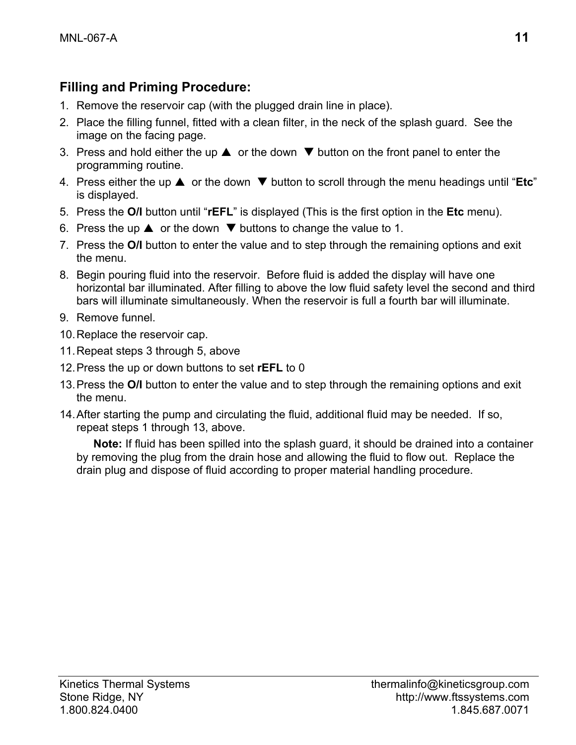### Filling and Priming Procedure:

1. Remove the reservoir cap (with the plugged drain line in place).
2. Place the filling funnel, fitted with a clean filter, in the neck of the splash guard. See the image on the facing page.
3. Press and hold either the up ▲ or the down ▼ button on the front panel to enter the programming routine.
4. Press either the up ▲ or the down ▼ button to scroll through the menu headings until "**Etc**" is displayed.
5. Press the **O/I** button until "**rEFL**" is displayed (This is the first option in the **Etc** menu).
6. Press the up ▲ or the down ▼ buttons to change the value to 1.
7. Press the **O/I** button to enter the value and to step through the remaining options and exit the menu.
8. Begin pouring fluid into the reservoir. Before fluid is added the display will have one horizontal bar illuminated. After filling to above the low fluid safety level the second and third bars will illuminate simultaneously. When the reservoir is full a fourth bar will illuminate.
9. Remove funnel.
10. Replace the reservoir cap.
11. Repeat steps 3 through 5, above
12. Press the up or down buttons to set **rEFL** to 0
13. Press the **O/I** button to enter the value and to step through the remaining options and exit the menu.
14. After starting the pump and circulating the fluid, additional fluid may be needed. If so, repeat steps 1 through 13, above.

    **Note:** If fluid has been spilled into the splash guard, it should be drained into a container by removing the plug from the drain hose and allowing the fluid to flow out. Replace the drain plug and dispose of fluid according to proper material handling procedure.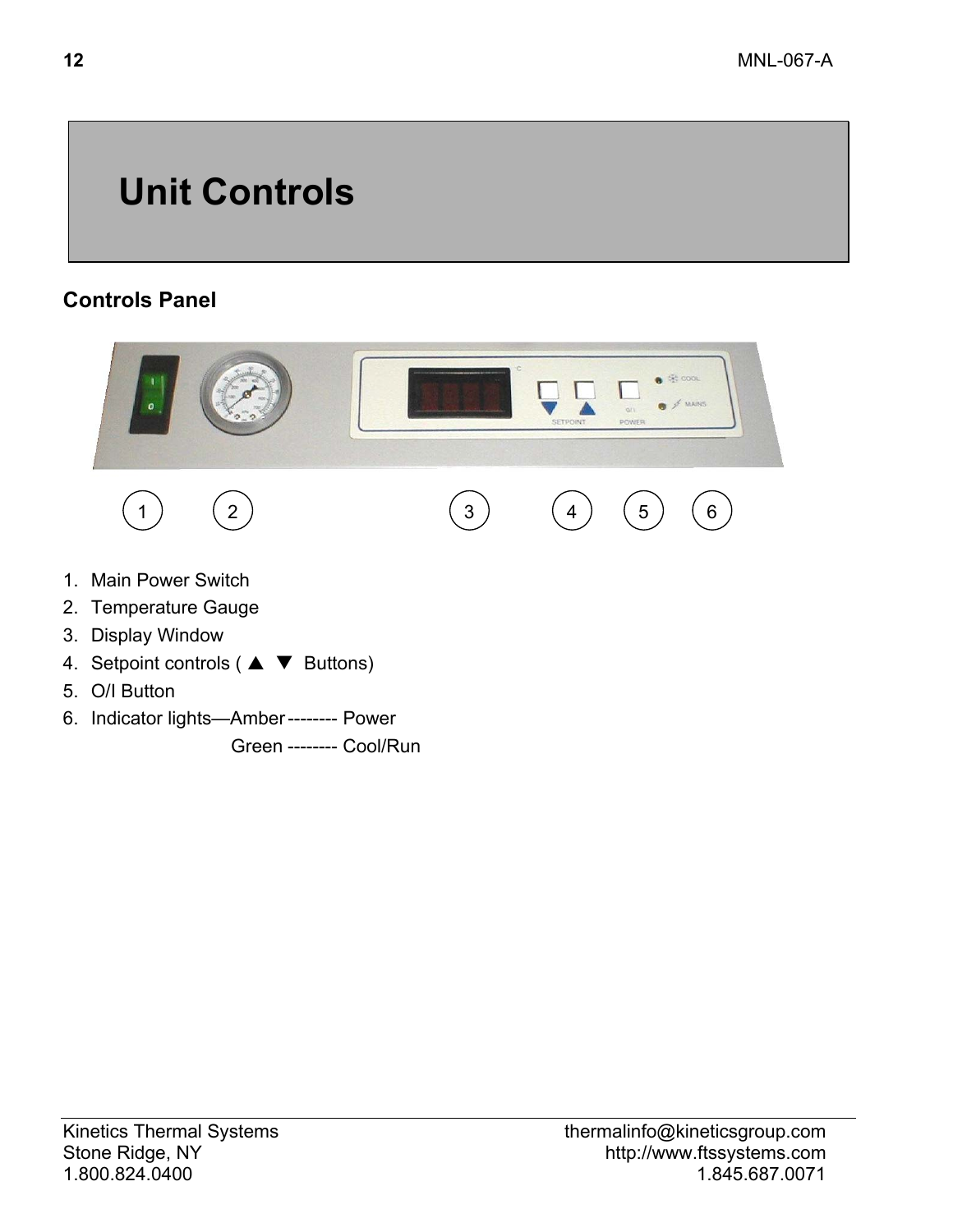# Unit Controls

## Controls Panel

1. Main Power Switch
2. Temperature Gauge
3. Display Window
4. Setpoint controls ( ▲ ▼ Buttons)
5. O/I Button
6. Indicator lights—Amber -------- Power

   Green -------- Cool/Run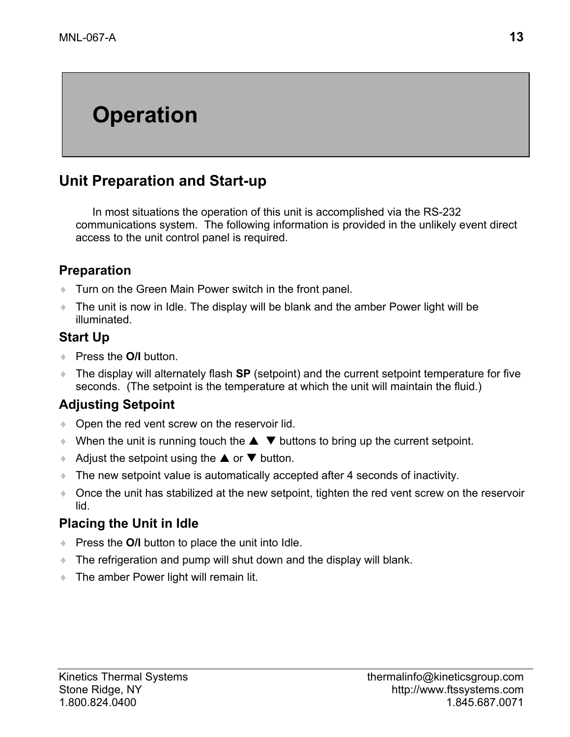# Operation

## Unit Preparation and Start-up

In most situations the operation of this unit is accomplished via the RS-232 communications system. The following information is provided in the unlikely event direct access to the unit control panel is required.

### Preparation

- Turn on the Green Main Power switch in the front panel.
- The unit is now in Idle. The display will be blank and the amber Power light will be illuminated.

### Start Up

- Press the **O/I** button.
- The display will alternately flash **SP** (setpoint) and the current setpoint temperature for five seconds. (The setpoint is the temperature at which the unit will maintain the fluid.)

### Adjusting Setpoint

- Open the red vent screw on the reservoir lid.
- When the unit is running touch the ▲ ▼ buttons to bring up the current setpoint.
- Adjust the setpoint using the ▲ or ▼ button.
- The new setpoint value is automatically accepted after 4 seconds of inactivity.
- Once the unit has stabilized at the new setpoint, tighten the red vent screw on the reservoir lid.

### Placing the Unit in Idle

- Press the **O/I** button to place the unit into Idle.
- The refrigeration and pump will shut down and the display will blank.
- The amber Power light will remain lit.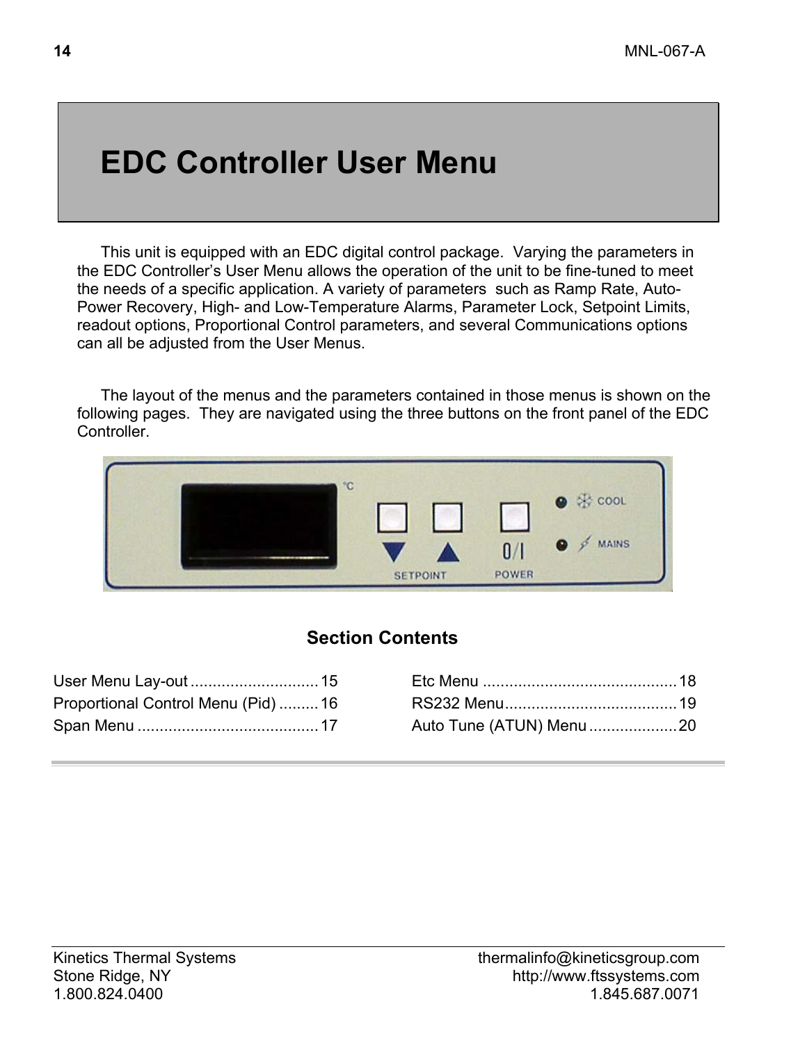# EDC Controller User Menu

This unit is equipped with an EDC digital control package. Varying the parameters in the EDC Controller's User Menu allows the operation of the unit to be fine-tuned to meet the needs of a specific application. A variety of parameters such as Ramp Rate, Auto-Power Recovery, High- and Low-Temperature Alarms, Parameter Lock, Setpoint Limits, readout options, Proportional Control parameters, and several Communications options can all be adjusted from the User Menus.

The layout of the menus and the parameters contained in those menus is shown on the following pages. They are navigated using the three buttons on the front panel of the EDC Controller.

## Section Contents

User Menu Lay-out ............................. 15
Proportional Control Menu (Pid) ......... 16
Span Menu .......................................... 17
Etc Menu ............................................ 18
RS232 Menu........................................ 19
Auto Tune (ATUN) Menu .................... 20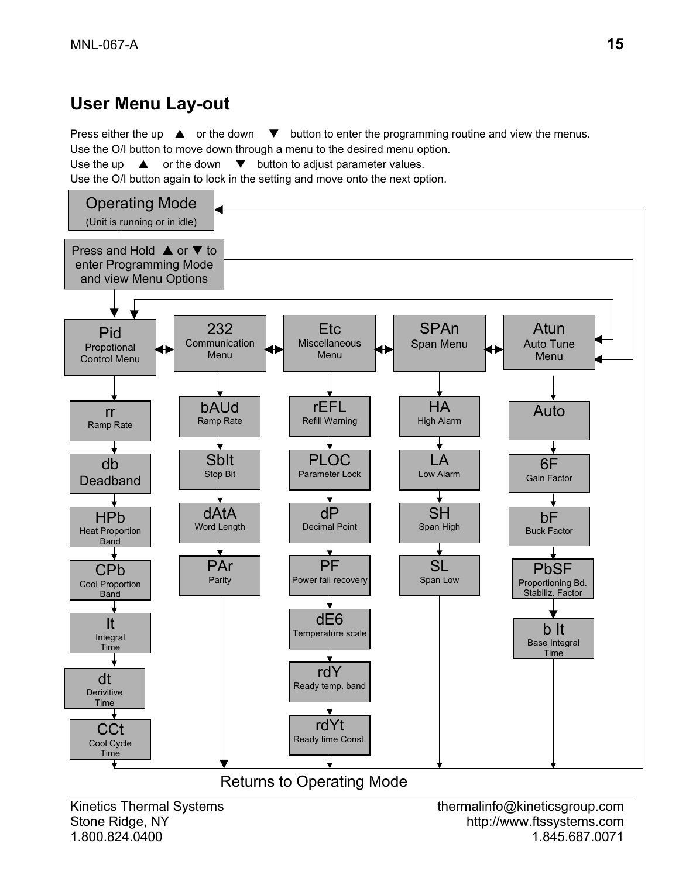## User Menu Lay-out

Press either the up ▲ or the down ▼ button to enter the programming routine and view the menus.
Use the O/I button to move down through a menu to the desired menu option.
Use the up ▲ or the down ▼ button to adjust parameter values.
Use the O/I button again to lock in the setting and move onto the next option.

**Operating Mode** (Unit is running or in idle)

**Press and Hold ▲ or ▼ to enter Programming Mode and view Menu Options**

| Pid<br>Propotional Control Menu | 232<br>Communication Menu | Etc<br>Miscellaneous Menu | SPAn<br>Span Menu | Atun<br>Auto Tune Menu |
| --- | --- | --- | --- | --- |
| rr<br>Ramp Rate | bAUd<br>Ramp Rate | rEFL<br>Refill Warning | HA<br>High Alarm | Auto |
| db<br>Deadband | SbIt<br>Stop Bit | PLOC<br>Parameter Lock | LA<br>Low Alarm | 6F<br>Gain Factor |
| HPb<br>Heat Proportion Band | dAtA<br>Word Length | dP<br>Decimal Point | SH<br>Span High | bF<br>Buck Factor |
| CPb<br>Cool Proportion Band | PAr<br>Parity | PF<br>Power fail recovery | SL<br>Span Low | PbSF<br>Proportioning Bd. Stabiliz. Factor |
| It<br>Integral Time | | dE6<br>Temperature scale | | b It<br>Base Integral Time |
| dt<br>Derivitive Time | | rdY<br>Ready temp. band | | |
| CCt<br>Cool Cycle Time | | rdYt<br>Ready time Const. | | |

Returns to Operating Mode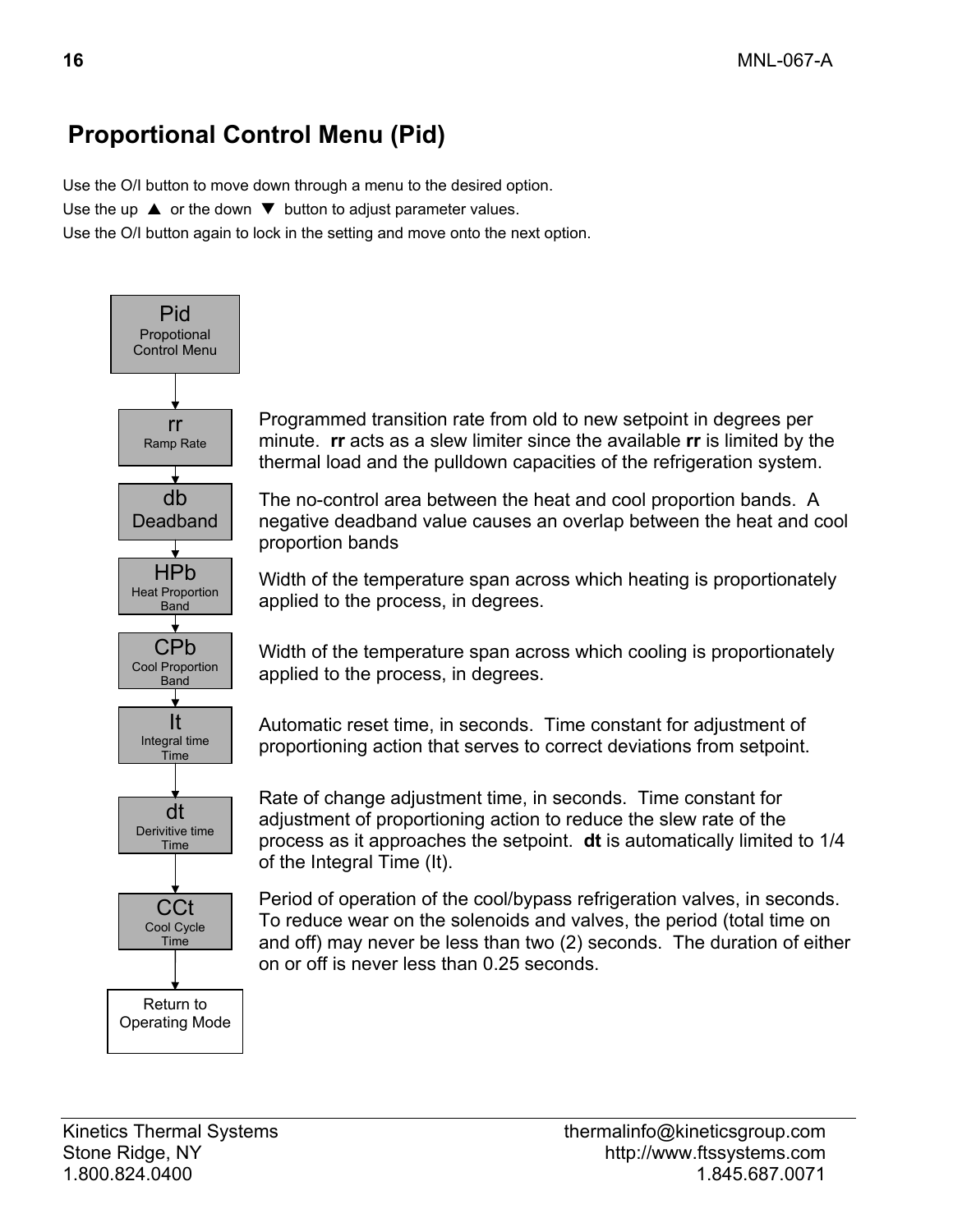# Proportional Control Menu (Pid)

Use the O/I button to move down through a menu to the desired option.
Use the up ▲ or the down ▼ button to adjust parameter values.
Use the O/I button again to lock in the setting and move onto the next option.

**Pid** — Propotional Control Menu

↓

**rr** — Ramp Rate

Programmed transition rate from old to new setpoint in degrees per minute. **rr** acts as a slew limiter since the available **rr** is limited by the thermal load and the pulldown capacities of the refrigeration system.

↓

**db** — Deadband

The no-control area between the heat and cool proportion bands. A negative deadband value causes an overlap between the heat and cool proportion bands

↓

**HPb** — Heat Proportion Band

Width of the temperature span across which heating is proportionately applied to the process, in degrees.

↓

**CPb** — Cool Proportion Band

Width of the temperature span across which cooling is proportionately applied to the process, in degrees.

↓

**It** — Integral time Time

Automatic reset time, in seconds. Time constant for adjustment of proportioning action that serves to correct deviations from setpoint.

↓

**dt** — Derivitive time Time

Rate of change adjustment time, in seconds. Time constant for adjustment of proportioning action to reduce the slew rate of the process as it approaches the setpoint. **dt** is automatically limited to 1/4 of the Integral Time (It).

↓

**CCt** — Cool Cycle Time

Period of operation of the cool/bypass refrigeration valves, in seconds. To reduce wear on the solenoids and valves, the period (total time on and off) may never be less than two (2) seconds. The duration of either on or off is never less than 0.25 seconds.

↓

Return to Operating Mode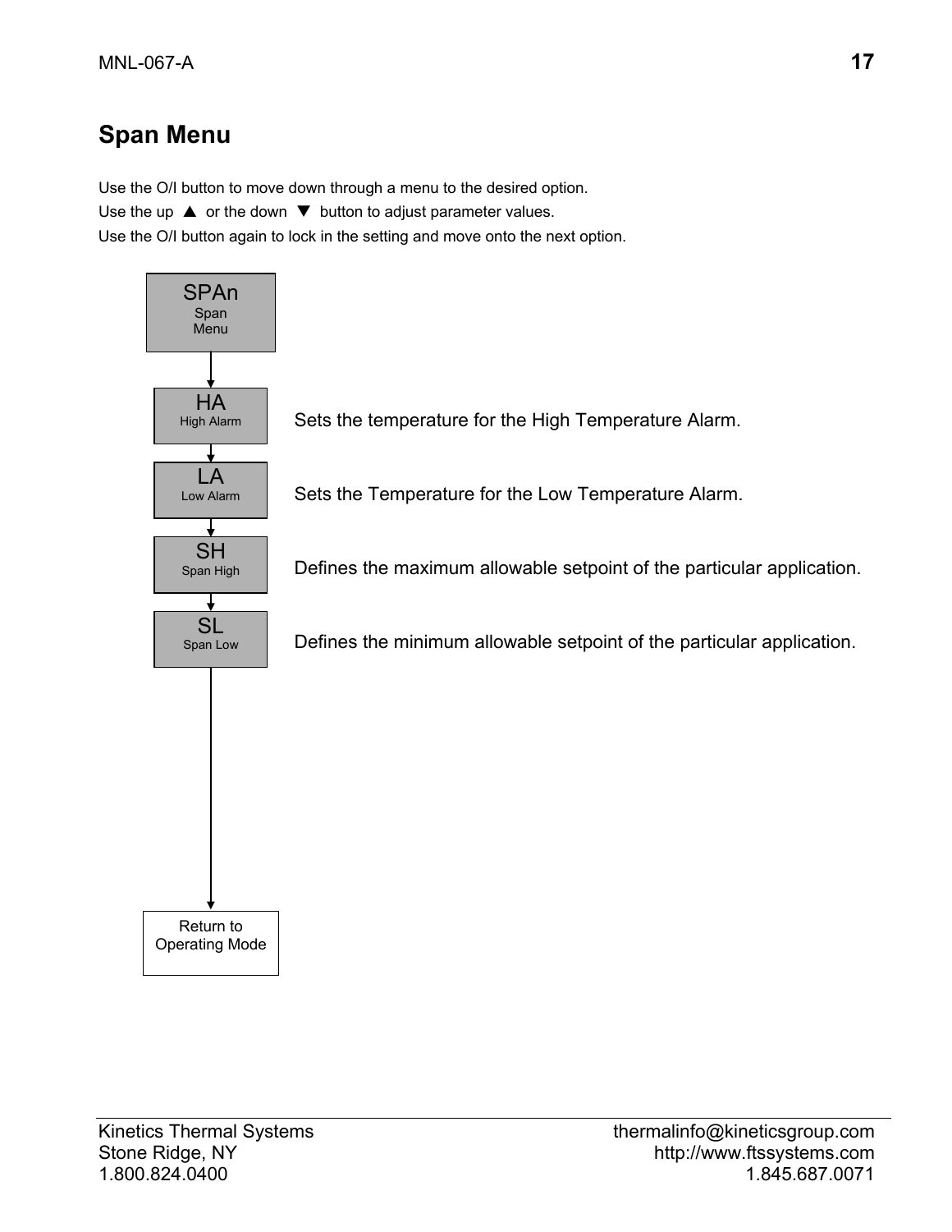## Span Menu

Use the O/I button to move down through a menu to the desired option.
Use the up ▲ or the down ▼ button to adjust parameter values.
Use the O/I button again to lock in the setting and move onto the next option.

**SPAn** – Span Menu

**HA** – High Alarm: Sets the temperature for the High Temperature Alarm.

**LA** – Low Alarm: Sets the Temperature for the Low Temperature Alarm.

**SH** – Span High: Defines the maximum allowable setpoint of the particular application.

**SL** – Span Low: Defines the minimum allowable setpoint of the particular application.

Return to Operating Mode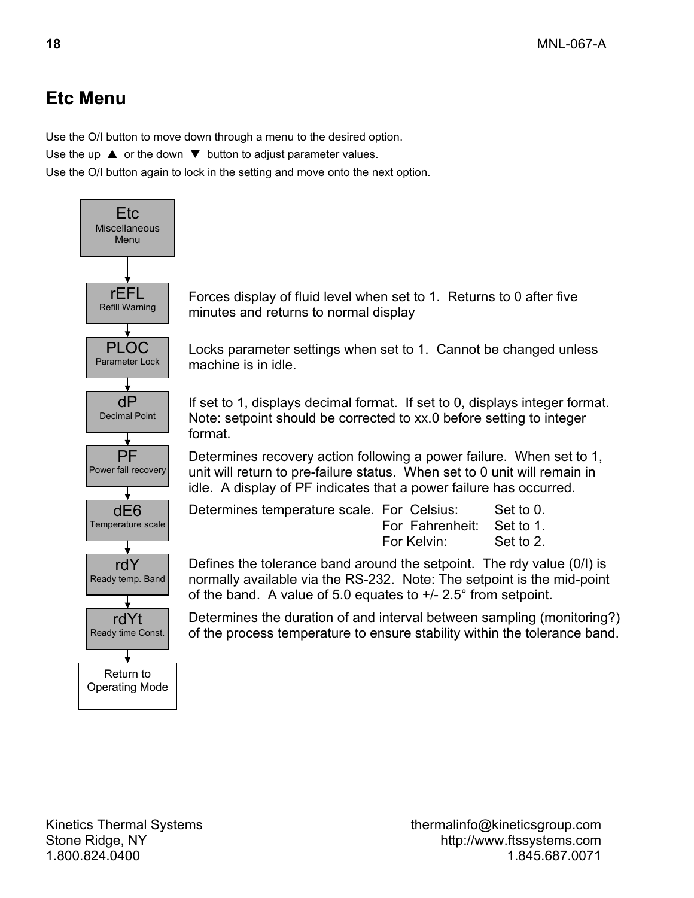# Etc Menu

Use the O/I button to move down through a menu to the desired option.

Use the up ▲ or the down ▼ button to adjust parameter values.

Use the O/I button again to lock in the setting and move onto the next option.

**Etc** – Miscellaneous Menu

| Parameter | Description |
| --- | --- |
| **rEFL** Refill Warning | Forces display of fluid level when set to 1. Returns to 0 after five minutes and returns to normal display |
| **PLOC** Parameter Lock | Locks parameter settings when set to 1. Cannot be changed unless machine is in idle. |
| **dP** Decimal Point | If set to 1, displays decimal format. If set to 0, displays integer format. Note: setpoint should be corrected to xx.0 before setting to integer format. |
| **PF** Power fail recovery | Determines recovery action following a power failure. When set to 1, unit will return to pre-failure status. When set to 0 unit will remain in idle. A display of PF indicates that a power failure has occurred. |
| **dE6** Temperature scale | Determines temperature scale. For Celsius: Set to 0. For Fahrenheit: Set to 1. For Kelvin: Set to 2. |
| **rdY** Ready temp. Band | Defines the tolerance band around the setpoint. The rdy value (0/I) is normally available via the RS-232. Note: The setpoint is the mid-point of the band. A value of 5.0 equates to +/- 2.5° from setpoint. |
| **rdYt** Ready time Const. | Determines the duration of and interval between sampling (monitoring?) of the process temperature to ensure stability within the tolerance band. |

Return to Operating Mode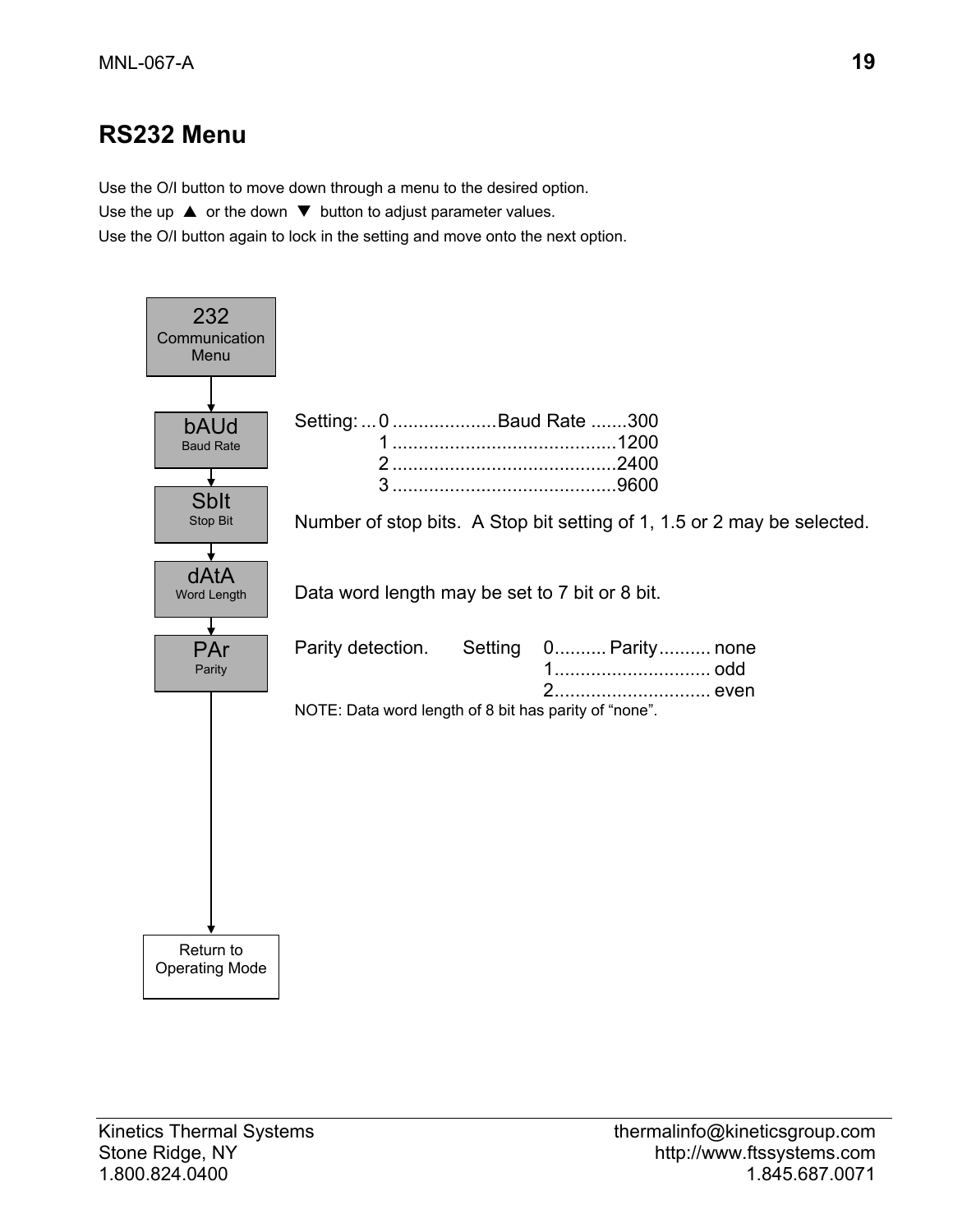## RS232 Menu

Use the O/I button to move down through a menu to the desired option.
Use the up ▲ or the down ▼ button to adjust parameter values.
Use the O/I button again to lock in the setting and move onto the next option.

**232** Communication Menu

↓

**bAUd** Baud Rate

Setting: ... 0 .................... Baud Rate ....... 300
1 ........................................... 1200
2 ........................................... 2400
3 ........................................... 9600

↓

**SbIt** Stop Bit

Number of stop bits. A Stop bit setting of 1, 1.5 or 2 may be selected.

↓

**dAtA** Word Length

Data word length may be set to 7 bit or 8 bit.

↓

**PAr** Parity

Parity detection. Setting 0.......... Parity.......... none
1.............................. odd
2.............................. even

NOTE: Data word length of 8 bit has parity of “none”.

↓

Return to Operating Mode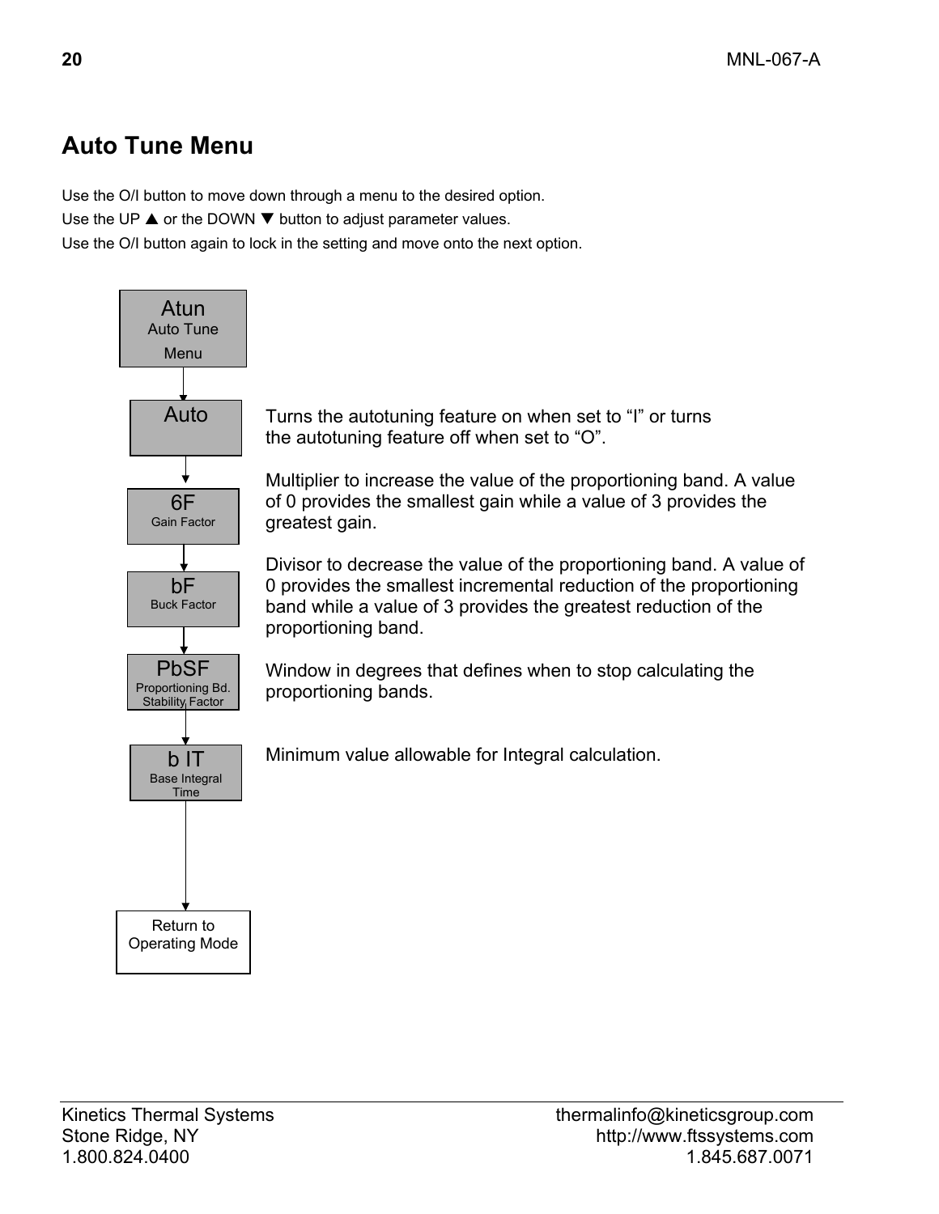## Auto Tune Menu

Use the O/I button to move down through a menu to the desired option.
Use the UP ▲ or the DOWN ▼ button to adjust parameter values.
Use the O/I button again to lock in the setting and move onto the next option.

**Atun** – Auto Tune Menu

**Auto** – Turns the autotuning feature on when set to “I” or turns the autotuning feature off when set to “O”.

**6F** (Gain Factor) – Multiplier to increase the value of the proportioning band. A value of 0 provides the smallest gain while a value of 3 provides the greatest gain.

**bF** (Buck Factor) – Divisor to decrease the value of the proportioning band. A value of 0 provides the smallest incremental reduction of the proportioning band while a value of 3 provides the greatest reduction of the proportioning band.

**PbSF** (Proportioning Bd. Stability Factor) – Window in degrees that defines when to stop calculating the proportioning bands.

**b IT** (Base Integral Time) – Minimum value allowable for Integral calculation.

Return to Operating Mode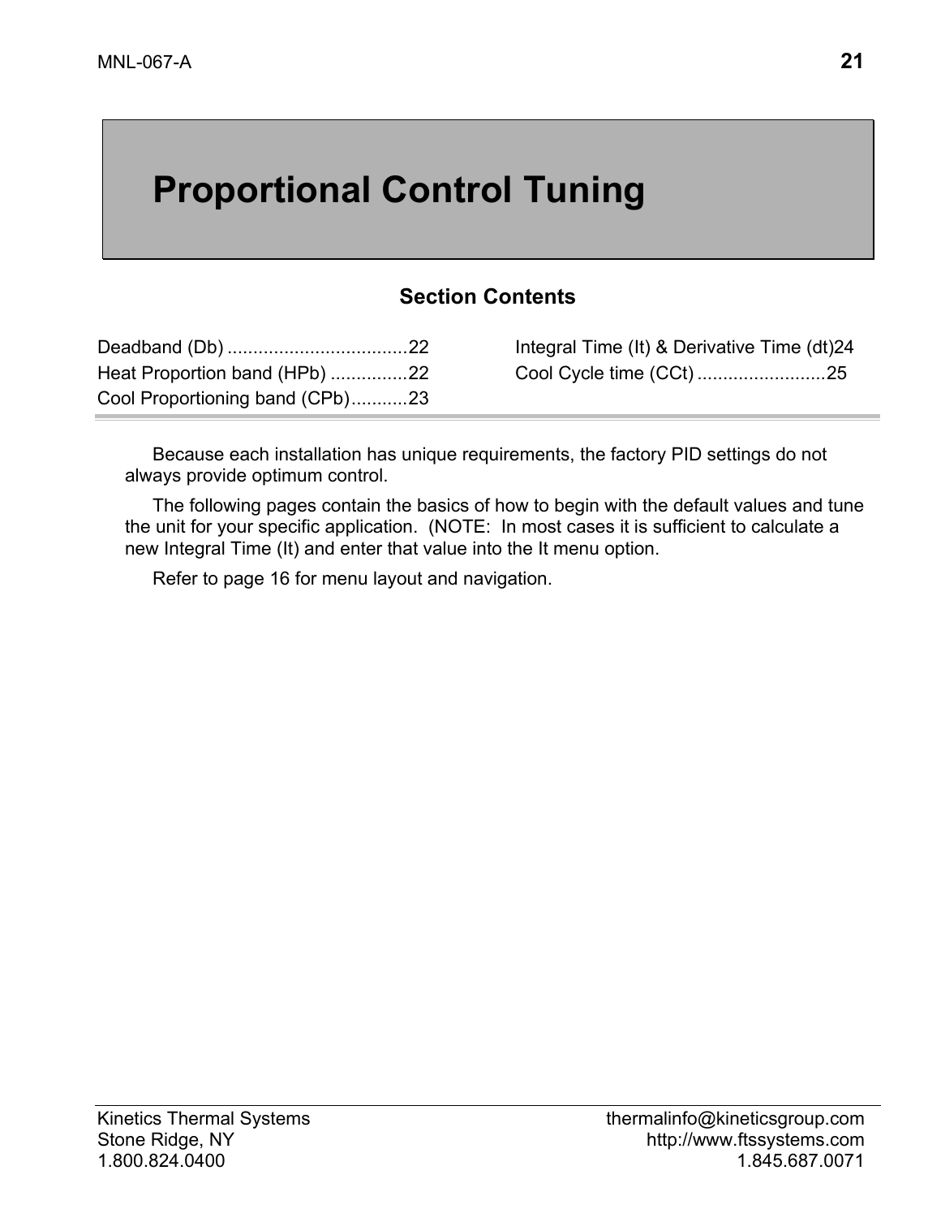# Proportional Control Tuning

### Section Contents

Deadband (Db) ....................................22
Heat Proportion band (HPb) ...............22
Cool Proportioning band (CPb)...........23
Integral Time (It) & Derivative Time (dt)24
Cool Cycle time (CCt) .........................25

Because each installation has unique requirements, the factory PID settings do not always provide optimum control.

The following pages contain the basics of how to begin with the default values and tune the unit for your specific application. (NOTE: In most cases it is sufficient to calculate a new Integral Time (It) and enter that value into the It menu option.

Refer to page 16 for menu layout and navigation.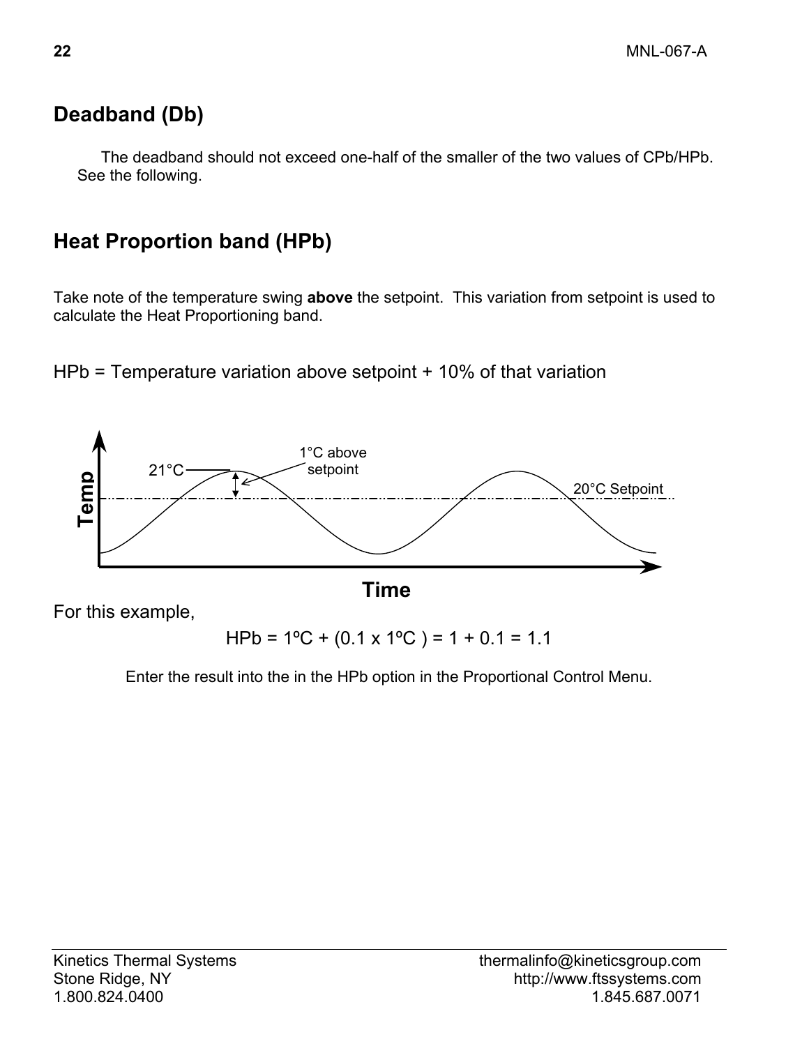## Deadband (Db)

The deadband should not exceed one-half of the smaller of the two values of CPb/HPb. See the following.

## Heat Proportion band (HPb)

Take note of the temperature swing **above** the setpoint. This variation from setpoint is used to calculate the Heat Proportioning band.

HPb = Temperature variation above setpoint + 10% of that variation

For this example,

$$\text{HPb} = 1^{\circ}\text{C} + (0.1 \times 1^{\circ}\text{C}) = 1 + 0.1 = 1.1$$

Enter the result into the in the HPb option in the Proportional Control Menu.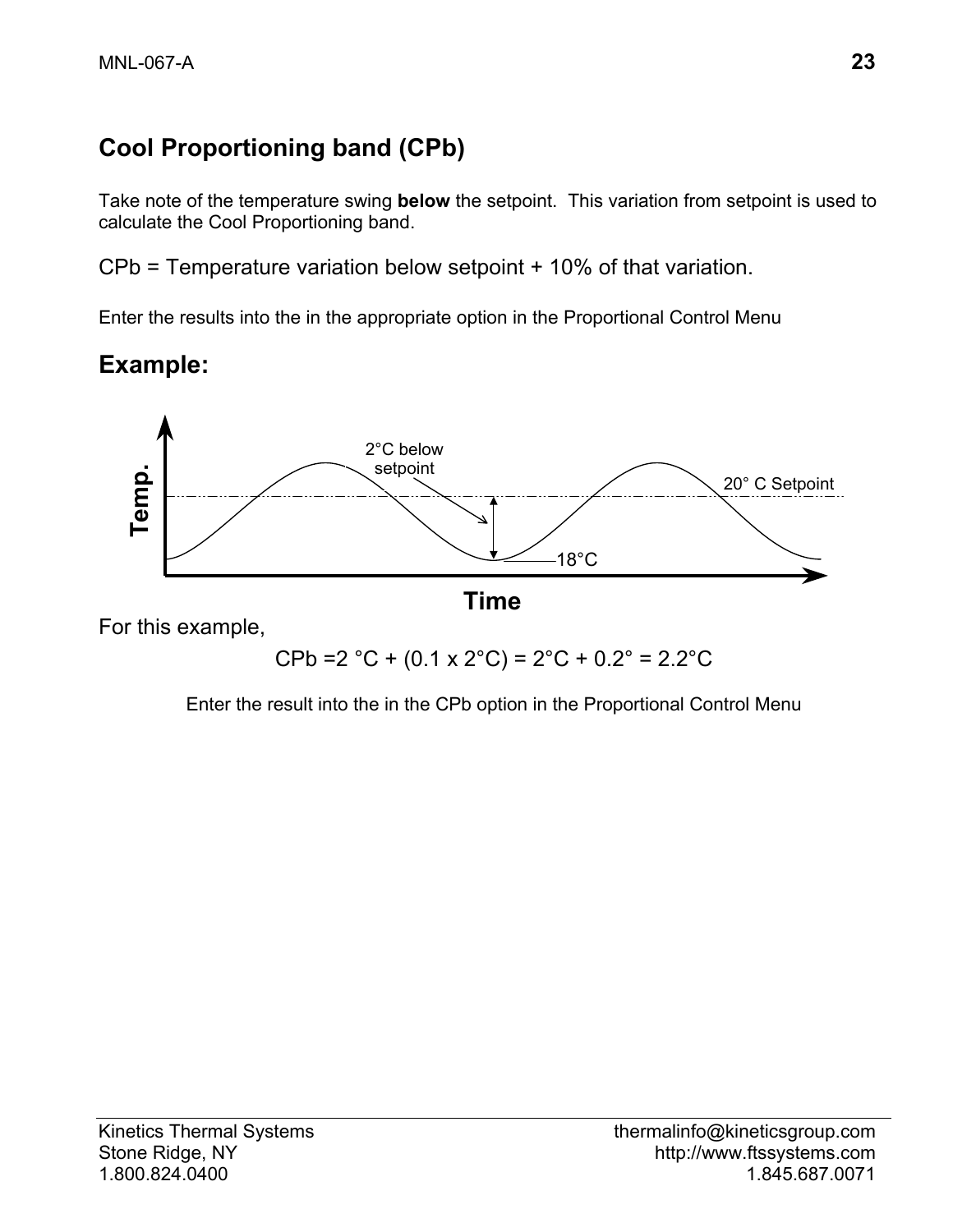## Cool Proportioning band (CPb)

Take note of the temperature swing **below** the setpoint. This variation from setpoint is used to calculate the Cool Proportioning band.

CPb = Temperature variation below setpoint + 10% of that variation.

Enter the results into the in the appropriate option in the Proportional Control Menu

## Example:

For this example,

$$CPb = 2\ °C + (0.1 \times 2°C) = 2°C + 0.2° = 2.2°C$$

Enter the result into the in the CPb option in the Proportional Control Menu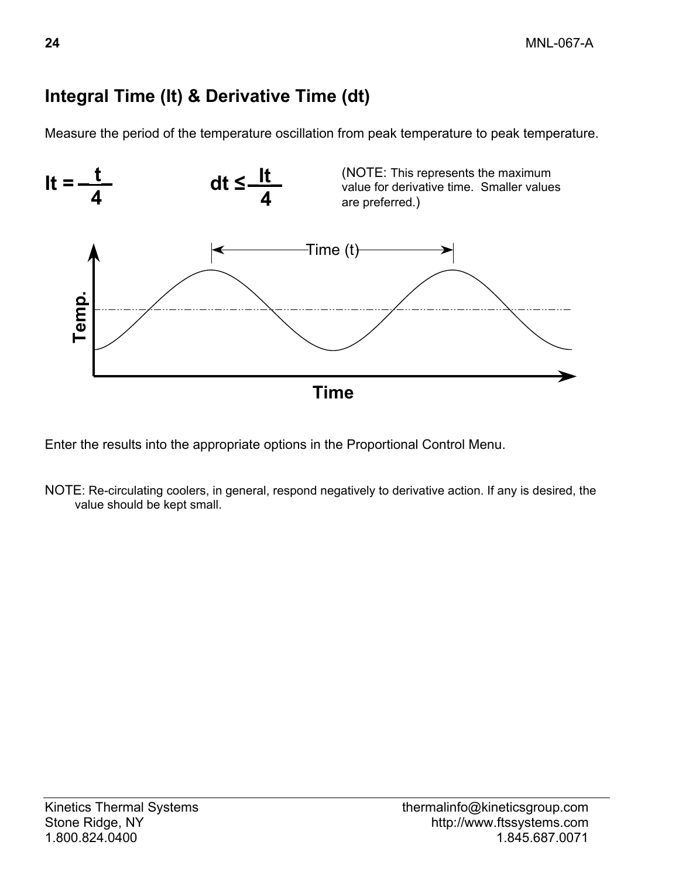## Integral Time (It) & Derivative Time (dt)

Measure the period of the temperature oscillation from peak temperature to peak temperature.

$$It = \frac{t}{4} \qquad dt \leq \frac{It}{4}$$

(NOTE: This represents the maximum value for derivative time. Smaller values are preferred.)

Enter the results into the appropriate options in the Proportional Control Menu.

NOTE: Re-circulating coolers, in general, respond negatively to derivative action. If any is desired, the value should be kept small.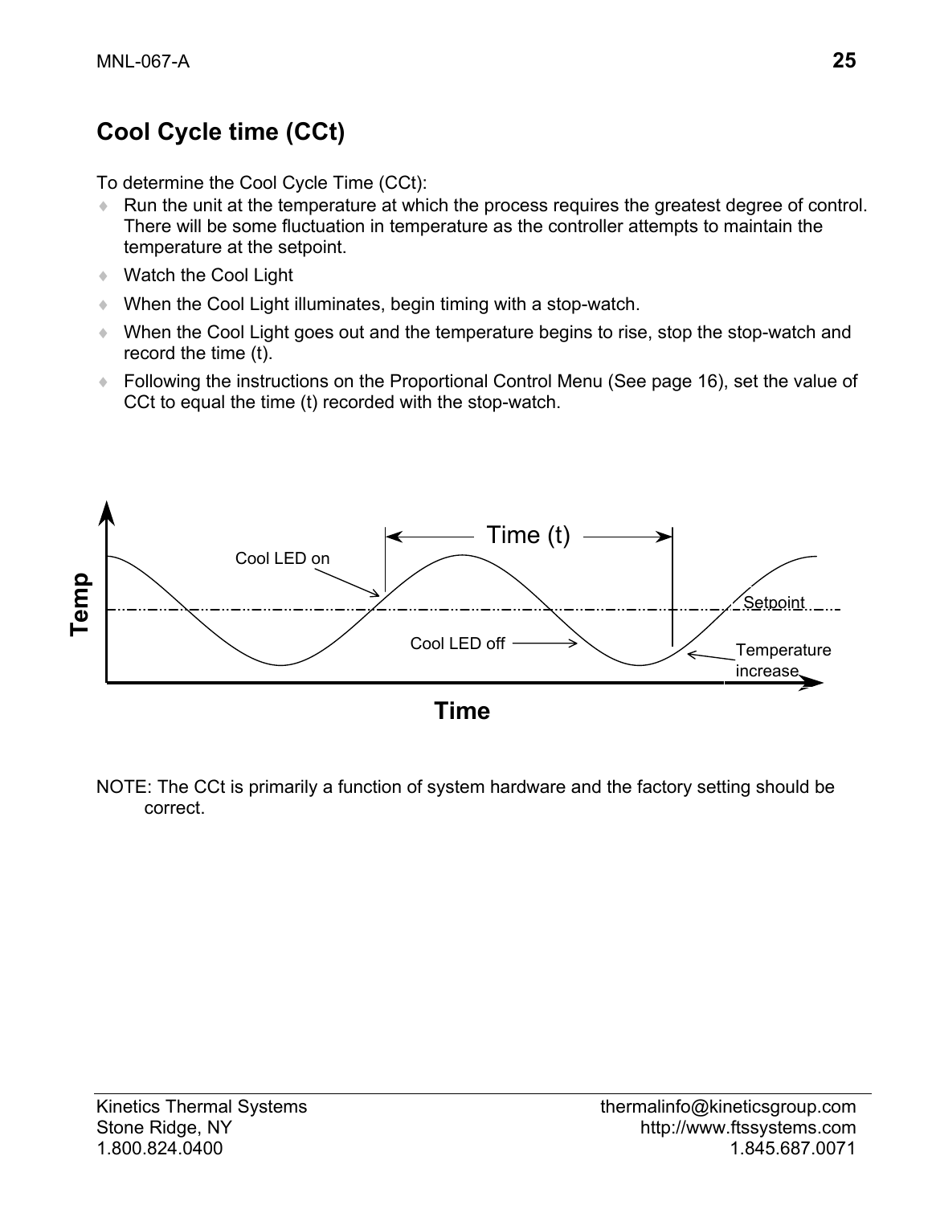## Cool Cycle time (CCt)

To determine the Cool Cycle Time (CCt):

- Run the unit at the temperature at which the process requires the greatest degree of control. There will be some fluctuation in temperature as the controller attempts to maintain the temperature at the setpoint.
- Watch the Cool Light
- When the Cool Light illuminates, begin timing with a stop-watch.
- When the Cool Light goes out and the temperature begins to rise, stop the stop-watch and record the time (t).
- Following the instructions on the Proportional Control Menu (See page 16), set the value of CCt to equal the time (t) recorded with the stop-watch.

NOTE: The CCt is primarily a function of system hardware and the factory setting should be correct.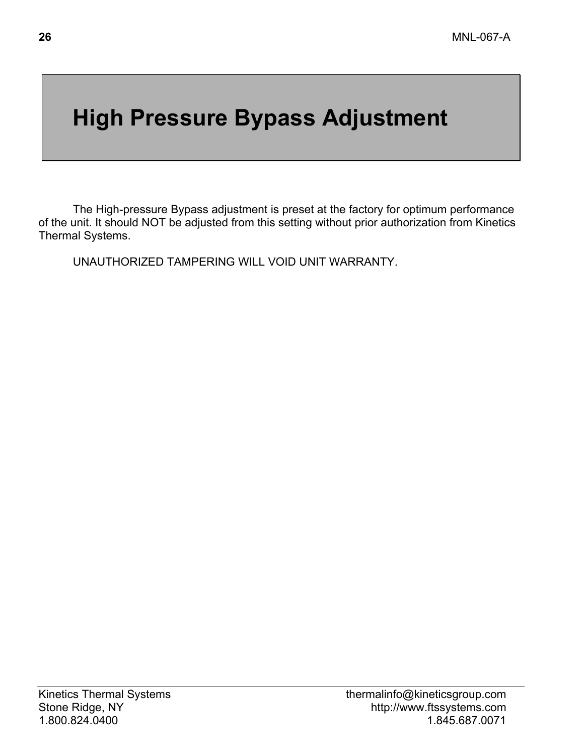# High Pressure Bypass Adjustment

The High-pressure Bypass adjustment is preset at the factory for optimum performance of the unit. It should NOT be adjusted from this setting without prior authorization from Kinetics Thermal Systems.

UNAUTHORIZED TAMPERING WILL VOID UNIT WARRANTY.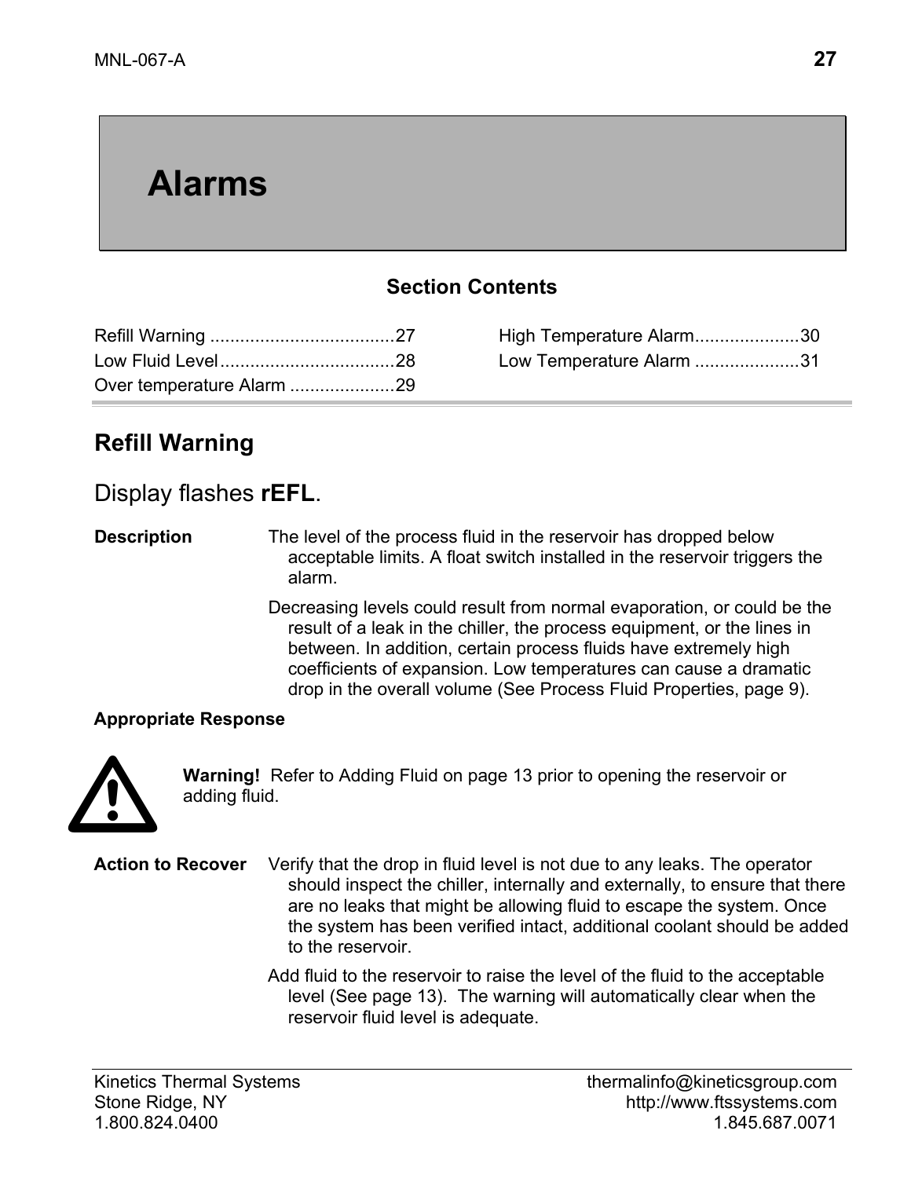# Alarms

**Section Contents**

| | |
|---|---|
| Refill Warning .....................................27 | High Temperature Alarm.....................30 |
| Low Fluid Level...................................28 | Low Temperature Alarm .....................31 |
| Over temperature Alarm .....................29 | |

## Refill Warning

### Display flashes **rEFL**.

**Description**

The level of the process fluid in the reservoir has dropped below acceptable limits. A float switch installed in the reservoir triggers the alarm.

Decreasing levels could result from normal evaporation, or could be the result of a leak in the chiller, the process equipment, or the lines in between. In addition, certain process fluids have extremely high coefficients of expansion. Low temperatures can cause a dramatic drop in the overall volume (See Process Fluid Properties, page 9).

**Appropriate Response**

**Warning!** Refer to Adding Fluid on page 13 prior to opening the reservoir or adding fluid.

**Action to Recover**

Verify that the drop in fluid level is not due to any leaks. The operator should inspect the chiller, internally and externally, to ensure that there are no leaks that might be allowing fluid to escape the system. Once the system has been verified intact, additional coolant should be added to the reservoir.

Add fluid to the reservoir to raise the level of the fluid to the acceptable level (See page 13). The warning will automatically clear when the reservoir fluid level is adequate.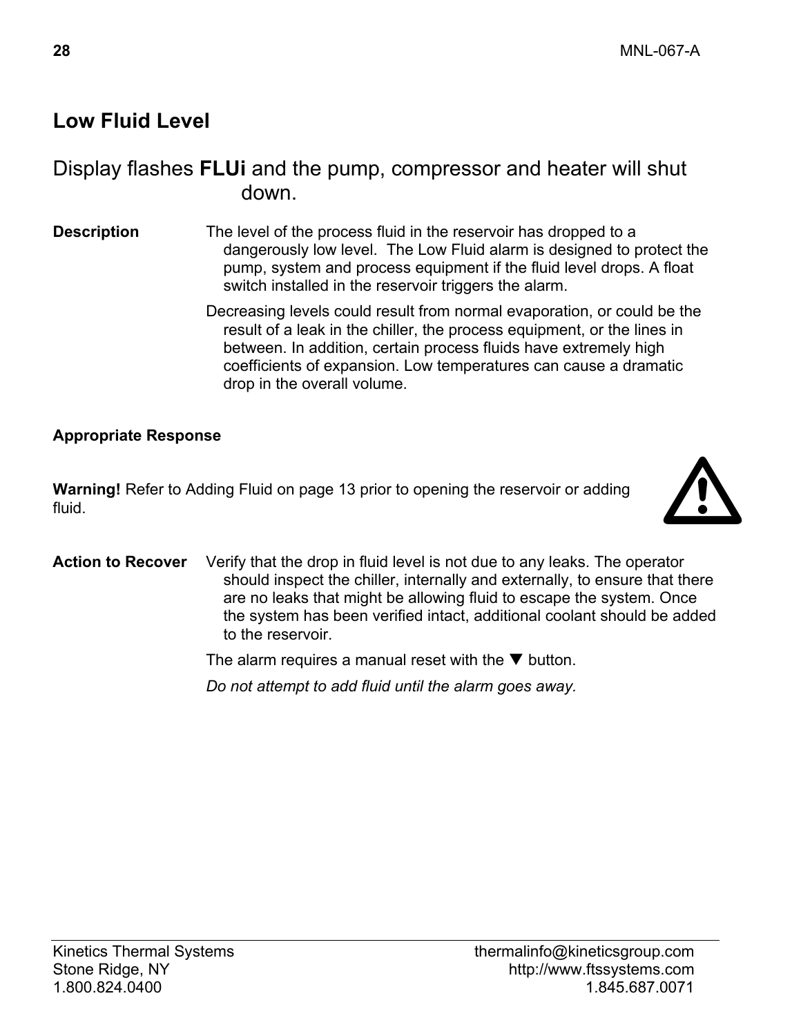## Low Fluid Level

### Display flashes **FLUi** and the pump, compressor and heater will shut down.

**Description** The level of the process fluid in the reservoir has dropped to a dangerously low level. The Low Fluid alarm is designed to protect the pump, system and process equipment if the fluid level drops. A float switch installed in the reservoir triggers the alarm.

Decreasing levels could result from normal evaporation, or could be the result of a leak in the chiller, the process equipment, or the lines in between. In addition, certain process fluids have extremely high coefficients of expansion. Low temperatures can cause a dramatic drop in the overall volume.

**Appropriate Response**

**Warning!** Refer to Adding Fluid on page 13 prior to opening the reservoir or adding fluid.

**Action to Recover** Verify that the drop in fluid level is not due to any leaks. The operator should inspect the chiller, internally and externally, to ensure that there are no leaks that might be allowing fluid to escape the system. Once the system has been verified intact, additional coolant should be added to the reservoir.

The alarm requires a manual reset with the ▼ button.

*Do not attempt to add fluid until the alarm goes away.*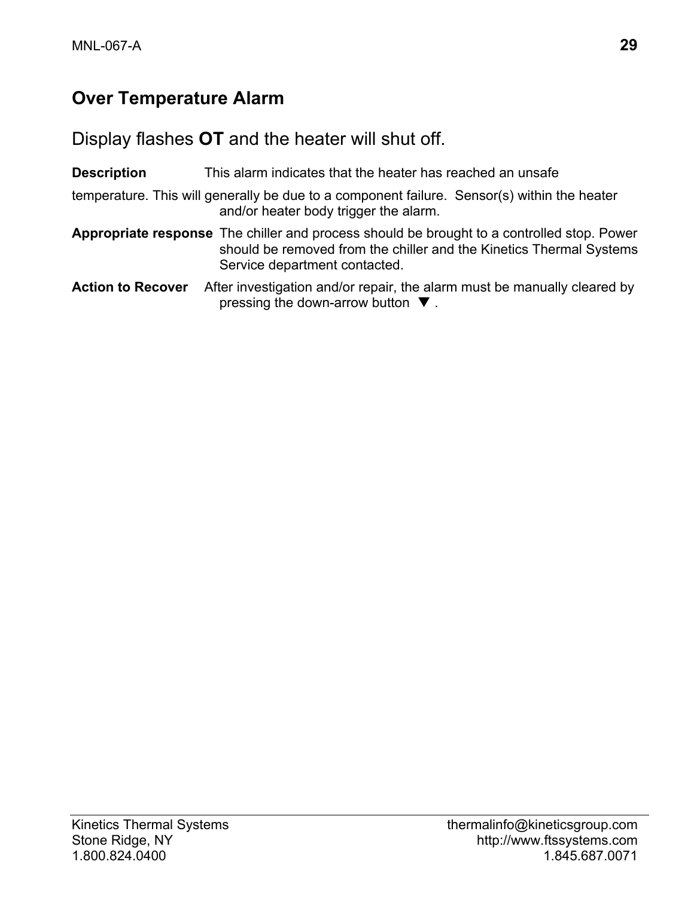## Over Temperature Alarm

Display flashes **OT** and the heater will shut off.

**Description** This alarm indicates that the heater has reached an unsafe temperature. This will generally be due to a component failure. Sensor(s) within the heater and/or heater body trigger the alarm.

**Appropriate response** The chiller and process should be brought to a controlled stop. Power should be removed from the chiller and the Kinetics Thermal Systems Service department contacted.

**Action to Recover** After investigation and/or repair, the alarm must be manually cleared by pressing the down-arrow button ▼ .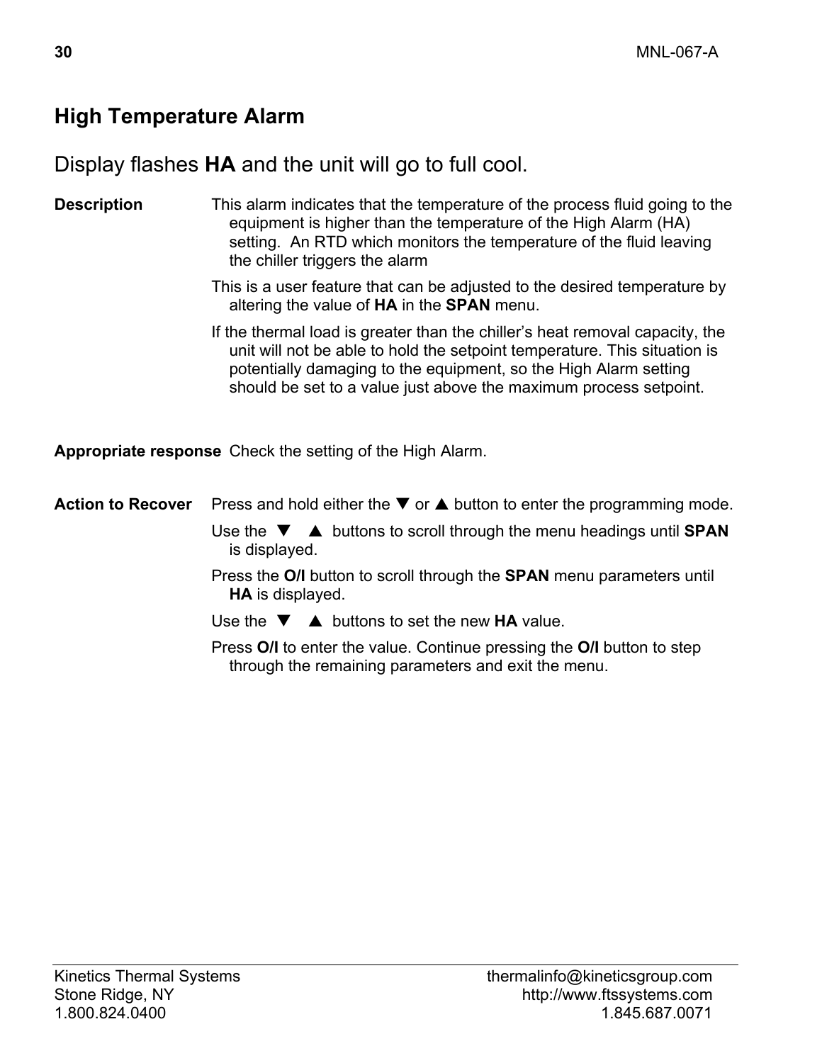## High Temperature Alarm

### Display flashes **HA** and the unit will go to full cool.

**Description**

This alarm indicates that the temperature of the process fluid going to the equipment is higher than the temperature of the High Alarm (HA) setting. An RTD which monitors the temperature of the fluid leaving the chiller triggers the alarm

This is a user feature that can be adjusted to the desired temperature by altering the value of **HA** in the **SPAN** menu.

If the thermal load is greater than the chiller's heat removal capacity, the unit will not be able to hold the setpoint temperature. This situation is potentially damaging to the equipment, so the High Alarm setting should be set to a value just above the maximum process setpoint.

**Appropriate response**

Check the setting of the High Alarm.

**Action to Recover**

Press and hold either the ▼ or ▲ button to enter the programming mode.

Use the ▼ ▲ buttons to scroll through the menu headings until **SPAN** is displayed.

Press the **O/I** button to scroll through the **SPAN** menu parameters until **HA** is displayed.

Use the ▼ ▲ buttons to set the new **HA** value.

Press **O/I** to enter the value. Continue pressing the **O/I** button to step through the remaining parameters and exit the menu.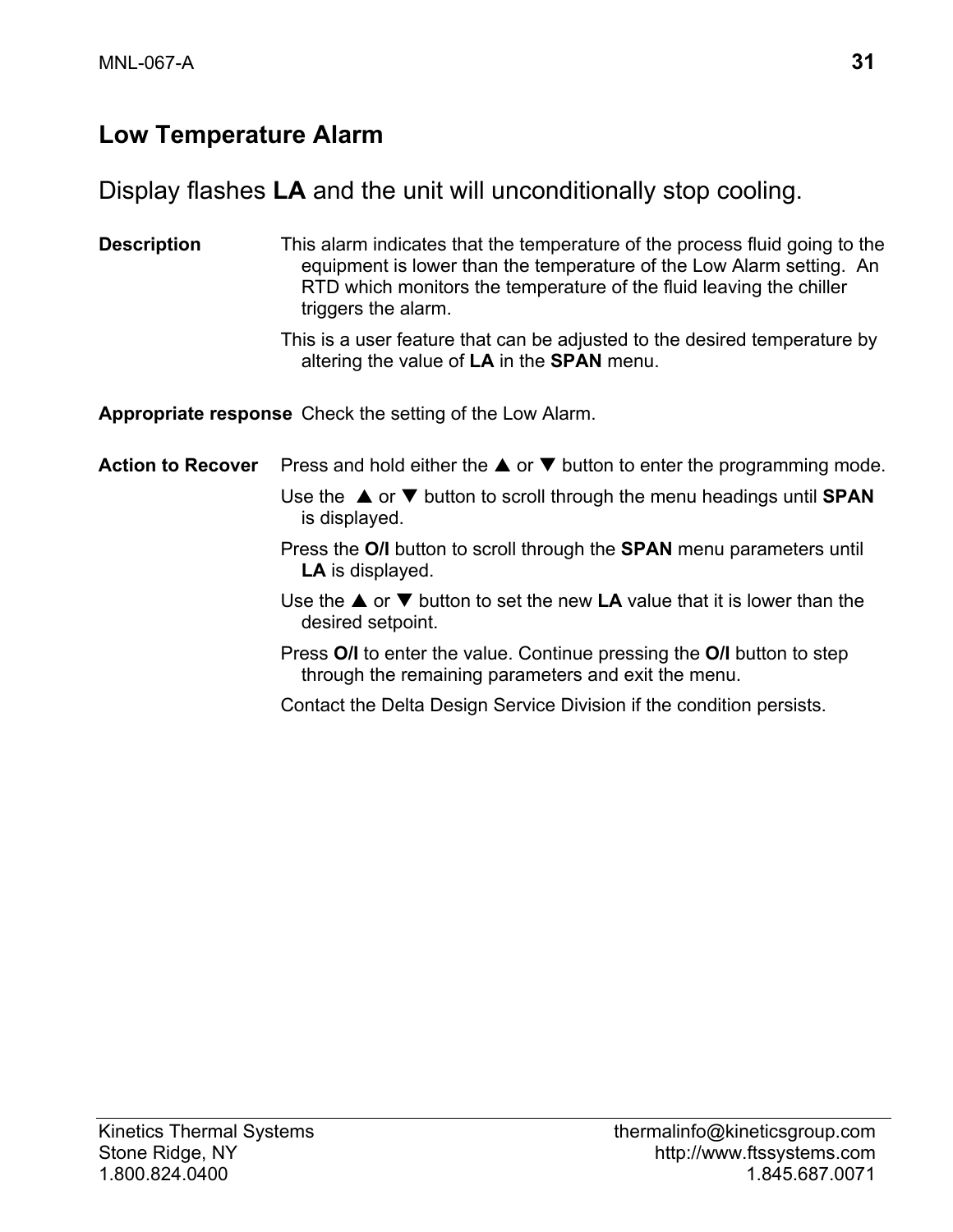## Low Temperature Alarm

Display flashes **LA** and the unit will unconditionally stop cooling.

**Description**

This alarm indicates that the temperature of the process fluid going to the equipment is lower than the temperature of the Low Alarm setting. An RTD which monitors the temperature of the fluid leaving the chiller triggers the alarm.

This is a user feature that can be adjusted to the desired temperature by altering the value of **LA** in the **SPAN** menu.

**Appropriate response**

Check the setting of the Low Alarm.

**Action to Recover**

Press and hold either the ▲ or ▼ button to enter the programming mode.

Use the ▲ or ▼ button to scroll through the menu headings until **SPAN** is displayed.

Press the **O/I** button to scroll through the **SPAN** menu parameters until **LA** is displayed.

Use the ▲ or ▼ button to set the new **LA** value that it is lower than the desired setpoint.

Press **O/I** to enter the value. Continue pressing the **O/I** button to step through the remaining parameters and exit the menu.

Contact the Delta Design Service Division if the condition persists.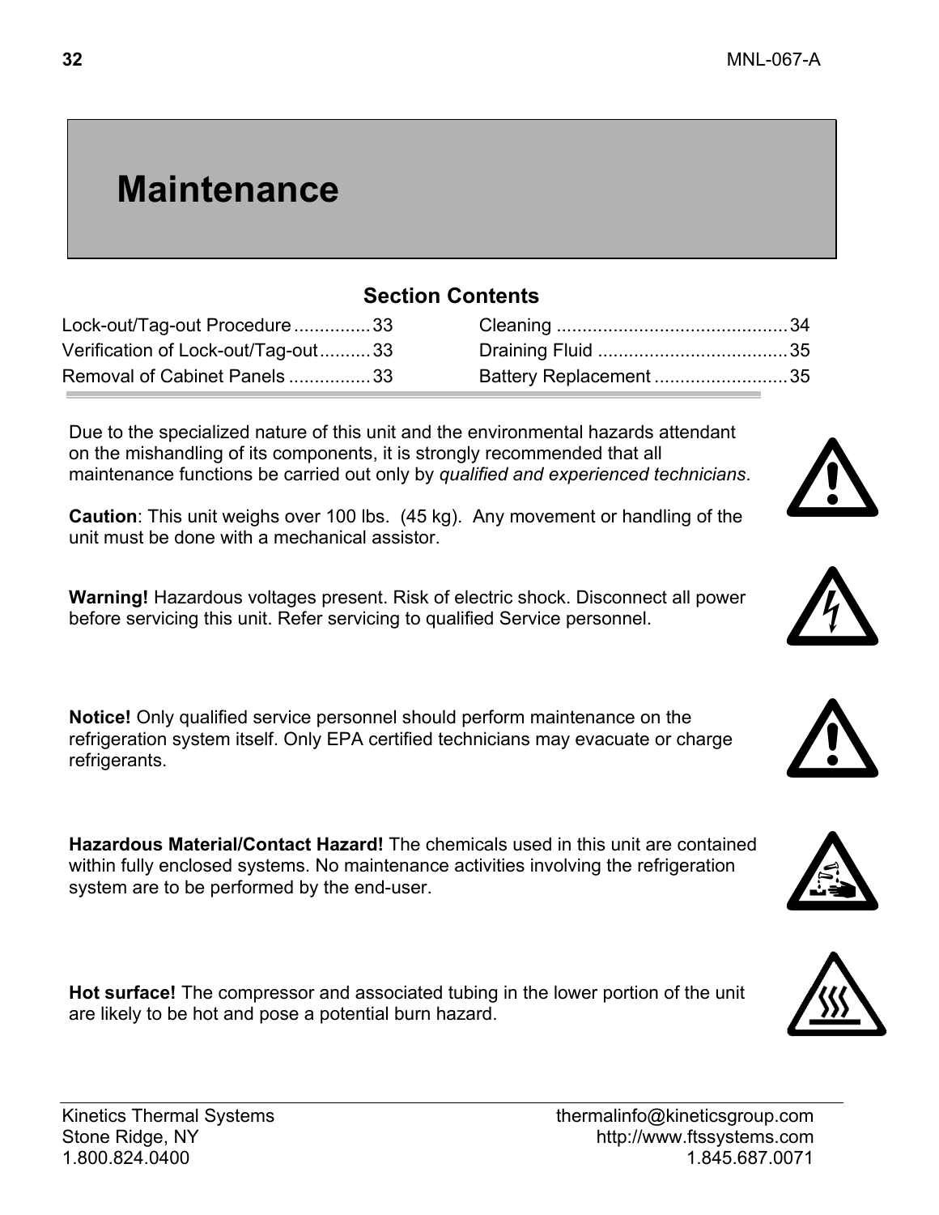# Maintenance

## Section Contents

| | | | |
|---|---|---|---|
| Lock-out/Tag-out Procedure | 33 | Cleaning | 34 |
| Verification of Lock-out/Tag-out | 33 | Draining Fluid | 35 |
| Removal of Cabinet Panels | 33 | Battery Replacement | 35 |

Due to the specialized nature of this unit and the environmental hazards attendant on the mishandling of its components, it is strongly recommended that all maintenance functions be carried out only by *qualified and experienced technicians*.

**Caution**: This unit weighs over 100 lbs. (45 kg). Any movement or handling of the unit must be done with a mechanical assistor.

**Warning!** Hazardous voltages present. Risk of electric shock. Disconnect all power before servicing this unit. Refer servicing to qualified Service personnel.

**Notice!** Only qualified service personnel should perform maintenance on the refrigeration system itself. Only EPA certified technicians may evacuate or charge refrigerants.

**Hazardous Material/Contact Hazard!** The chemicals used in this unit are contained within fully enclosed systems. No maintenance activities involving the refrigeration system are to be performed by the end-user.

**Hot surface!** The compressor and associated tubing in the lower portion of the unit are likely to be hot and pose a potential burn hazard.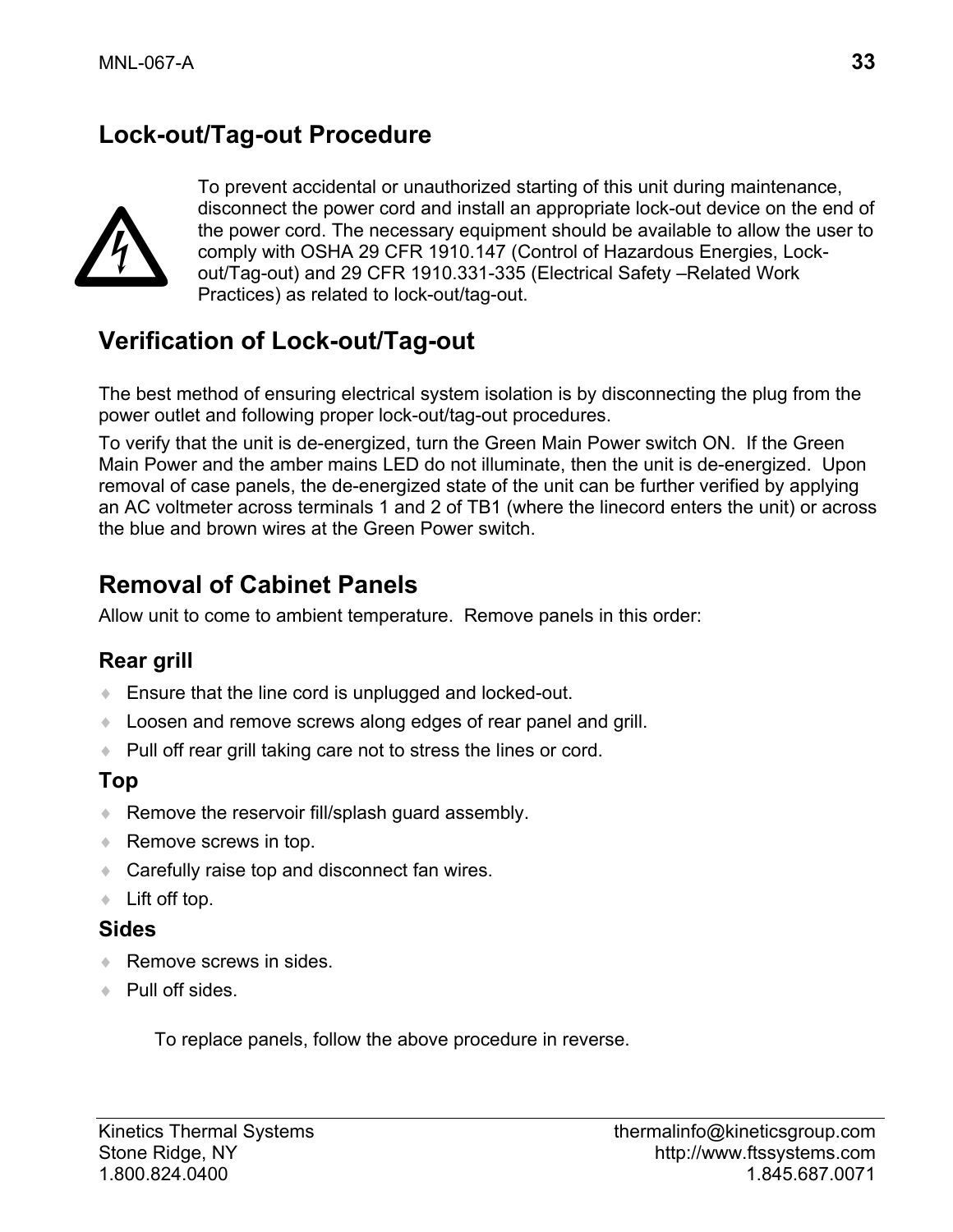## Lock-out/Tag-out Procedure

To prevent accidental or unauthorized starting of this unit during maintenance, disconnect the power cord and install an appropriate lock-out device on the end of the power cord. The necessary equipment should be available to allow the user to comply with OSHA 29 CFR 1910.147 (Control of Hazardous Energies, Lock-out/Tag-out) and 29 CFR 1910.331-335 (Electrical Safety –Related Work Practices) as related to lock-out/tag-out.

## Verification of Lock-out/Tag-out

The best method of ensuring electrical system isolation is by disconnecting the plug from the power outlet and following proper lock-out/tag-out procedures.

To verify that the unit is de-energized, turn the Green Main Power switch ON. If the Green Main Power and the amber mains LED do not illuminate, then the unit is de-energized. Upon removal of case panels, the de-energized state of the unit can be further verified by applying an AC voltmeter across terminals 1 and 2 of TB1 (where the linecord enters the unit) or across the blue and brown wires at the Green Power switch.

## Removal of Cabinet Panels

Allow unit to come to ambient temperature. Remove panels in this order:

### Rear grill

- Ensure that the line cord is unplugged and locked-out.
- Loosen and remove screws along edges of rear panel and grill.
- Pull off rear grill taking care not to stress the lines or cord.

### Top

- Remove the reservoir fill/splash guard assembly.
- Remove screws in top.
- Carefully raise top and disconnect fan wires.
- Lift off top.

### Sides

- Remove screws in sides.
- Pull off sides.

To replace panels, follow the above procedure in reverse.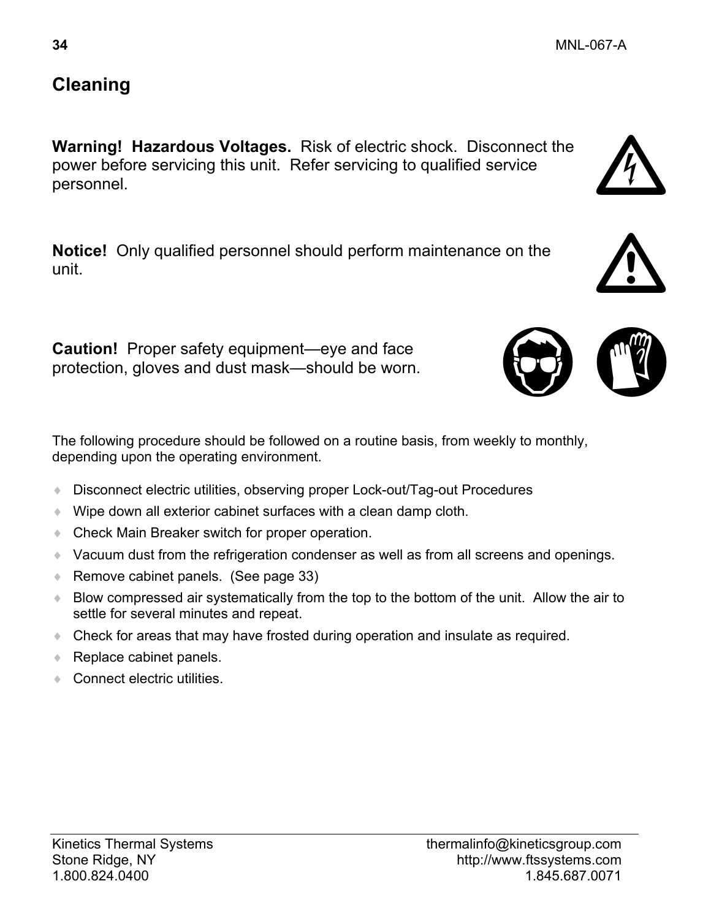## Cleaning

**Warning! Hazardous Voltages.** Risk of electric shock. Disconnect the power before servicing this unit. Refer servicing to qualified service personnel.

**Notice!** Only qualified personnel should perform maintenance on the unit.

**Caution!** Proper safety equipment—eye and face protection, gloves and dust mask—should be worn.

The following procedure should be followed on a routine basis, from weekly to monthly, depending upon the operating environment.

- Disconnect electric utilities, observing proper Lock-out/Tag-out Procedures
- Wipe down all exterior cabinet surfaces with a clean damp cloth.
- Check Main Breaker switch for proper operation.
- Vacuum dust from the refrigeration condenser as well as from all screens and openings.
- Remove cabinet panels. (See page 33)
- Blow compressed air systematically from the top to the bottom of the unit. Allow the air to settle for several minutes and repeat.
- Check for areas that may have frosted during operation and insulate as required.
- Replace cabinet panels.
- Connect electric utilities.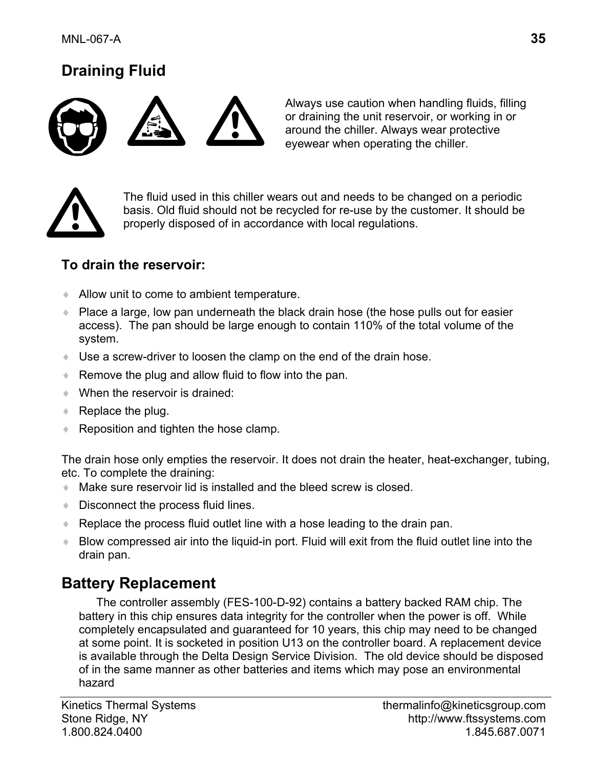## Draining Fluid

Always use caution when handling fluids, filling or draining the unit reservoir, or working in or around the chiller. Always wear protective eyewear when operating the chiller.

The fluid used in this chiller wears out and needs to be changed on a periodic basis. Old fluid should not be recycled for re-use by the customer. It should be properly disposed of in accordance with local regulations.

### To drain the reservoir:

- Allow unit to come to ambient temperature.
- Place a large, low pan underneath the black drain hose (the hose pulls out for easier access). The pan should be large enough to contain 110% of the total volume of the system.
- Use a screw-driver to loosen the clamp on the end of the drain hose.
- Remove the plug and allow fluid to flow into the pan.
- When the reservoir is drained:
- Replace the plug.
- Reposition and tighten the hose clamp.

The drain hose only empties the reservoir. It does not drain the heater, heat-exchanger, tubing, etc. To complete the draining:

- Make sure reservoir lid is installed and the bleed screw is closed.
- Disconnect the process fluid lines.
- Replace the process fluid outlet line with a hose leading to the drain pan.
- Blow compressed air into the liquid-in port. Fluid will exit from the fluid outlet line into the drain pan.

## Battery Replacement

The controller assembly (FES-100-D-92) contains a battery backed RAM chip. The battery in this chip ensures data integrity for the controller when the power is off. While completely encapsulated and guaranteed for 10 years, this chip may need to be changed at some point. It is socketed in position U13 on the controller board. A replacement device is available through the Delta Design Service Division. The old device should be disposed of in the same manner as other batteries and items which may pose an environmental hazard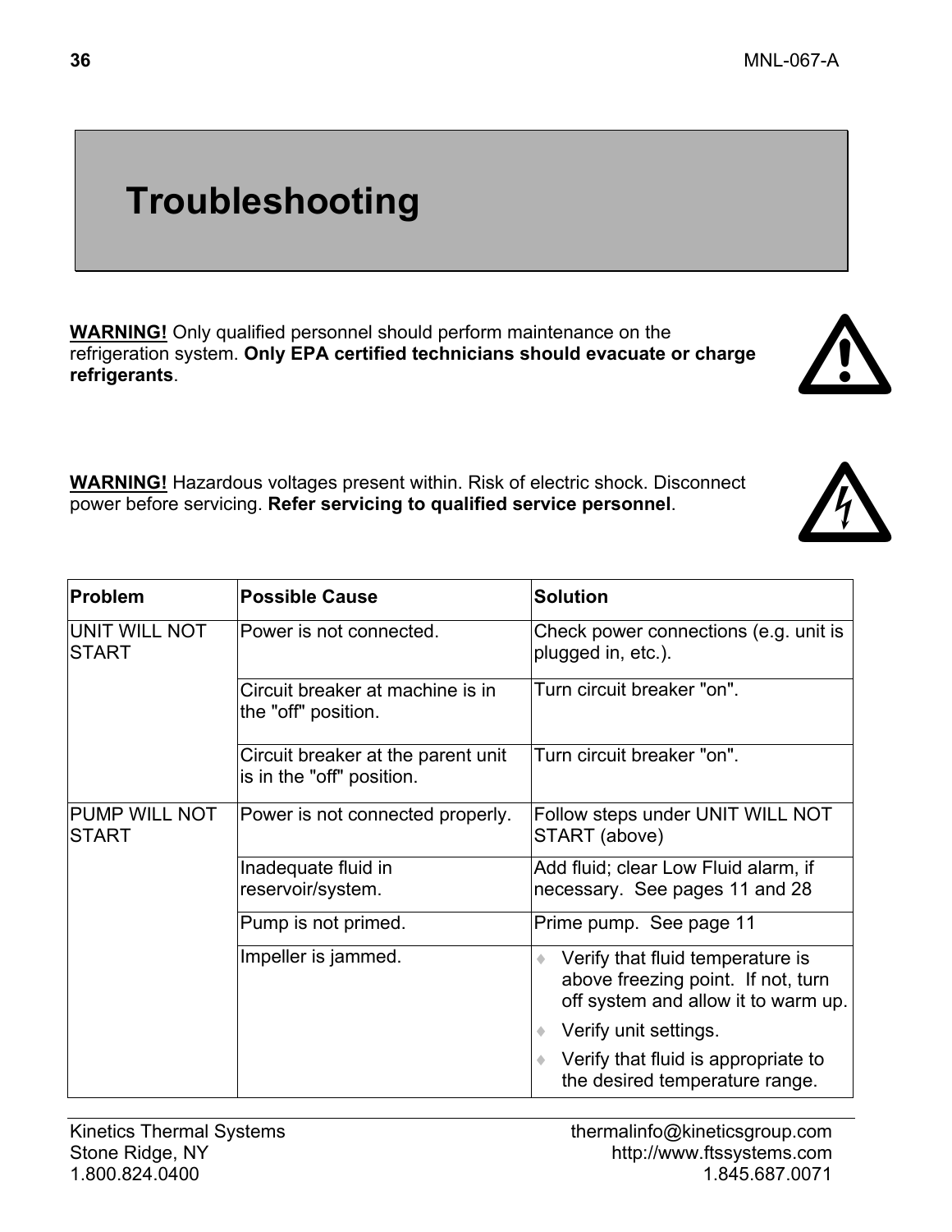# Troubleshooting

**WARNING!** Only qualified personnel should perform maintenance on the refrigeration system. **Only EPA certified technicians should evacuate or charge refrigerants**.

**WARNING!** Hazardous voltages present within. Risk of electric shock. Disconnect power before servicing. **Refer servicing to qualified service personnel**.

| Problem | Possible Cause | Solution |
|---|---|---|
| UNIT WILL NOT START | Power is not connected. | Check power connections (e.g. unit is plugged in, etc.). |
| | Circuit breaker at machine is in the "off" position. | Turn circuit breaker "on". |
| | Circuit breaker at the parent unit is in the "off" position. | Turn circuit breaker "on". |
| PUMP WILL NOT START | Power is not connected properly. | Follow steps under UNIT WILL NOT START (above) |
| | Inadequate fluid in reservoir/system. | Add fluid; clear Low Fluid alarm, if necessary. See pages 11 and 28 |
| | Pump is not primed. | Prime pump. See page 11 |
| | Impeller is jammed. | ♦ Verify that fluid temperature is above freezing point. If not, turn off system and allow it to warm up.<br>♦ Verify unit settings.<br>♦ Verify that fluid is appropriate to the desired temperature range. |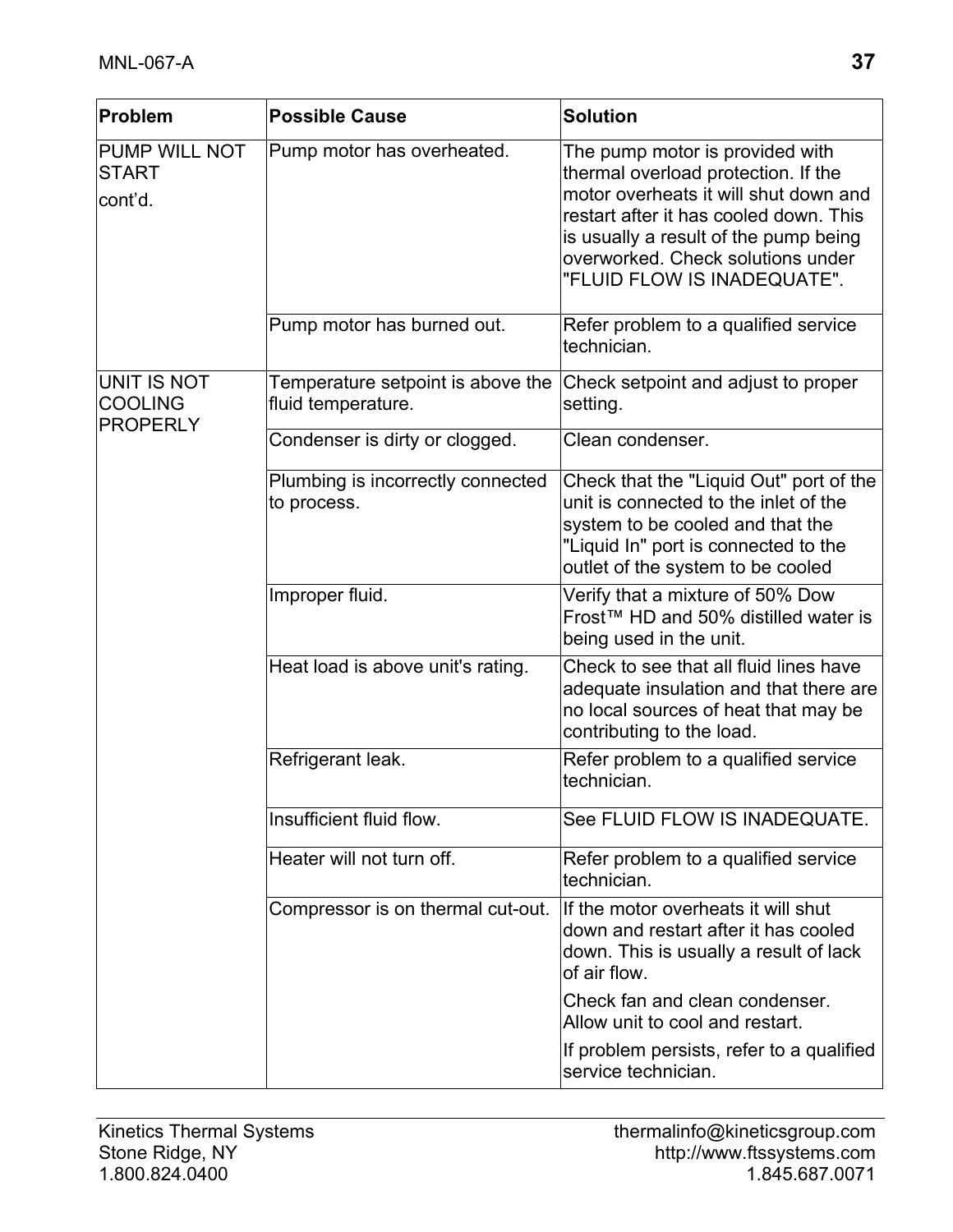| Problem | Possible Cause | Solution |
|---|---|---|
| PUMP WILL NOT START cont'd. | Pump motor has overheated. | The pump motor is provided with thermal overload protection. If the motor overheats it will shut down and restart after it has cooled down. This is usually a result of the pump being overworked. Check solutions under "FLUID FLOW IS INADEQUATE". |
| | Pump motor has burned out. | Refer problem to a qualified service technician. |
| UNIT IS NOT COOLING PROPERLY | Temperature setpoint is above the fluid temperature. | Check setpoint and adjust to proper setting. |
| | Condenser is dirty or clogged. | Clean condenser. |
| | Plumbing is incorrectly connected to process. | Check that the "Liquid Out" port of the unit is connected to the inlet of the system to be cooled and that the "Liquid In" port is connected to the outlet of the system to be cooled |
| | Improper fluid. | Verify that a mixture of 50% Dow Frost™ HD and 50% distilled water is being used in the unit. |
| | Heat load is above unit's rating. | Check to see that all fluid lines have adequate insulation and that there are no local sources of heat that may be contributing to the load. |
| | Refrigerant leak. | Refer problem to a qualified service technician. |
| | Insufficient fluid flow. | See FLUID FLOW IS INADEQUATE. |
| | Heater will not turn off. | Refer problem to a qualified service technician. |
| | Compressor is on thermal cut-out. | If the motor overheats it will shut down and restart after it has cooled down. This is usually a result of lack of air flow.<br><br>Check fan and clean condenser. Allow unit to cool and restart.<br><br>If problem persists, refer to a qualified service technician. |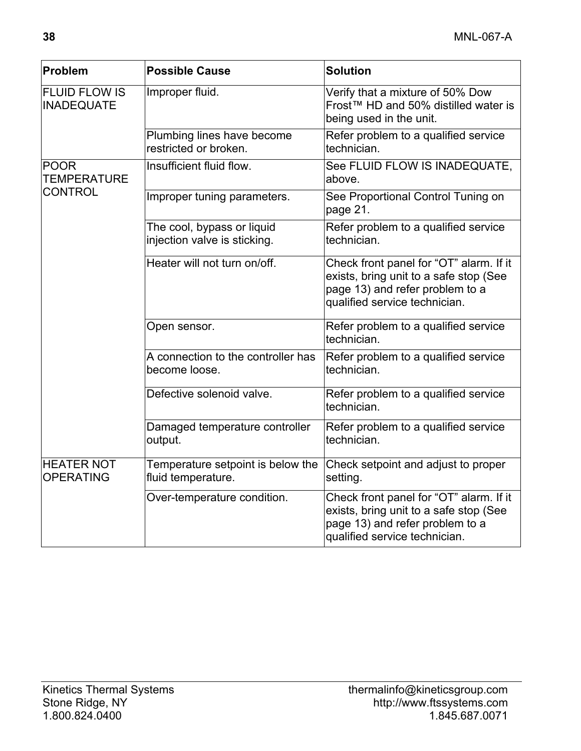| Problem | Possible Cause | Solution |
|---|---|---|
| FLUID FLOW IS INADEQUATE | Improper fluid. | Verify that a mixture of 50% Dow Frost™ HD and 50% distilled water is being used in the unit. |
| | Plumbing lines have become restricted or broken. | Refer problem to a qualified service technician. |
| POOR TEMPERATURE CONTROL | Insufficient fluid flow. | See FLUID FLOW IS INADEQUATE, above. |
| | Improper tuning parameters. | See Proportional Control Tuning on page 21. |
| | The cool, bypass or liquid injection valve is sticking. | Refer problem to a qualified service technician. |
| | Heater will not turn on/off. | Check front panel for “OT” alarm. If it exists, bring unit to a safe stop (See page 13) and refer problem to a qualified service technician. |
| | Open sensor. | Refer problem to a qualified service technician. |
| | A connection to the controller has become loose. | Refer problem to a qualified service technician. |
| | Defective solenoid valve. | Refer problem to a qualified service technician. |
| | Damaged temperature controller output. | Refer problem to a qualified service technician. |
| HEATER NOT OPERATING | Temperature setpoint is below the fluid temperature. | Check setpoint and adjust to proper setting. |
| | Over-temperature condition. | Check front panel for “OT” alarm. If it exists, bring unit to a safe stop (See page 13) and refer problem to a qualified service technician. |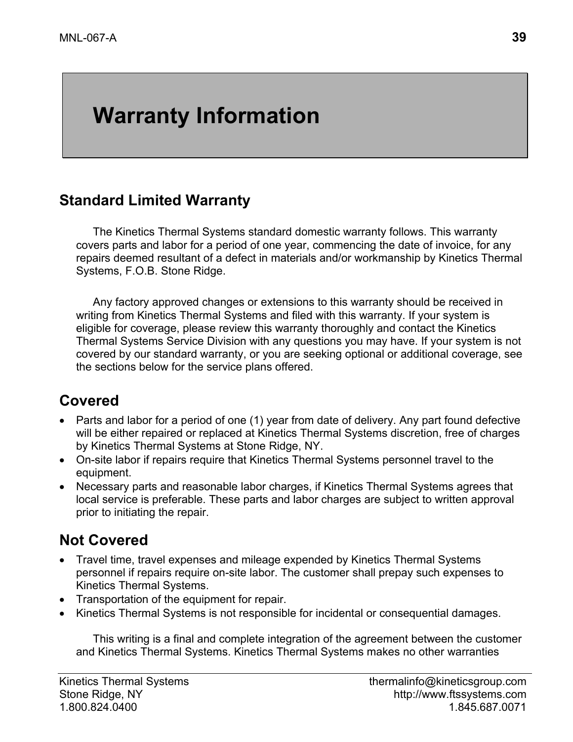# Warranty Information

## Standard Limited Warranty

The Kinetics Thermal Systems standard domestic warranty follows. This warranty covers parts and labor for a period of one year, commencing the date of invoice, for any repairs deemed resultant of a defect in materials and/or workmanship by Kinetics Thermal Systems, F.O.B. Stone Ridge.

Any factory approved changes or extensions to this warranty should be received in writing from Kinetics Thermal Systems and filed with this warranty. If your system is eligible for coverage, please review this warranty thoroughly and contact the Kinetics Thermal Systems Service Division with any questions you may have. If your system is not covered by our standard warranty, or you are seeking optional or additional coverage, see the sections below for the service plans offered.

## Covered

- Parts and labor for a period of one (1) year from date of delivery. Any part found defective will be either repaired or replaced at Kinetics Thermal Systems discretion, free of charges by Kinetics Thermal Systems at Stone Ridge, NY.
- On-site labor if repairs require that Kinetics Thermal Systems personnel travel to the equipment.
- Necessary parts and reasonable labor charges, if Kinetics Thermal Systems agrees that local service is preferable. These parts and labor charges are subject to written approval prior to initiating the repair.

## Not Covered

- Travel time, travel expenses and mileage expended by Kinetics Thermal Systems personnel if repairs require on-site labor. The customer shall prepay such expenses to Kinetics Thermal Systems.
- Transportation of the equipment for repair.
- Kinetics Thermal Systems is not responsible for incidental or consequential damages.

This writing is a final and complete integration of the agreement between the customer and Kinetics Thermal Systems. Kinetics Thermal Systems makes no other warranties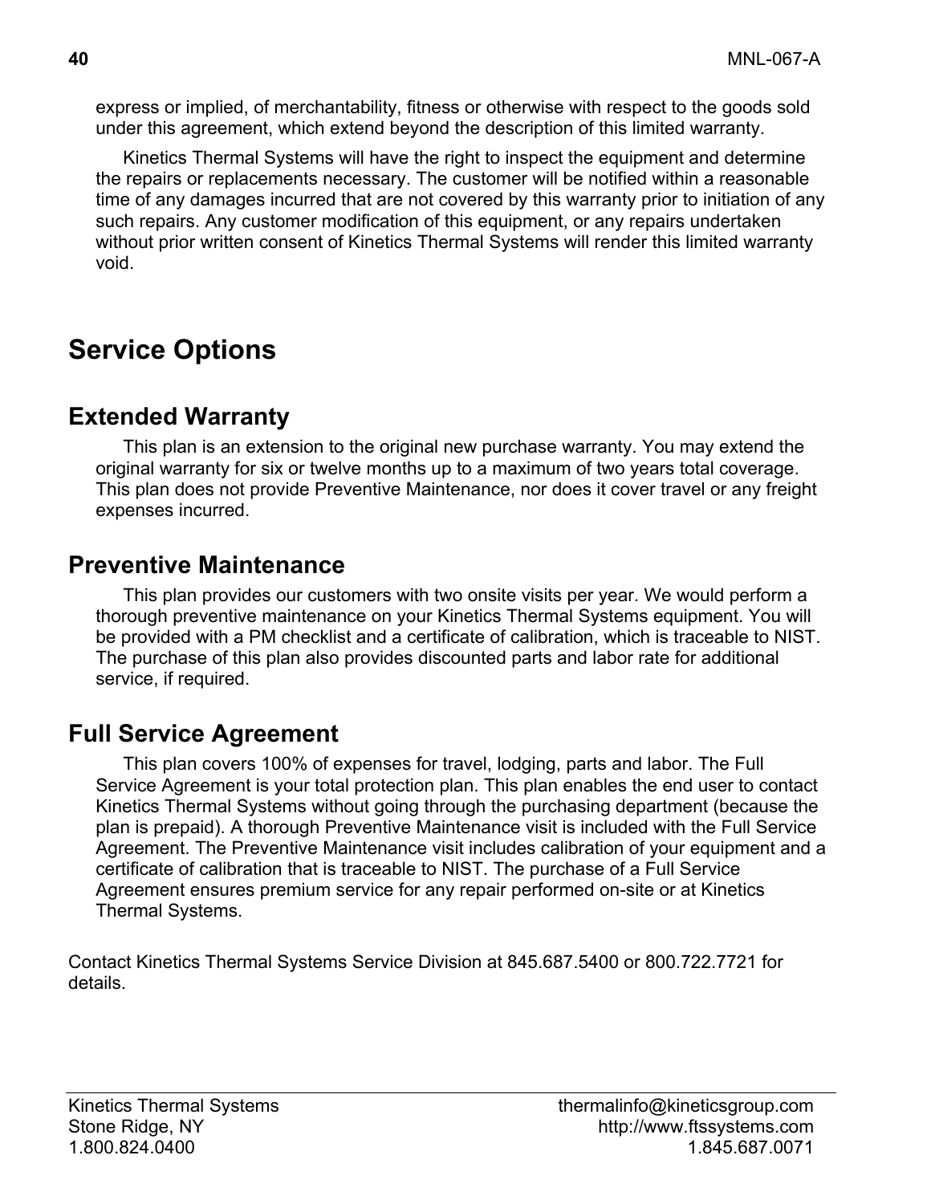express or implied, of merchantability, fitness or otherwise with respect to the goods sold under this agreement, which extend beyond the description of this limited warranty.

Kinetics Thermal Systems will have the right to inspect the equipment and determine the repairs or replacements necessary. The customer will be notified within a reasonable time of any damages incurred that are not covered by this warranty prior to initiation of any such repairs. Any customer modification of this equipment, or any repairs undertaken without prior written consent of Kinetics Thermal Systems will render this limited warranty void.

# Service Options

## Extended Warranty

This plan is an extension to the original new purchase warranty. You may extend the original warranty for six or twelve months up to a maximum of two years total coverage. This plan does not provide Preventive Maintenance, nor does it cover travel or any freight expenses incurred.

## Preventive Maintenance

This plan provides our customers with two onsite visits per year. We would perform a thorough preventive maintenance on your Kinetics Thermal Systems equipment. You will be provided with a PM checklist and a certificate of calibration, which is traceable to NIST. The purchase of this plan also provides discounted parts and labor rate for additional service, if required.

## Full Service Agreement

This plan covers 100% of expenses for travel, lodging, parts and labor. The Full Service Agreement is your total protection plan. This plan enables the end user to contact Kinetics Thermal Systems without going through the purchasing department (because the plan is prepaid). A thorough Preventive Maintenance visit is included with the Full Service Agreement. The Preventive Maintenance visit includes calibration of your equipment and a certificate of calibration that is traceable to NIST. The purchase of a Full Service Agreement ensures premium service for any repair performed on-site or at Kinetics Thermal Systems.

Contact Kinetics Thermal Systems Service Division at 845.687.5400 or 800.722.7721 for details.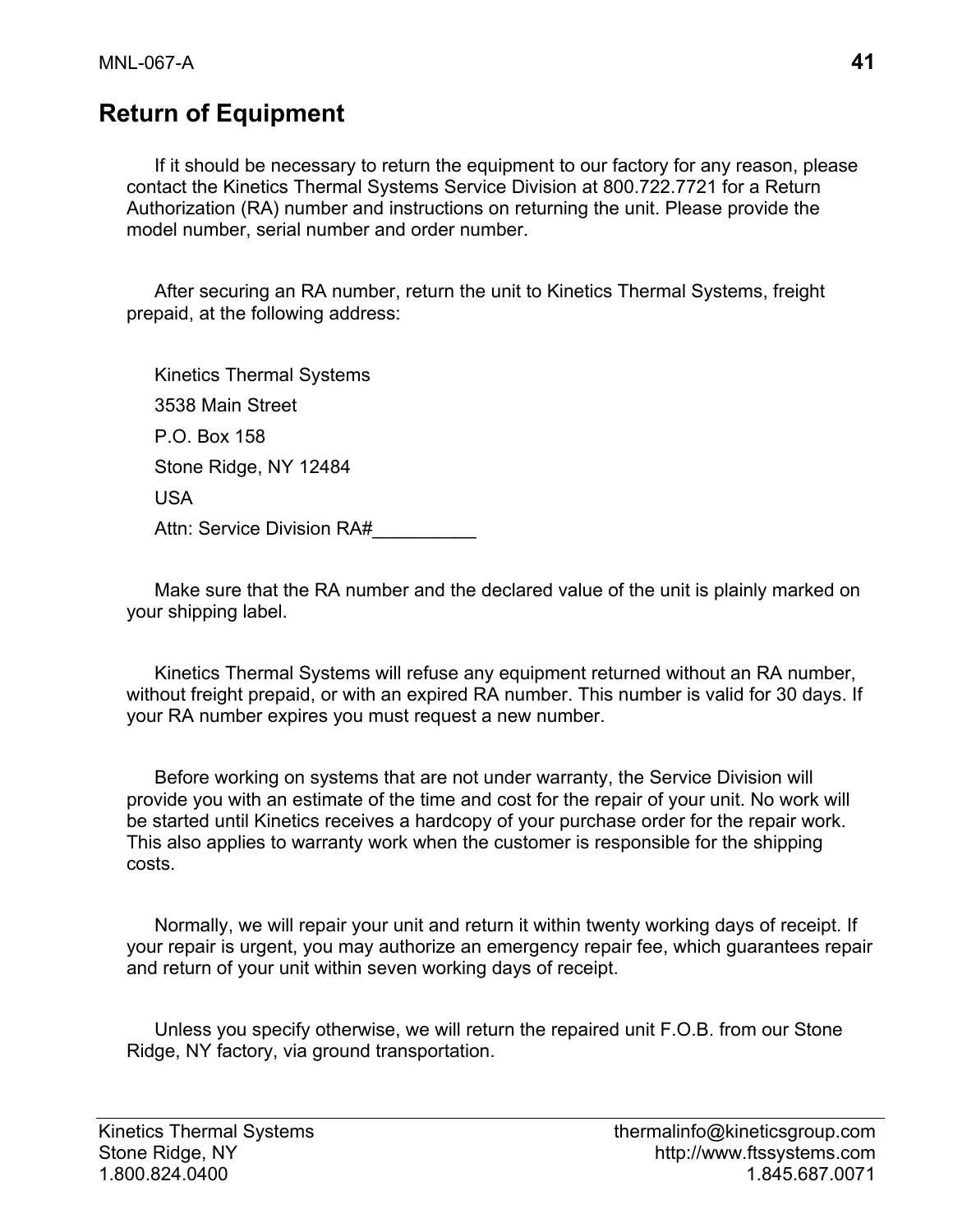# Return of Equipment

If it should be necessary to return the equipment to our factory for any reason, please contact the Kinetics Thermal Systems Service Division at 800.722.7721 for a Return Authorization (RA) number and instructions on returning the unit. Please provide the model number, serial number and order number.

After securing an RA number, return the unit to Kinetics Thermal Systems, freight prepaid, at the following address:

Kinetics Thermal Systems

3538 Main Street

P.O. Box 158

Stone Ridge, NY 12484

USA

Attn: Service Division RA#__________

Make sure that the RA number and the declared value of the unit is plainly marked on your shipping label.

Kinetics Thermal Systems will refuse any equipment returned without an RA number, without freight prepaid, or with an expired RA number. This number is valid for 30 days. If your RA number expires you must request a new number.

Before working on systems that are not under warranty, the Service Division will provide you with an estimate of the time and cost for the repair of your unit. No work will be started until Kinetics receives a hardcopy of your purchase order for the repair work. This also applies to warranty work when the customer is responsible for the shipping costs.

Normally, we will repair your unit and return it within twenty working days of receipt. If your repair is urgent, you may authorize an emergency repair fee, which guarantees repair and return of your unit within seven working days of receipt.

Unless you specify otherwise, we will return the repaired unit F.O.B. from our Stone Ridge, NY factory, via ground transportation.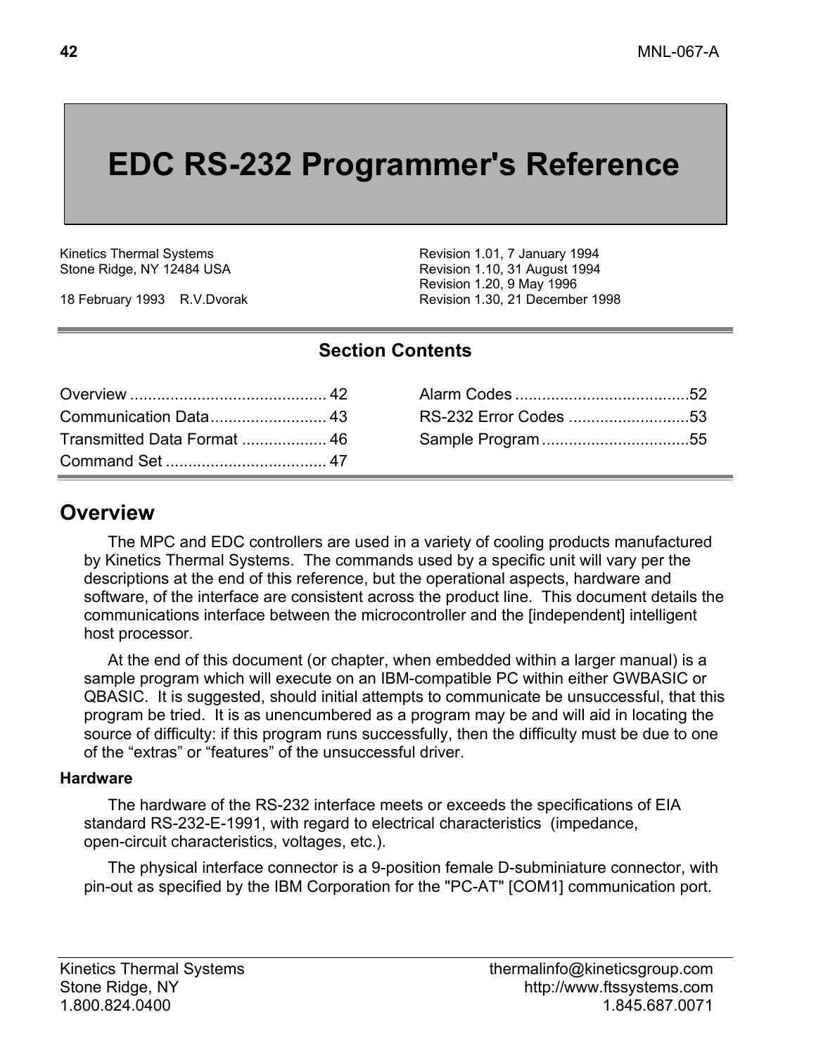# EDC RS-232 Programmer's Reference

Kinetics Thermal Systems
Stone Ridge, NY 12484 USA

18 February 1993 R.V.Dvorak

Revision 1.01, 7 January 1994
Revision 1.10, 31 August 1994
Revision 1.20, 9 May 1996
Revision 1.30, 21 December 1998

## Section Contents

| | |
|---|---|
| Overview ........................................... 42 | Alarm Codes .......................................52 |
| Communication Data.......................... 43 | RS-232 Error Codes ...........................53 |
| Transmitted Data Format ................... 46 | Sample Program .................................55 |
| Command Set .................................... 47 | |

## Overview

The MPC and EDC controllers are used in a variety of cooling products manufactured by Kinetics Thermal Systems. The commands used by a specific unit will vary per the descriptions at the end of this reference, but the operational aspects, hardware and software, of the interface are consistent across the product line. This document details the communications interface between the microcontroller and the [independent] intelligent host processor.

At the end of this document (or chapter, when embedded within a larger manual) is a sample program which will execute on an IBM-compatible PC within either GWBASIC or QBASIC. It is suggested, should initial attempts to communicate be unsuccessful, that this program be tried. It is as unencumbered as a program may be and will aid in locating the source of difficulty: if this program runs successfully, then the difficulty must be due to one of the “extras” or “features” of the unsuccessful driver.

### Hardware

The hardware of the RS-232 interface meets or exceeds the specifications of EIA standard RS-232-E-1991, with regard to electrical characteristics (impedance, open-circuit characteristics, voltages, etc.).

The physical interface connector is a 9-position female D-subminiature connector, with pin-out as specified by the IBM Corporation for the "PC-AT" [COM1] communication port.

Kinetics Thermal Systems
Stone Ridge, NY
1.800.824.0400

thermalinfo@kineticsgroup.com
http://www.ftssystems.com
1.845.687.0071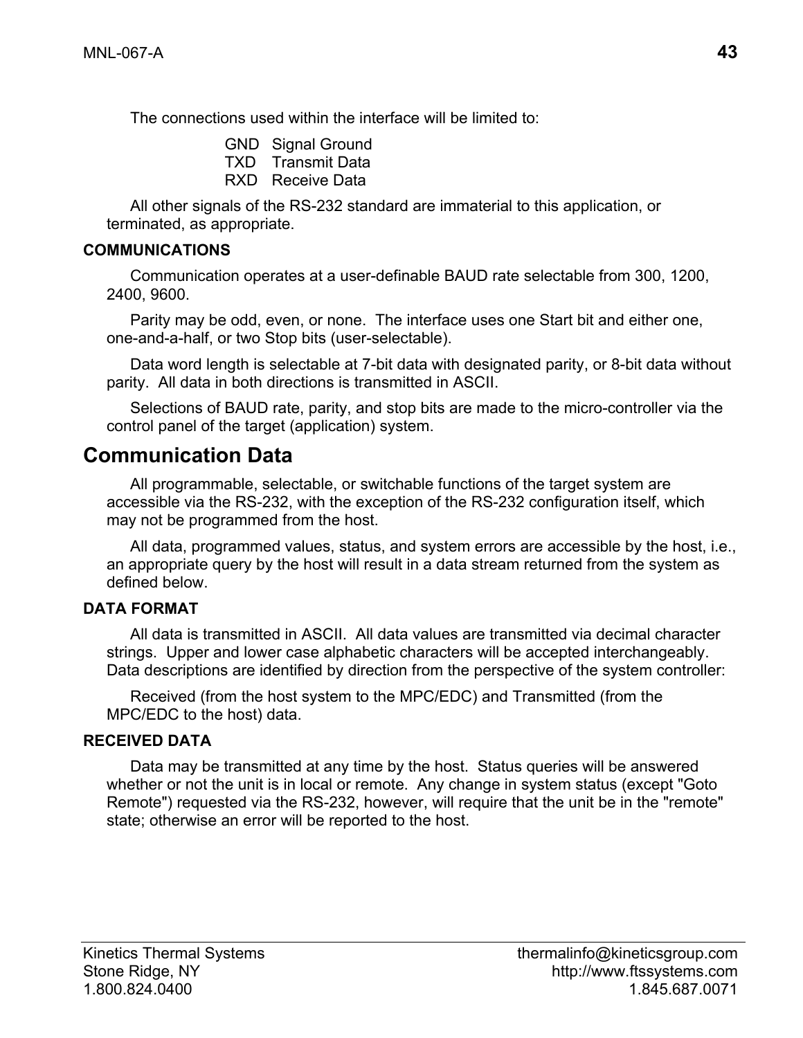The connections used within the interface will be limited to:

GND Signal Ground
TXD Transmit Data
RXD Receive Data

All other signals of the RS-232 standard are immaterial to this application, or terminated, as appropriate.

### COMMUNICATIONS

Communication operates at a user-definable BAUD rate selectable from 300, 1200, 2400, 9600.

Parity may be odd, even, or none. The interface uses one Start bit and either one, one-and-a-half, or two Stop bits (user-selectable).

Data word length is selectable at 7-bit data with designated parity, or 8-bit data without parity. All data in both directions is transmitted in ASCII.

Selections of BAUD rate, parity, and stop bits are made to the micro-controller via the control panel of the target (application) system.

## Communication Data

All programmable, selectable, or switchable functions of the target system are accessible via the RS-232, with the exception of the RS-232 configuration itself, which may not be programmed from the host.

All data, programmed values, status, and system errors are accessible by the host, i.e., an appropriate query by the host will result in a data stream returned from the system as defined below.

### DATA FORMAT

All data is transmitted in ASCII. All data values are transmitted via decimal character strings. Upper and lower case alphabetic characters will be accepted interchangeably. Data descriptions are identified by direction from the perspective of the system controller:

Received (from the host system to the MPC/EDC) and Transmitted (from the MPC/EDC to the host) data.

### RECEIVED DATA

Data may be transmitted at any time by the host. Status queries will be answered whether or not the unit is in local or remote. Any change in system status (except "Goto Remote") requested via the RS-232, however, will require that the unit be in the "remote" state; otherwise an error will be reported to the host.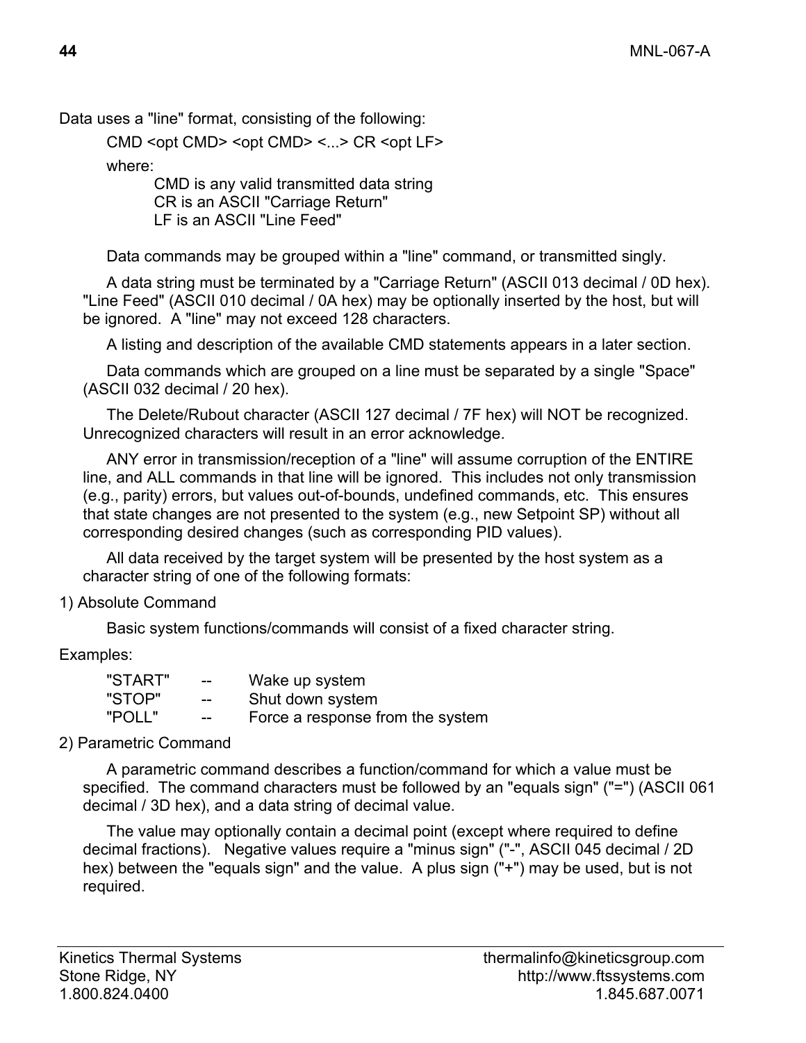Data uses a "line" format, consisting of the following:

CMD <opt CMD> <opt CMD> <...> CR <opt LF>

where:

CMD is any valid transmitted data string
CR is an ASCII "Carriage Return"
LF is an ASCII "Line Feed"

Data commands may be grouped within a "line" command, or transmitted singly.

A data string must be terminated by a "Carriage Return" (ASCII 013 decimal / 0D hex). "Line Feed" (ASCII 010 decimal / 0A hex) may be optionally inserted by the host, but will be ignored. A "line" may not exceed 128 characters.

A listing and description of the available CMD statements appears in a later section.

Data commands which are grouped on a line must be separated by a single "Space" (ASCII 032 decimal / 20 hex).

The Delete/Rubout character (ASCII 127 decimal / 7F hex) will NOT be recognized. Unrecognized characters will result in an error acknowledge.

ANY error in transmission/reception of a "line" will assume corruption of the ENTIRE line, and ALL commands in that line will be ignored. This includes not only transmission (e.g., parity) errors, but values out-of-bounds, undefined commands, etc. This ensures that state changes are not presented to the system (e.g., new Setpoint SP) without all corresponding desired changes (such as corresponding PID values).

All data received by the target system will be presented by the host system as a character string of one of the following formats:

1) Absolute Command

Basic system functions/commands will consist of a fixed character string.

Examples:

| | | |
|---|---|---|
| "START" | -- | Wake up system |
| "STOP" | -- | Shut down system |
| "POLL" | -- | Force a response from the system |

2) Parametric Command

A parametric command describes a function/command for which a value must be specified. The command characters must be followed by an "equals sign" ("=") (ASCII 061 decimal / 3D hex), and a data string of decimal value.

The value may optionally contain a decimal point (except where required to define decimal fractions). Negative values require a "minus sign" ("-", ASCII 045 decimal / 2D hex) between the "equals sign" and the value. A plus sign ("+") may be used, but is not required.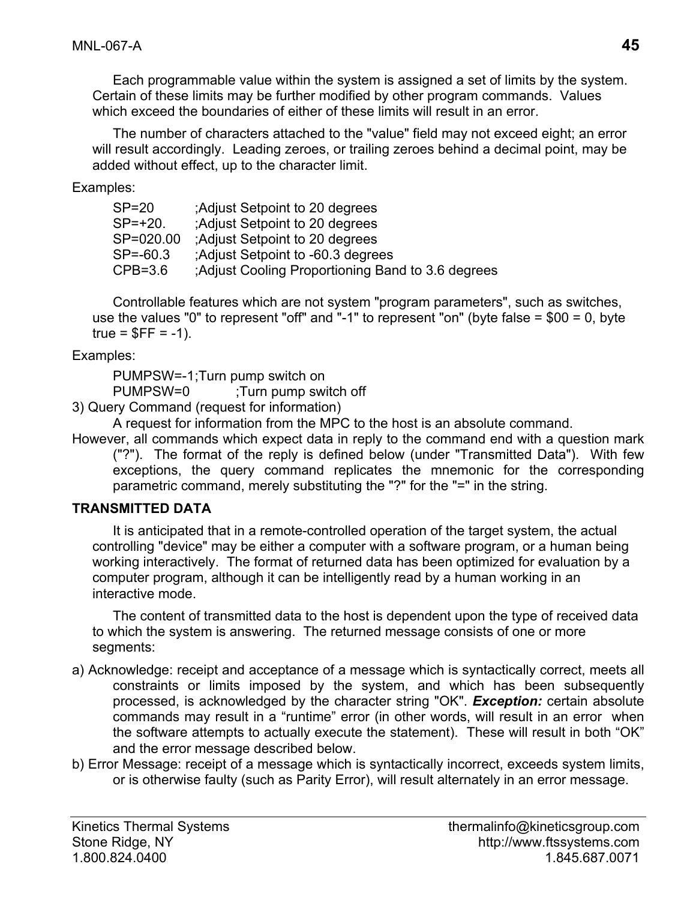Each programmable value within the system is assigned a set of limits by the system. Certain of these limits may be further modified by other program commands. Values which exceed the boundaries of either of these limits will result in an error.

The number of characters attached to the "value" field may not exceed eight; an error will result accordingly. Leading zeroes, or trailing zeroes behind a decimal point, may be added without effect, up to the character limit.

Examples:

```
SP=20       ;Adjust Setpoint to 20 degrees
SP=+20.     ;Adjust Setpoint to 20 degrees
SP=020.00   ;Adjust Setpoint to 20 degrees
SP=-60.3    ;Adjust Setpoint to -60.3 degrees
CPB=3.6     ;Adjust Cooling Proportioning Band to 3.6 degrees
```

Controllable features which are not system "program parameters", such as switches, use the values "0" to represent "off" and "-1" to represent "on" (byte false = $00 = 0, byte true = $FF = -1).

Examples:

```
PUMPSW=-1;Turn pump switch on
PUMPSW=0        ;Turn pump switch off
```

3) Query Command (request for information)

A request for information from the MPC to the host is an absolute command. However, all commands which expect data in reply to the command end with a question mark ("?"). The format of the reply is defined below (under "Transmitted Data"). With few exceptions, the query command replicates the mnemonic for the corresponding parametric command, merely substituting the "?" for the "=" in the string.

**TRANSMITTED DATA**

It is anticipated that in a remote-controlled operation of the target system, the actual controlling "device" may be either a computer with a software program, or a human being working interactively. The format of returned data has been optimized for evaluation by a computer program, although it can be intelligently read by a human working in an interactive mode.

The content of transmitted data to the host is dependent upon the type of received data to which the system is answering. The returned message consists of one or more segments:

a) Acknowledge: receipt and acceptance of a message which is syntactically correct, meets all constraints or limits imposed by the system, and which has been subsequently processed, is acknowledged by the character string "OK". ***Exception:*** certain absolute commands may result in a “runtime” error (in other words, will result in an error when the software attempts to actually execute the statement). These will result in both “OK” and the error message described below.

b) Error Message: receipt of a message which is syntactically incorrect, exceeds system limits, or is otherwise faulty (such as Parity Error), will result alternately in an error message.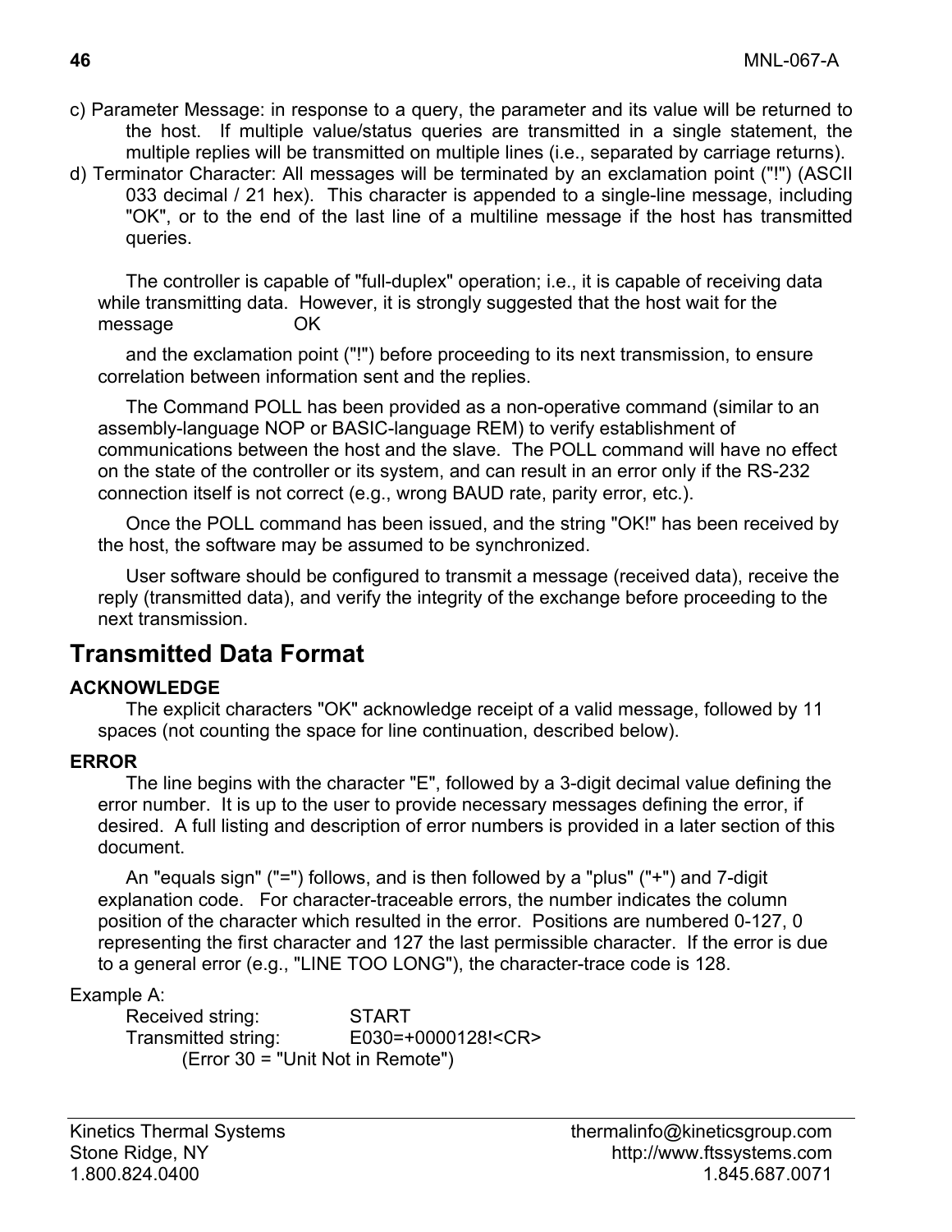c) Parameter Message: in response to a query, the parameter and its value will be returned to the host. If multiple value/status queries are transmitted in a single statement, the multiple replies will be transmitted on multiple lines (i.e., separated by carriage returns).

d) Terminator Character: All messages will be terminated by an exclamation point ("!") (ASCII 033 decimal / 21 hex). This character is appended to a single-line message, including "OK", or to the end of the last line of a multiline message if the host has transmitted queries.

The controller is capable of "full-duplex" operation; i.e., it is capable of receiving data while transmitting data. However, it is strongly suggested that the host wait for the message OK

and the exclamation point ("!") before proceeding to its next transmission, to ensure correlation between information sent and the replies.

The Command POLL has been provided as a non-operative command (similar to an assembly-language NOP or BASIC-language REM) to verify establishment of communications between the host and the slave. The POLL command will have no effect on the state of the controller or its system, and can result in an error only if the RS-232 connection itself is not correct (e.g., wrong BAUD rate, parity error, etc.).

Once the POLL command has been issued, and the string "OK!" has been received by the host, the software may be assumed to be synchronized.

User software should be configured to transmit a message (received data), receive the reply (transmitted data), and verify the integrity of the exchange before proceeding to the next transmission.

## Transmitted Data Format

**ACKNOWLEDGE**

The explicit characters "OK" acknowledge receipt of a valid message, followed by 11 spaces (not counting the space for line continuation, described below).

**ERROR**

The line begins with the character "E", followed by a 3-digit decimal value defining the error number. It is up to the user to provide necessary messages defining the error, if desired. A full listing and description of error numbers is provided in a later section of this document.

An "equals sign" ("=") follows, and is then followed by a "plus" ("+") and 7-digit explanation code. For character-traceable errors, the number indicates the column position of the character which resulted in the error. Positions are numbered 0-127, 0 representing the first character and 127 the last permissible character. If the error is due to a general error (e.g., "LINE TOO LONG"), the character-trace code is 128.

Example A:

Received string: START
Transmitted string: E030=+0000128!<CR>
(Error 30 = "Unit Not in Remote")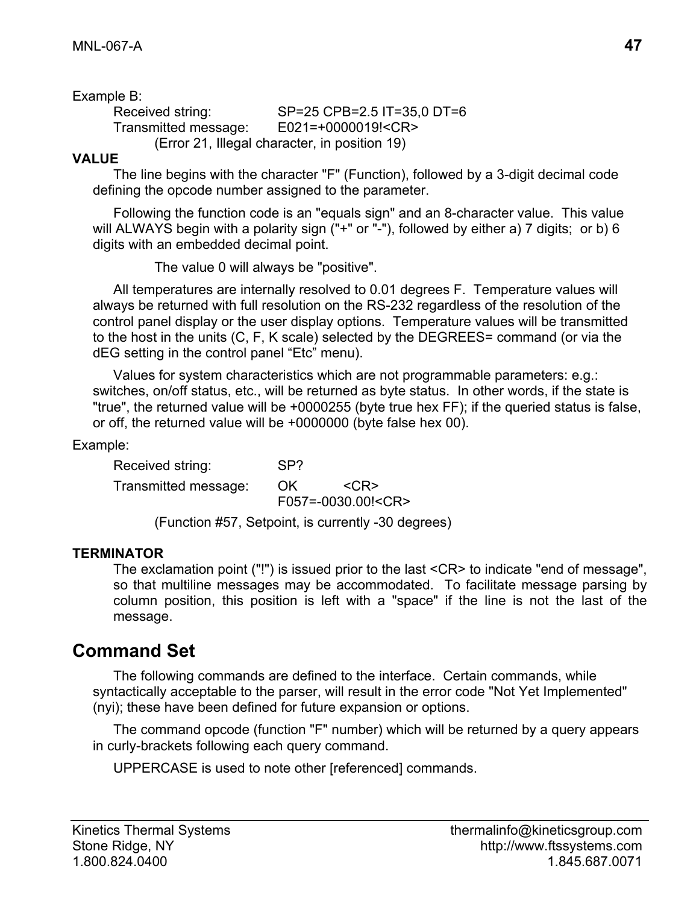Example B:

Received string: SP=25 CPB=2.5 IT=35,0 DT=6
Transmitted message: E021=+0000019!<CR>
(Error 21, Illegal character, in position 19)

**VALUE**

The line begins with the character "F" (Function), followed by a 3-digit decimal code defining the opcode number assigned to the parameter.

Following the function code is an "equals sign" and an 8-character value. This value will ALWAYS begin with a polarity sign ("+" or "-"), followed by either a) 7 digits; or b) 6 digits with an embedded decimal point.

The value 0 will always be "positive".

All temperatures are internally resolved to 0.01 degrees F. Temperature values will always be returned with full resolution on the RS-232 regardless of the resolution of the control panel display or the user display options. Temperature values will be transmitted to the host in the units (C, F, K scale) selected by the DEGREES= command (or via the dEG setting in the control panel “Etc” menu).

Values for system characteristics which are not programmable parameters: e.g.: switches, on/off status, etc., will be returned as byte status. In other words, if the state is "true", the returned value will be +0000255 (byte true hex FF); if the queried status is false, or off, the returned value will be +0000000 (byte false hex 00).

Example:

Received string: SP?
Transmitted message: OK <CR>
F057=-0030.00!<CR>

(Function #57, Setpoint, is currently -30 degrees)

**TERMINATOR**

The exclamation point ("!") is issued prior to the last <CR> to indicate "end of message", so that multiline messages may be accommodated. To facilitate message parsing by column position, this position is left with a "space" if the line is not the last of the message.

## Command Set

The following commands are defined to the interface. Certain commands, while syntactically acceptable to the parser, will result in the error code "Not Yet Implemented" (nyi); these have been defined for future expansion or options.

The command opcode (function "F" number) which will be returned by a query appears in curly-brackets following each query command.

UPPERCASE is used to note other [referenced] commands.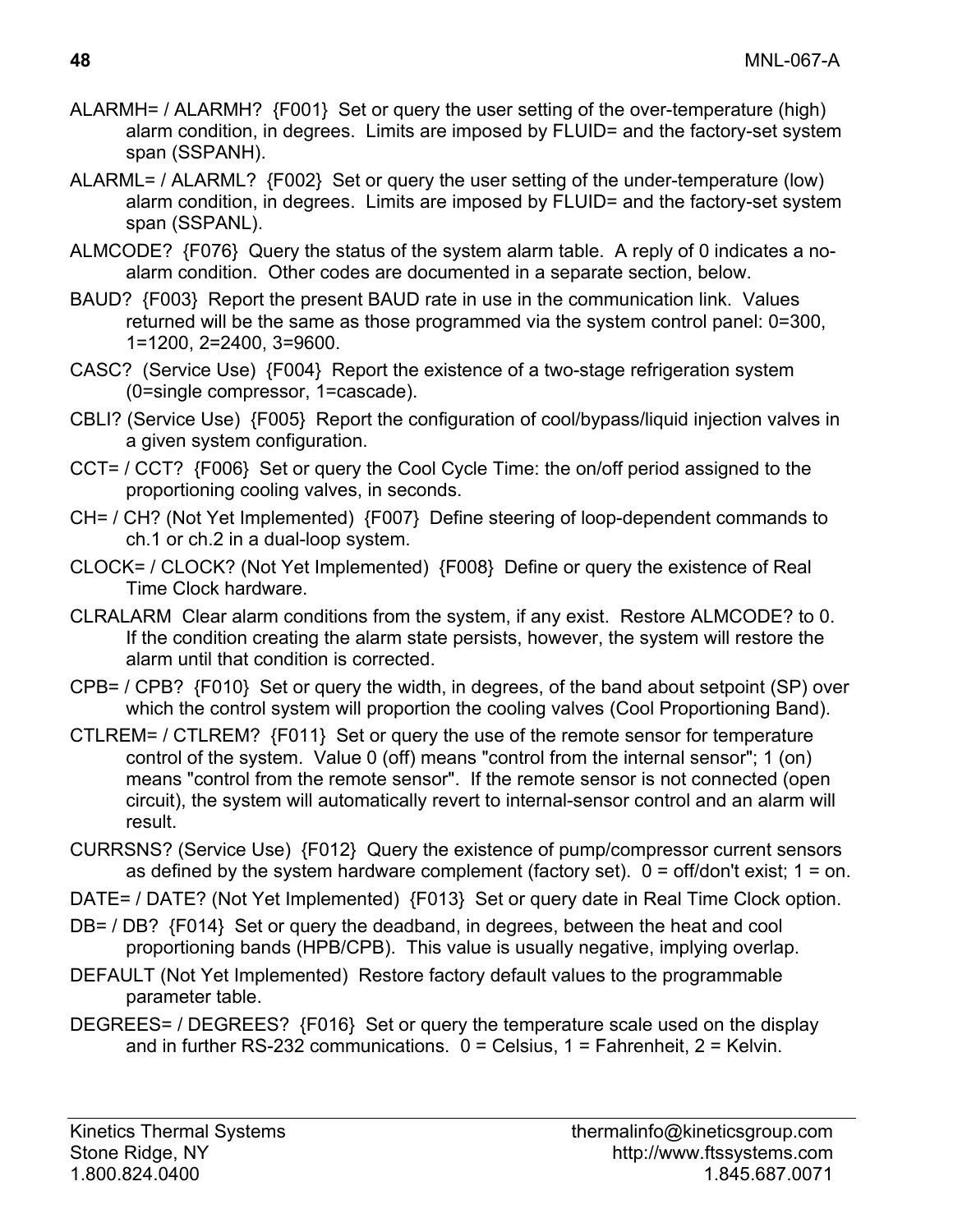ALARMH= / ALARMH? {F001} Set or query the user setting of the over-temperature (high) alarm condition, in degrees. Limits are imposed by FLUID= and the factory-set system span (SSPANH).

ALARML= / ALARML? {F002} Set or query the user setting of the under-temperature (low) alarm condition, in degrees. Limits are imposed by FLUID= and the factory-set system span (SSPANL).

ALMCODE? {F076} Query the status of the system alarm table. A reply of 0 indicates a no-alarm condition. Other codes are documented in a separate section, below.

BAUD? {F003} Report the present BAUD rate in use in the communication link. Values returned will be the same as those programmed via the system control panel: 0=300, 1=1200, 2=2400, 3=9600.

CASC? (Service Use) {F004} Report the existence of a two-stage refrigeration system (0=single compressor, 1=cascade).

CBLI? (Service Use) {F005} Report the configuration of cool/bypass/liquid injection valves in a given system configuration.

CCT= / CCT? {F006} Set or query the Cool Cycle Time: the on/off period assigned to the proportioning cooling valves, in seconds.

CH= / CH? (Not Yet Implemented) {F007} Define steering of loop-dependent commands to ch.1 or ch.2 in a dual-loop system.

CLOCK= / CLOCK? (Not Yet Implemented) {F008} Define or query the existence of Real Time Clock hardware.

CLRALARM Clear alarm conditions from the system, if any exist. Restore ALMCODE? to 0. If the condition creating the alarm state persists, however, the system will restore the alarm until that condition is corrected.

CPB= / CPB? {F010} Set or query the width, in degrees, of the band about setpoint (SP) over which the control system will proportion the cooling valves (Cool Proportioning Band).

CTLREM= / CTLREM? {F011} Set or query the use of the remote sensor for temperature control of the system. Value 0 (off) means "control from the internal sensor"; 1 (on) means "control from the remote sensor". If the remote sensor is not connected (open circuit), the system will automatically revert to internal-sensor control and an alarm will result.

CURRSNS? (Service Use) {F012} Query the existence of pump/compressor current sensors as defined by the system hardware complement (factory set). 0 = off/don't exist; 1 = on.

DATE= / DATE? (Not Yet Implemented) {F013} Set or query date in Real Time Clock option.

DB= / DB? {F014} Set or query the deadband, in degrees, between the heat and cool proportioning bands (HPB/CPB). This value is usually negative, implying overlap.

DEFAULT (Not Yet Implemented) Restore factory default values to the programmable parameter table.

DEGREES= / DEGREES? {F016} Set or query the temperature scale used on the display and in further RS-232 communications. 0 = Celsius, 1 = Fahrenheit, 2 = Kelvin.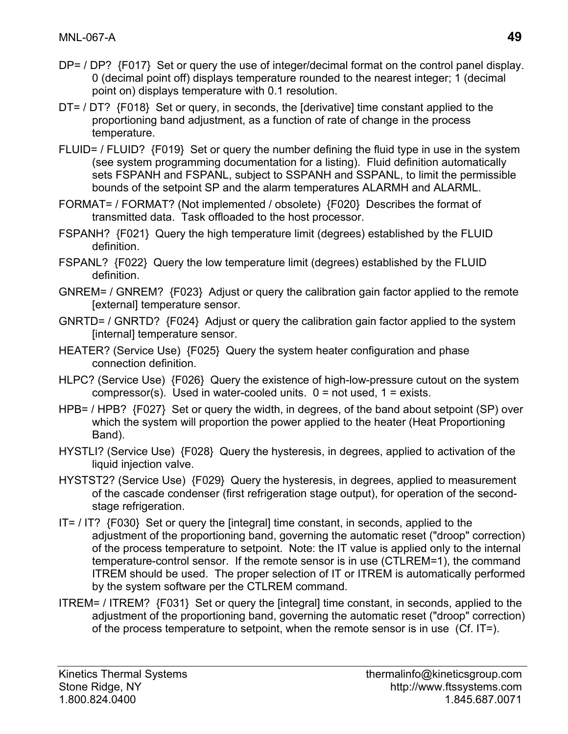DP= / DP?  {F017}  Set or query the use of integer/decimal format on the control panel display. 0 (decimal point off) displays temperature rounded to the nearest integer; 1 (decimal point on) displays temperature with 0.1 resolution.

DT= / DT?  {F018}  Set or query, in seconds, the [derivative] time constant applied to the proportioning band adjustment, as a function of rate of change in the process temperature.

FLUID= / FLUID?  {F019}  Set or query the number defining the fluid type in use in the system (see system programming documentation for a listing).  Fluid definition automatically sets FSPANH and FSPANL, subject to SSPANH and SSPANL, to limit the permissible bounds of the setpoint SP and the alarm temperatures ALARMH and ALARML.

FORMAT= / FORMAT? (Not implemented / obsolete)  {F020}  Describes the format of transmitted data.  Task offloaded to the host processor.

FSPANH?  {F021}  Query the high temperature limit (degrees) established by the FLUID definition.

FSPANL?  {F022}  Query the low temperature limit (degrees) established by the FLUID definition.

GNREM= / GNREM?  {F023}  Adjust or query the calibration gain factor applied to the remote [external] temperature sensor.

GNRTD= / GNRTD?  {F024}  Adjust or query the calibration gain factor applied to the system [internal] temperature sensor.

HEATER? (Service Use)  {F025}  Query the system heater configuration and phase connection definition.

HLPC? (Service Use)  {F026}  Query the existence of high-low-pressure cutout on the system compressor(s).  Used in water-cooled units.  0 = not used, 1 = exists.

HPB= / HPB?  {F027}  Set or query the width, in degrees, of the band about setpoint (SP) over which the system will proportion the power applied to the heater (Heat Proportioning Band).

HYSTLI? (Service Use)  {F028}  Query the hysteresis, in degrees, applied to activation of the liquid injection valve.

HYSTST2? (Service Use)  {F029}  Query the hysteresis, in degrees, applied to measurement of the cascade condenser (first refrigeration stage output), for operation of the second-stage refrigeration.

IT= / IT?  {F030}  Set or query the [integral] time constant, in seconds, applied to the adjustment of the proportioning band, governing the automatic reset ("droop" correction) of the process temperature to setpoint.  Note: the IT value is applied only to the internal temperature-control sensor.  If the remote sensor is in use (CTLREM=1), the command ITREM should be used.  The proper selection of IT or ITREM is automatically performed by the system software per the CTLREM command.

ITREM= / ITREM?  {F031}  Set or query the [integral] time constant, in seconds, applied to the adjustment of the proportioning band, governing the automatic reset ("droop" correction) of the process temperature to setpoint, when the remote sensor is in use  (Cf. IT=).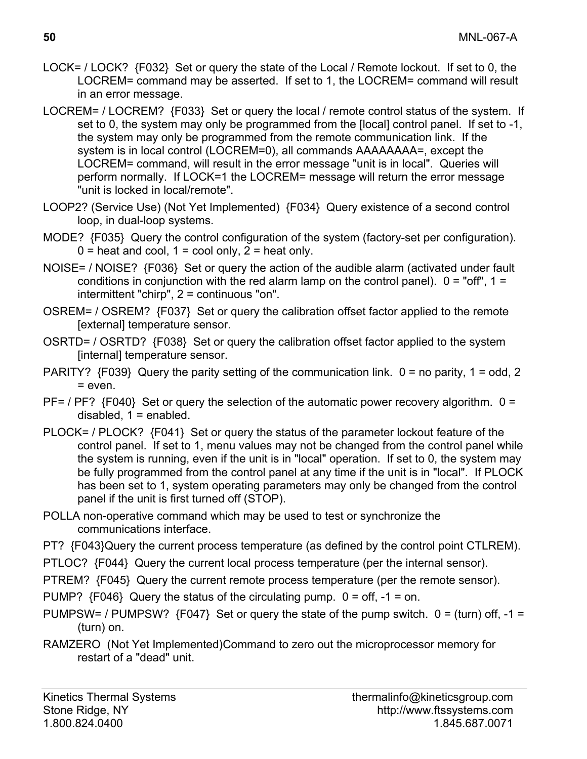LOCK= / LOCK? {F032} Set or query the state of the Local / Remote lockout. If set to 0, the LOCREM= command may be asserted. If set to 1, the LOCREM= command will result in an error message.

LOCREM= / LOCREM? {F033} Set or query the local / remote control status of the system. If set to 0, the system may only be programmed from the [local] control panel. If set to -1, the system may only be programmed from the remote communication link. If the system is in local control (LOCREM=0), all commands AAAAAAAA=, except the LOCREM= command, will result in the error message "unit is in local". Queries will perform normally. If LOCK=1 the LOCREM= message will return the error message "unit is locked in local/remote".

LOOP2? (Service Use) (Not Yet Implemented) {F034} Query existence of a second control loop, in dual-loop systems.

MODE? {F035} Query the control configuration of the system (factory-set per configuration). 0 = heat and cool, 1 = cool only, 2 = heat only.

NOISE= / NOISE? {F036} Set or query the action of the audible alarm (activated under fault conditions in conjunction with the red alarm lamp on the control panel). 0 = "off", 1 = intermittent "chirp", 2 = continuous "on".

OSREM= / OSREM? {F037} Set or query the calibration offset factor applied to the remote [external] temperature sensor.

OSRTD= / OSRTD? {F038} Set or query the calibration offset factor applied to the system [internal] temperature sensor.

PARITY? {F039} Query the parity setting of the communication link. 0 = no parity, 1 = odd, 2 = even.

PF= / PF? {F040} Set or query the selection of the automatic power recovery algorithm. 0 = disabled, 1 = enabled.

PLOCK= / PLOCK? {F041} Set or query the status of the parameter lockout feature of the control panel. If set to 1, menu values may not be changed from the control panel while the system is running, even if the unit is in "local" operation. If set to 0, the system may be fully programmed from the control panel at any time if the unit is in "local". If PLOCK has been set to 1, system operating parameters may only be changed from the control panel if the unit is first turned off (STOP).

POLLA non-operative command which may be used to test or synchronize the communications interface.

PT? {F043}Query the current process temperature (as defined by the control point CTLREM).

PTLOC? {F044} Query the current local process temperature (per the internal sensor).

PTREM? {F045} Query the current remote process temperature (per the remote sensor).

PUMP? {F046} Query the status of the circulating pump. 0 = off, -1 = on.

PUMPSW= / PUMPSW? {F047} Set or query the state of the pump switch. 0 = (turn) off, -1 = (turn) on.

RAMZERO (Not Yet Implemented)Command to zero out the microprocessor memory for restart of a "dead" unit.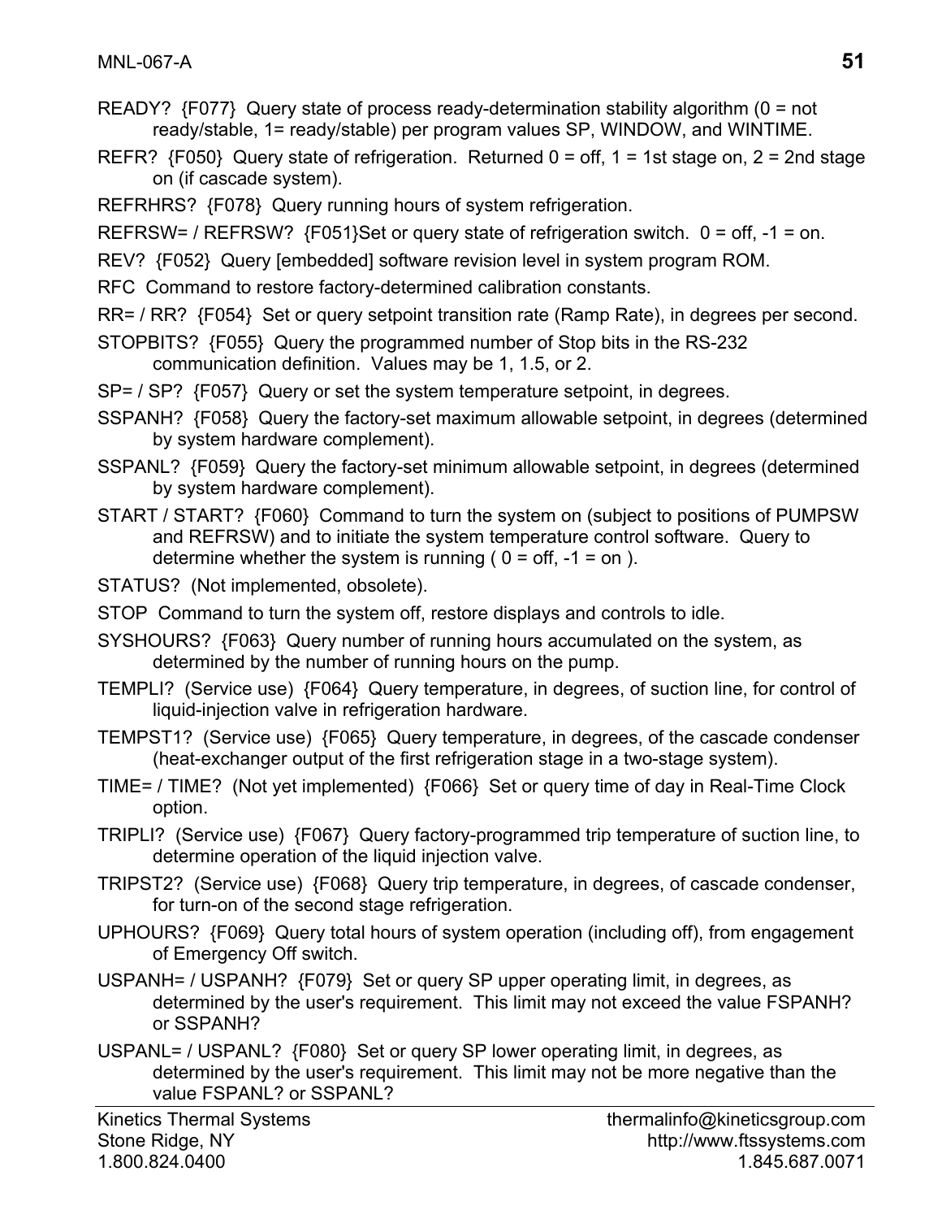READY? {F077} Query state of process ready-determination stability algorithm (0 = not ready/stable, 1= ready/stable) per program values SP, WINDOW, and WINTIME.

REFR? {F050} Query state of refrigeration. Returned 0 = off, 1 = 1st stage on, 2 = 2nd stage on (if cascade system).

REFRHRS? {F078} Query running hours of system refrigeration.

REFRSW= / REFRSW? {F051}Set or query state of refrigeration switch. 0 = off, -1 = on.

REV? {F052} Query [embedded] software revision level in system program ROM.

RFC Command to restore factory-determined calibration constants.

RR= / RR? {F054} Set or query setpoint transition rate (Ramp Rate), in degrees per second.

STOPBITS? {F055} Query the programmed number of Stop bits in the RS-232 communication definition. Values may be 1, 1.5, or 2.

SP= / SP? {F057} Query or set the system temperature setpoint, in degrees.

SSPANH? {F058} Query the factory-set maximum allowable setpoint, in degrees (determined by system hardware complement).

SSPANL? {F059} Query the factory-set minimum allowable setpoint, in degrees (determined by system hardware complement).

START / START? {F060} Command to turn the system on (subject to positions of PUMPSW and REFRSW) and to initiate the system temperature control software. Query to determine whether the system is running ( 0 = off, -1 = on ).

STATUS? (Not implemented, obsolete).

STOP Command to turn the system off, restore displays and controls to idle.

SYSHOURS? {F063} Query number of running hours accumulated on the system, as determined by the number of running hours on the pump.

TEMPLI? (Service use) {F064} Query temperature, in degrees, of suction line, for control of liquid-injection valve in refrigeration hardware.

TEMPST1? (Service use) {F065} Query temperature, in degrees, of the cascade condenser (heat-exchanger output of the first refrigeration stage in a two-stage system).

TIME= / TIME? (Not yet implemented) {F066} Set or query time of day in Real-Time Clock option.

TRIPLI? (Service use) {F067} Query factory-programmed trip temperature of suction line, to determine operation of the liquid injection valve.

TRIPST2? (Service use) {F068} Query trip temperature, in degrees, of cascade condenser, for turn-on of the second stage refrigeration.

UPHOURS? {F069} Query total hours of system operation (including off), from engagement of Emergency Off switch.

USPANH= / USPANH? {F079} Set or query SP upper operating limit, in degrees, as determined by the user's requirement. This limit may not exceed the value FSPANH? or SSPANH?

USPANL= / USPANL? {F080} Set or query SP lower operating limit, in degrees, as determined by the user's requirement. This limit may not be more negative than the value FSPANL? or SSPANL?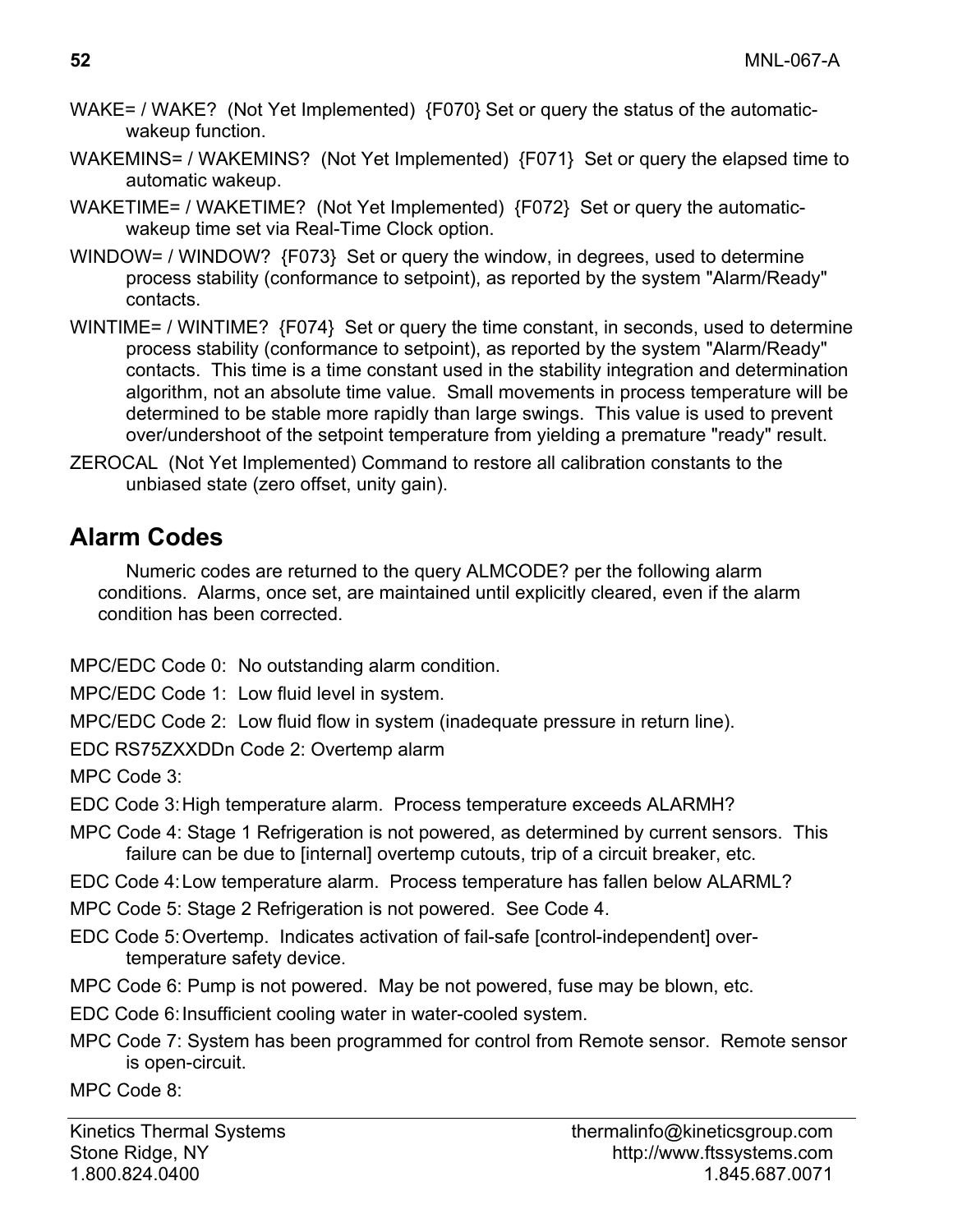WAKE= / WAKE?  (Not Yet Implemented)  {F070} Set or query the status of the automatic-wakeup function.

WAKEMINS= / WAKEMINS?  (Not Yet Implemented)  {F071}  Set or query the elapsed time to automatic wakeup.

WAKETIME= / WAKETIME?  (Not Yet Implemented)  {F072}  Set or query the automatic-wakeup time set via Real-Time Clock option.

WINDOW= / WINDOW?  {F073}  Set or query the window, in degrees, used to determine process stability (conformance to setpoint), as reported by the system "Alarm/Ready" contacts.

WINTIME= / WINTIME?  {F074}  Set or query the time constant, in seconds, used to determine process stability (conformance to setpoint), as reported by the system "Alarm/Ready" contacts.  This time is a time constant used in the stability integration and determination algorithm, not an absolute time value.  Small movements in process temperature will be determined to be stable more rapidly than large swings.  This value is used to prevent over/undershoot of the setpoint temperature from yielding a premature "ready" result.

ZEROCAL  (Not Yet Implemented) Command to restore all calibration constants to the unbiased state (zero offset, unity gain).

## Alarm Codes

Numeric codes are returned to the query ALMCODE? per the following alarm conditions.  Alarms, once set, are maintained until explicitly cleared, even if the alarm condition has been corrected.

MPC/EDC Code 0:  No outstanding alarm condition.

MPC/EDC Code 1:  Low fluid level in system.

MPC/EDC Code 2:  Low fluid flow in system (inadequate pressure in return line).

EDC RS75ZXXDDn Code 2: Overtemp alarm

MPC Code 3:

EDC Code 3: High temperature alarm.  Process temperature exceeds ALARMH?

MPC Code 4: Stage 1 Refrigeration is not powered, as determined by current sensors.  This failure can be due to [internal] overtemp cutouts, trip of a circuit breaker, etc.

EDC Code 4: Low temperature alarm.  Process temperature has fallen below ALARML?

MPC Code 5: Stage 2 Refrigeration is not powered.  See Code 4.

EDC Code 5: Overtemp.  Indicates activation of fail-safe [control-independent] over-temperature safety device.

MPC Code 6: Pump is not powered.  May be not powered, fuse may be blown, etc.

EDC Code 6: Insufficient cooling water in water-cooled system.

MPC Code 7: System has been programmed for control from Remote sensor.  Remote sensor is open-circuit.

MPC Code 8: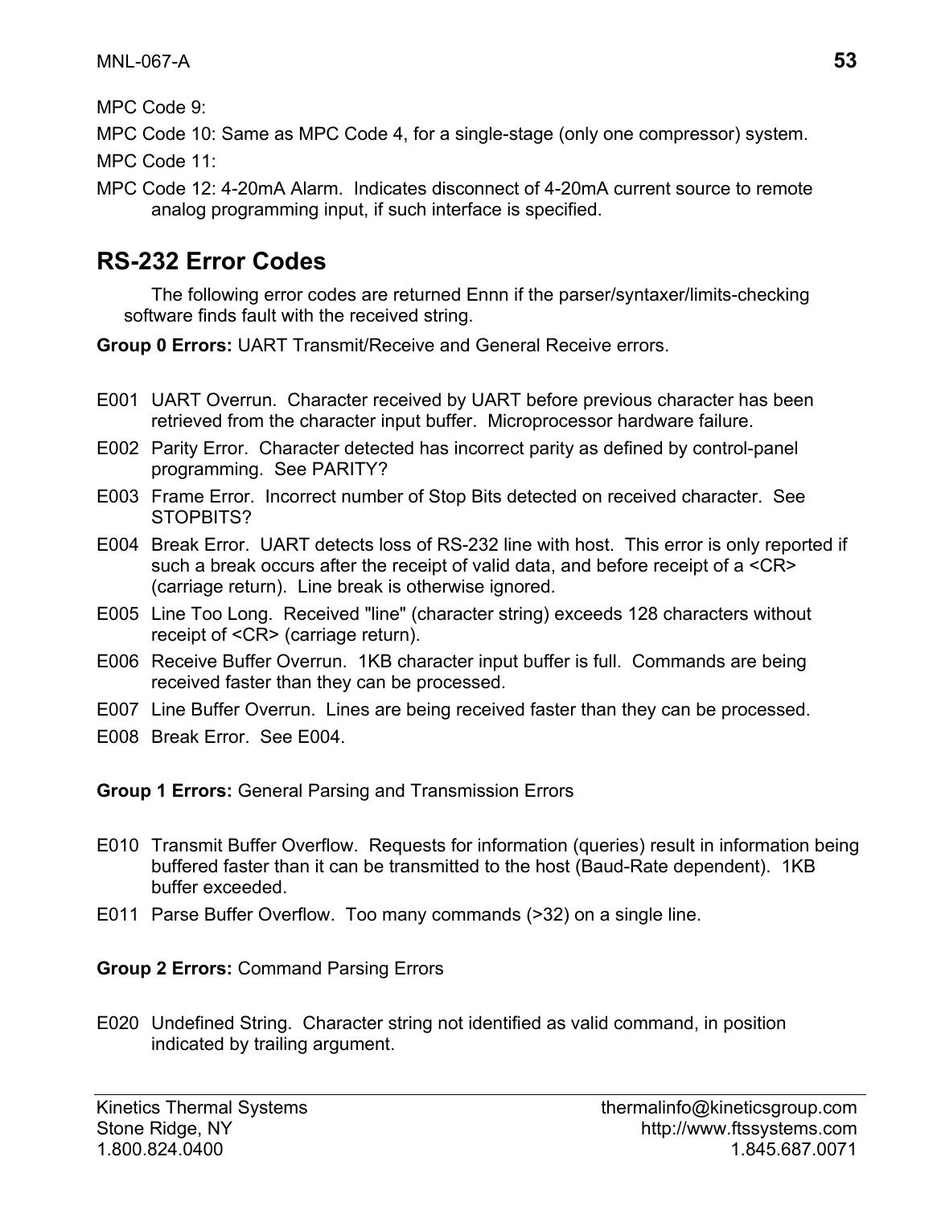MPC Code 9:

MPC Code 10: Same as MPC Code 4, for a single-stage (only one compressor) system.

MPC Code 11:

MPC Code 12: 4-20mA Alarm. Indicates disconnect of 4-20mA current source to remote analog programming input, if such interface is specified.

## RS-232 Error Codes

The following error codes are returned Ennn if the parser/syntaxer/limits-checking software finds fault with the received string.

**Group 0 Errors:** UART Transmit/Receive and General Receive errors.

E001 UART Overrun. Character received by UART before previous character has been retrieved from the character input buffer. Microprocessor hardware failure.

E002 Parity Error. Character detected has incorrect parity as defined by control-panel programming. See PARITY?

E003 Frame Error. Incorrect number of Stop Bits detected on received character. See STOPBITS?

E004 Break Error. UART detects loss of RS-232 line with host. This error is only reported if such a break occurs after the receipt of valid data, and before receipt of a <CR> (carriage return). Line break is otherwise ignored.

E005 Line Too Long. Received "line" (character string) exceeds 128 characters without receipt of <CR> (carriage return).

E006 Receive Buffer Overrun. 1KB character input buffer is full. Commands are being received faster than they can be processed.

E007 Line Buffer Overrun. Lines are being received faster than they can be processed.

E008 Break Error. See E004.

**Group 1 Errors:** General Parsing and Transmission Errors

E010 Transmit Buffer Overflow. Requests for information (queries) result in information being buffered faster than it can be transmitted to the host (Baud-Rate dependent). 1KB buffer exceeded.

E011 Parse Buffer Overflow. Too many commands (>32) on a single line.

**Group 2 Errors:** Command Parsing Errors

E020 Undefined String. Character string not identified as valid command, in position indicated by trailing argument.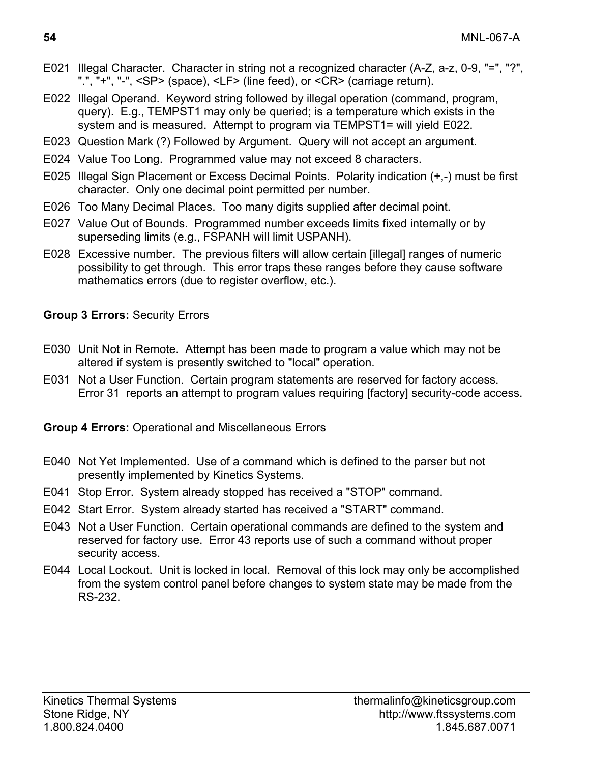E021 Illegal Character. Character in string not a recognized character (A-Z, a-z, 0-9, "=", "?", ".", "+", "-", <SP> (space), <LF> (line feed), or <CR> (carriage return).

E022 Illegal Operand. Keyword string followed by illegal operation (command, program, query). E.g., TEMPST1 may only be queried; is a temperature which exists in the system and is measured. Attempt to program via TEMPST1= will yield E022.

E023 Question Mark (?) Followed by Argument. Query will not accept an argument.

E024 Value Too Long. Programmed value may not exceed 8 characters.

E025 Illegal Sign Placement or Excess Decimal Points. Polarity indication (+,-) must be first character. Only one decimal point permitted per number.

E026 Too Many Decimal Places. Too many digits supplied after decimal point.

E027 Value Out of Bounds. Programmed number exceeds limits fixed internally or by superseding limits (e.g., FSPANH will limit USPANH).

E028 Excessive number. The previous filters will allow certain [illegal] ranges of numeric possibility to get through. This error traps these ranges before they cause software mathematics errors (due to register overflow, etc.).

**Group 3 Errors:** Security Errors

E030 Unit Not in Remote. Attempt has been made to program a value which may not be altered if system is presently switched to "local" operation.

E031 Not a User Function. Certain program statements are reserved for factory access. Error 31 reports an attempt to program values requiring [factory] security-code access.

**Group 4 Errors:** Operational and Miscellaneous Errors

E040 Not Yet Implemented. Use of a command which is defined to the parser but not presently implemented by Kinetics Systems.

E041 Stop Error. System already stopped has received a "STOP" command.

E042 Start Error. System already started has received a "START" command.

E043 Not a User Function. Certain operational commands are defined to the system and reserved for factory use. Error 43 reports use of such a command without proper security access.

E044 Local Lockout. Unit is locked in local. Removal of this lock may only be accomplished from the system control panel before changes to system state may be made from the RS-232.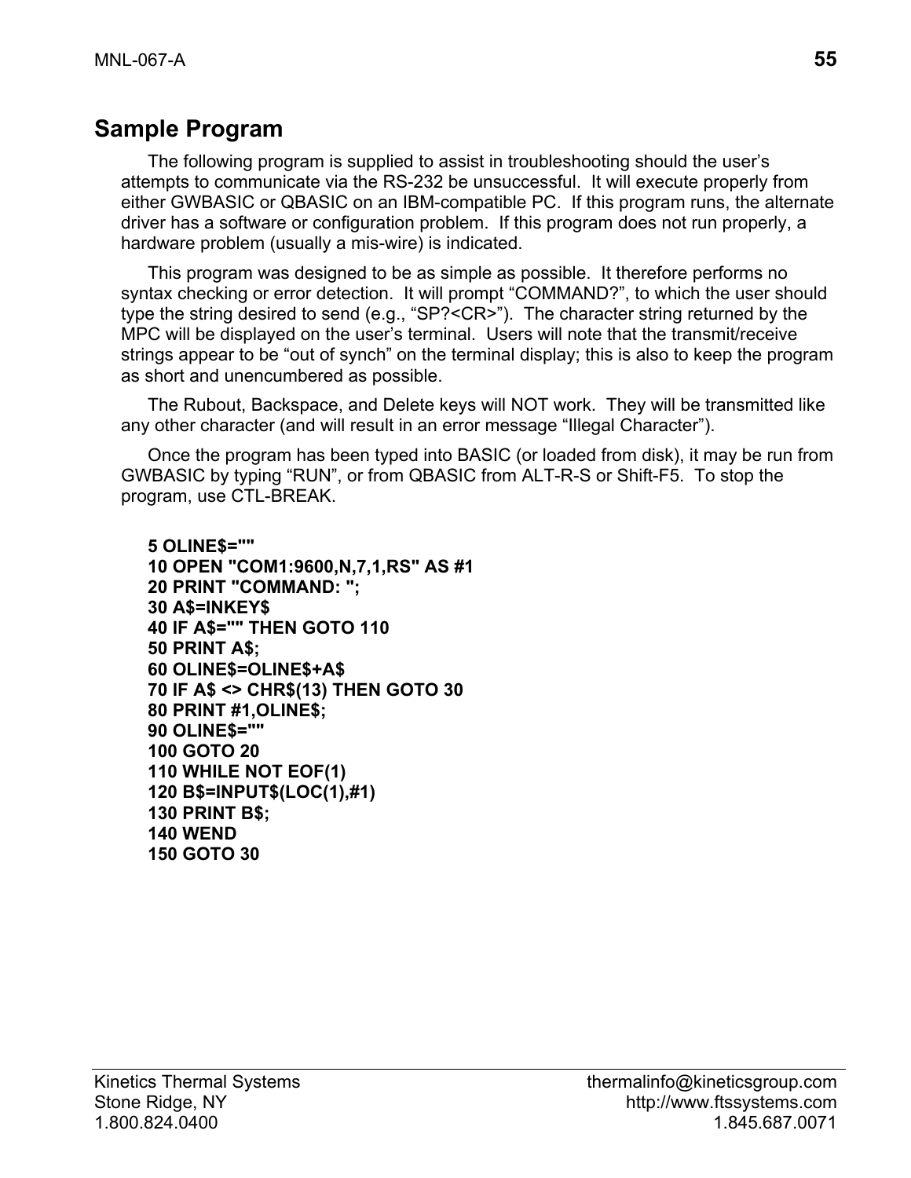## Sample Program

The following program is supplied to assist in troubleshooting should the user's attempts to communicate via the RS-232 be unsuccessful. It will execute properly from either GWBASIC or QBASIC on an IBM-compatible PC. If this program runs, the alternate driver has a software or configuration problem. If this program does not run properly, a hardware problem (usually a mis-wire) is indicated.

This program was designed to be as simple as possible. It therefore performs no syntax checking or error detection. It will prompt "COMMAND?", to which the user should type the string desired to send (e.g., "SP?<CR>"). The character string returned by the MPC will be displayed on the user's terminal. Users will note that the transmit/receive strings appear to be "out of synch" on the terminal display; this is also to keep the program as short and unencumbered as possible.

The Rubout, Backspace, and Delete keys will NOT work. They will be transmitted like any other character (and will result in an error message "Illegal Character").

Once the program has been typed into BASIC (or loaded from disk), it may be run from GWBASIC by typing "RUN", or from QBASIC from ALT-R-S or Shift-F5. To stop the program, use CTL-BREAK.

```
5 OLINE$=""
10 OPEN "COM1:9600,N,7,1,RS" AS #1
20 PRINT "COMMAND: ";
30 A$=INKEY$
40 IF A$="" THEN GOTO 110
50 PRINT A$;
60 OLINE$=OLINE$+A$
70 IF A$ <> CHR$(13) THEN GOTO 30
80 PRINT #1,OLINE$;
90 OLINE$=""
100 GOTO 20
110 WHILE NOT EOF(1)
120 B$=INPUT$(LOC(1),#1)
130 PRINT B$;
140 WEND
150 GOTO 30
```